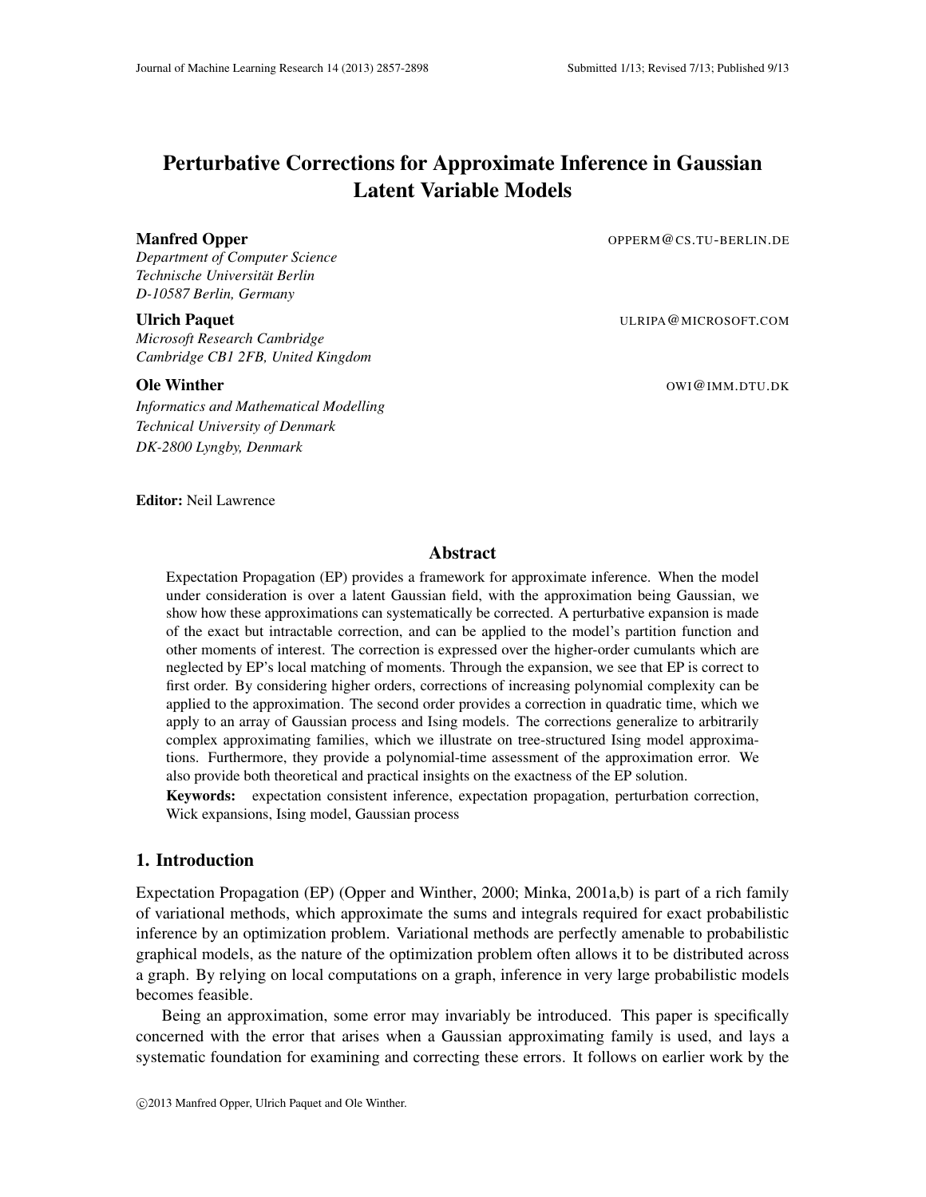# Perturbative Corrections for Approximate Inference in Gaussian Latent Variable Models

**Manfred Opper** OPPERM@CS.TU-BERLIN.DE
*Department of Computer Science*
*Technische Universität Berlin*
*D-10587 Berlin, Germany*

**Ulrich Paquet** ULRIPA@MICROSOFT.COM
*Microsoft Research Cambridge*
*Cambridge CB1 2FB, United Kingdom*

**Ole Winther** OWI@IMM.DTU.DK
*Informatics and Mathematical Modelling*
*Technical University of Denmark*
*DK-2800 Lyngby, Denmark*

**Editor:** Neil Lawrence

## Abstract

Expectation Propagation (EP) provides a framework for approximate inference. When the model under consideration is over a latent Gaussian field, with the approximation being Gaussian, we show how these approximations can systematically be corrected. A perturbative expansion is made of the exact but intractable correction, and can be applied to the model's partition function and other moments of interest. The correction is expressed over the higher-order cumulants which are neglected by EP's local matching of moments. Through the expansion, we see that EP is correct to first order. By considering higher orders, corrections of increasing polynomial complexity can be applied to the approximation. The second order provides a correction in quadratic time, which we apply to an array of Gaussian process and Ising models. The corrections generalize to arbitrarily complex approximating families, which we illustrate on tree-structured Ising model approximations. Furthermore, they provide a polynomial-time assessment of the approximation error. We also provide both theoretical and practical insights on the exactness of the EP solution.

**Keywords:** expectation consistent inference, expectation propagation, perturbation correction, Wick expansions, Ising model, Gaussian process

## 1. Introduction

Expectation Propagation (EP) (Opper and Winther, 2000; Minka, 2001a,b) is part of a rich family of variational methods, which approximate the sums and integrals required for exact probabilistic inference by an optimization problem. Variational methods are perfectly amenable to probabilistic graphical models, as the nature of the optimization problem often allows it to be distributed across a graph. By relying on local computations on a graph, inference in very large probabilistic models becomes feasible.

Being an approximation, some error may invariably be introduced. This paper is specifically concerned with the error that arises when a Gaussian approximating family is used, and lays a systematic foundation for examining and correcting these errors. It follows on earlier work by the

©2013 Manfred Opper, Ulrich Paquet and Ole Winther.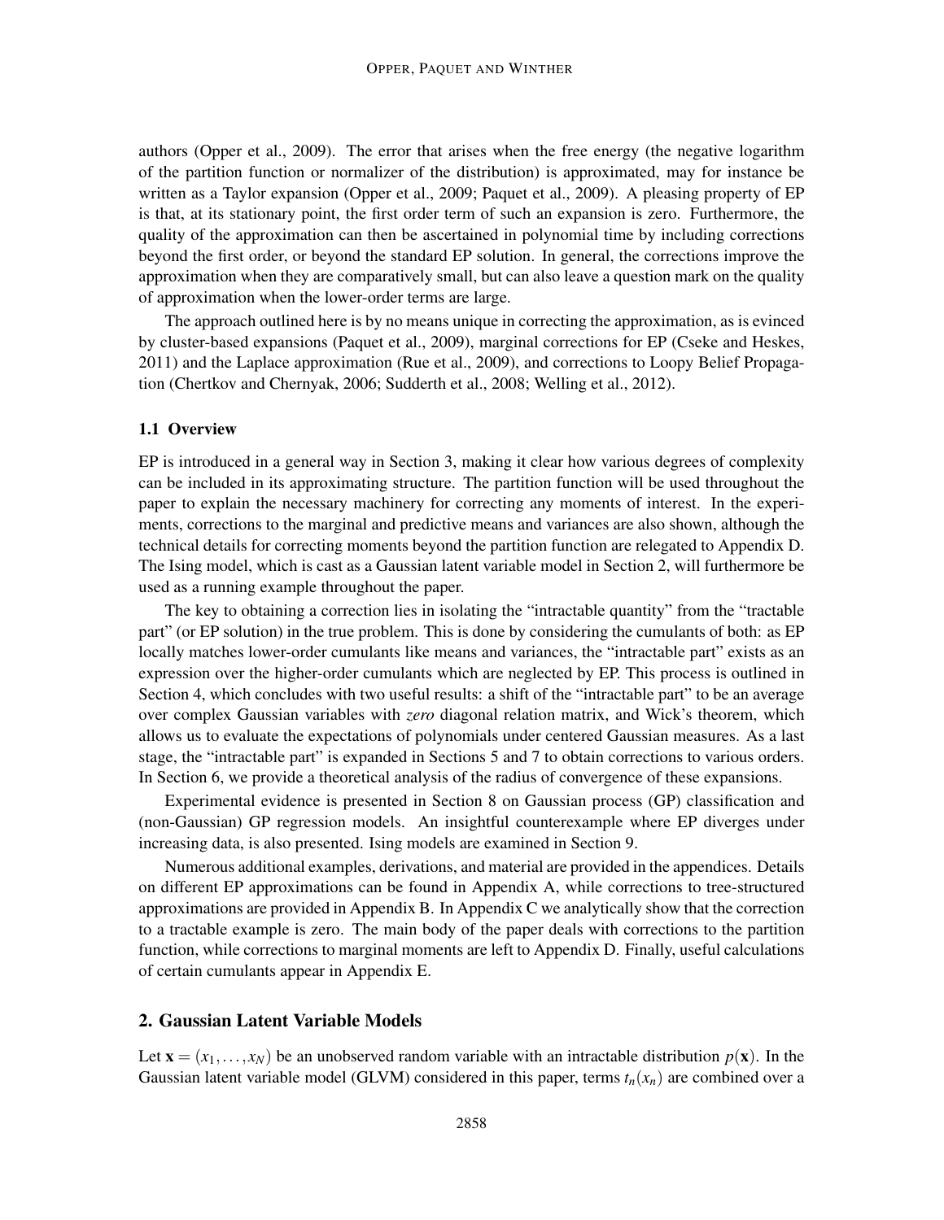authors (Opper et al., 2009). The error that arises when the free energy (the negative logarithm of the partition function or normalizer of the distribution) is approximated, may for instance be written as a Taylor expansion (Opper et al., 2009; Paquet et al., 2009). A pleasing property of EP is that, at its stationary point, the first order term of such an expansion is zero. Furthermore, the quality of the approximation can then be ascertained in polynomial time by including corrections beyond the first order, or beyond the standard EP solution. In general, the corrections improve the approximation when they are comparatively small, but can also leave a question mark on the quality of approximation when the lower-order terms are large.

The approach outlined here is by no means unique in correcting the approximation, as is evinced by cluster-based expansions (Paquet et al., 2009), marginal corrections for EP (Cseke and Heskes, 2011) and the Laplace approximation (Rue et al., 2009), and corrections to Loopy Belief Propagation (Chertkov and Chernyak, 2006; Sudderth et al., 2008; Welling et al., 2012).

### 1.1 Overview

EP is introduced in a general way in Section 3, making it clear how various degrees of complexity can be included in its approximating structure. The partition function will be used throughout the paper to explain the necessary machinery for correcting any moments of interest. In the experiments, corrections to the marginal and predictive means and variances are also shown, although the technical details for correcting moments beyond the partition function are relegated to Appendix D. The Ising model, which is cast as a Gaussian latent variable model in Section 2, will furthermore be used as a running example throughout the paper.

The key to obtaining a correction lies in isolating the "intractable quantity" from the "tractable part" (or EP solution) in the true problem. This is done by considering the cumulants of both: as EP locally matches lower-order cumulants like means and variances, the "intractable part" exists as an expression over the higher-order cumulants which are neglected by EP. This process is outlined in Section 4, which concludes with two useful results: a shift of the "intractable part" to be an average over complex Gaussian variables with *zero* diagonal relation matrix, and Wick's theorem, which allows us to evaluate the expectations of polynomials under centered Gaussian measures. As a last stage, the "intractable part" is expanded in Sections 5 and 7 to obtain corrections to various orders. In Section 6, we provide a theoretical analysis of the radius of convergence of these expansions.

Experimental evidence is presented in Section 8 on Gaussian process (GP) classification and (non-Gaussian) GP regression models. An insightful counterexample where EP diverges under increasing data, is also presented. Ising models are examined in Section 9.

Numerous additional examples, derivations, and material are provided in the appendices. Details on different EP approximations can be found in Appendix A, while corrections to tree-structured approximations are provided in Appendix B. In Appendix C we analytically show that the correction to a tractable example is zero. The main body of the paper deals with corrections to the partition function, while corrections to marginal moments are left to Appendix D. Finally, useful calculations of certain cumulants appear in Appendix E.

## 2. Gaussian Latent Variable Models

Let $\mathbf{x} = (x_1, \ldots, x_N)$ be an unobserved random variable with an intractable distribution $p(\mathbf{x})$. In the Gaussian latent variable model (GLVM) considered in this paper, terms $t_n(x_n)$ are combined over a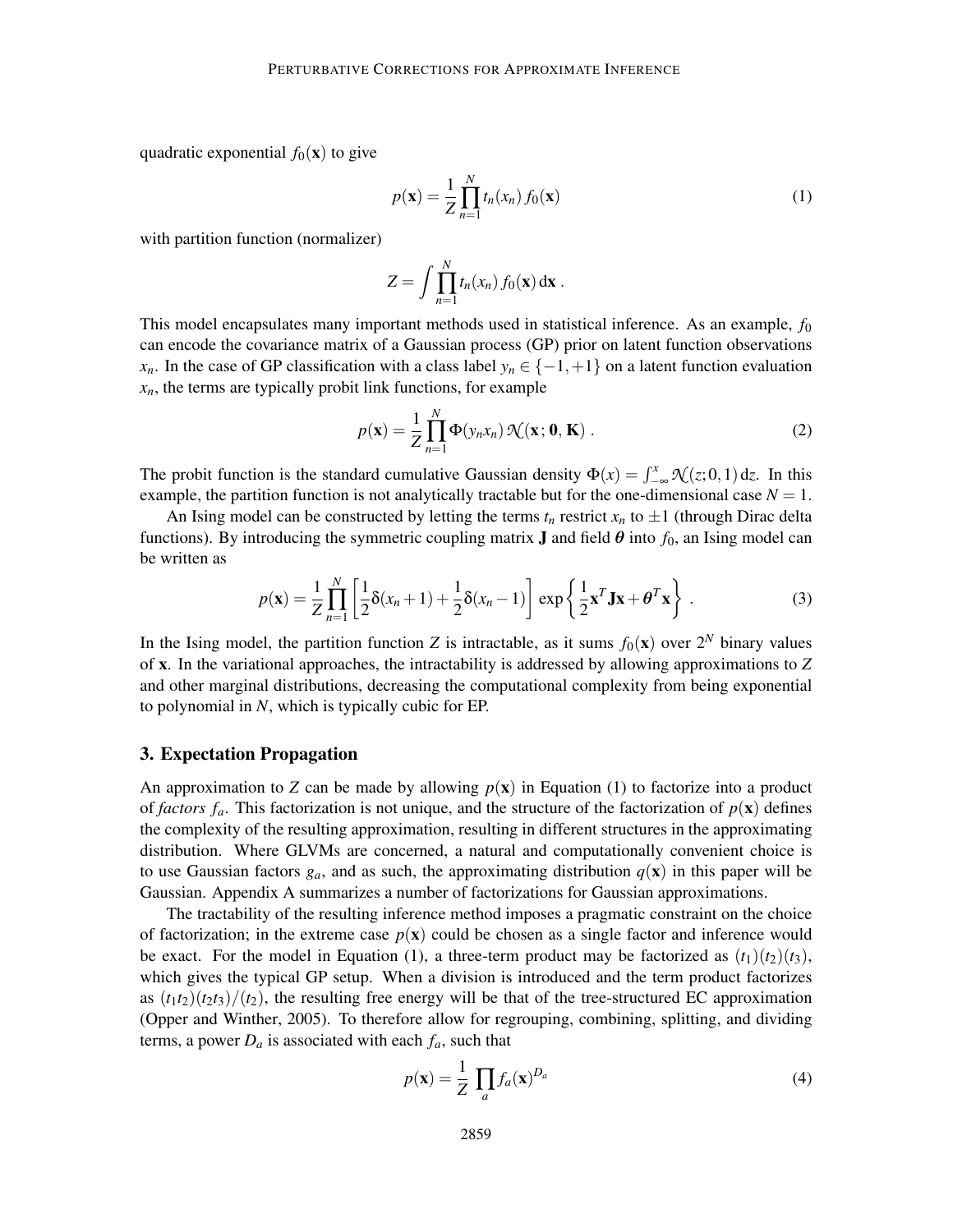quadratic exponential $f_0(\mathbf{x})$ to give

$$p(\mathbf{x}) = \frac{1}{Z} \prod_{n=1}^{N} t_n(x_n)\, f_0(\mathbf{x}) \tag{1}$$

with partition function (normalizer)

$$Z = \int \prod_{n=1}^{N} t_n(x_n)\, f_0(\mathbf{x})\, \mathrm{d}\mathbf{x}\ .$$

This model encapsulates many important methods used in statistical inference. As an example, $f_0$ can encode the covariance matrix of a Gaussian process (GP) prior on latent function observations $x_n$. In the case of GP classification with a class label $y_n \in \{-1,+1\}$ on a latent function evaluation $x_n$, the terms are typically probit link functions, for example

$$p(\mathbf{x}) = \frac{1}{Z} \prod_{n=1}^{N} \Phi(y_n x_n)\, \mathcal{N}(\mathbf{x}; \mathbf{0}, \mathbf{K})\ . \tag{2}$$

The probit function is the standard cumulative Gaussian density $\Phi(x) = \int_{-\infty}^{x} \mathcal{N}(z; 0, 1)\, \mathrm{d}z$. In this example, the partition function is not analytically tractable but for the one-dimensional case $N = 1$.

An Ising model can be constructed by letting the terms $t_n$ restrict $x_n$ to $\pm 1$ (through Dirac delta functions). By introducing the symmetric coupling matrix $\mathbf{J}$ and field $\boldsymbol{\theta}$ into $f_0$, an Ising model can be written as

$$p(\mathbf{x}) = \frac{1}{Z} \prod_{n=1}^{N} \left[ \frac{1}{2}\delta(x_n + 1) + \frac{1}{2}\delta(x_n - 1) \right] \exp\left\{ \frac{1}{2}\mathbf{x}^T \mathbf{J}\mathbf{x} + \boldsymbol{\theta}^T \mathbf{x} \right\}\ . \tag{3}$$

In the Ising model, the partition function $Z$ is intractable, as it sums $f_0(\mathbf{x})$ over $2^N$ binary values of $\mathbf{x}$. In the variational approaches, the intractability is addressed by allowing approximations to $Z$ and other marginal distributions, decreasing the computational complexity from being exponential to polynomial in $N$, which is typically cubic for EP.

## 3. Expectation Propagation

An approximation to $Z$ can be made by allowing $p(\mathbf{x})$ in Equation (1) to factorize into a product of *factors* $f_a$. This factorization is not unique, and the structure of the factorization of $p(\mathbf{x})$ defines the complexity of the resulting approximation, resulting in different structures in the approximating distribution. Where GLVMs are concerned, a natural and computationally convenient choice is to use Gaussian factors $g_a$, and as such, the approximating distribution $q(\mathbf{x})$ in this paper will be Gaussian. Appendix A summarizes a number of factorizations for Gaussian approximations.

The tractability of the resulting inference method imposes a pragmatic constraint on the choice of factorization; in the extreme case $p(\mathbf{x})$ could be chosen as a single factor and inference would be exact. For the model in Equation (1), a three-term product may be factorized as $(t_1)(t_2)(t_3)$, which gives the typical GP setup. When a division is introduced and the term product factorizes as $(t_1 t_2)(t_2 t_3)/(t_2)$, the resulting free energy will be that of the tree-structured EC approximation (Opper and Winther, 2005). To therefore allow for regrouping, combining, splitting, and dividing terms, a power $D_a$ is associated with each $f_a$, such that

$$p(\mathbf{x}) = \frac{1}{Z} \prod_{a} f_a(\mathbf{x})^{D_a} \tag{4}$$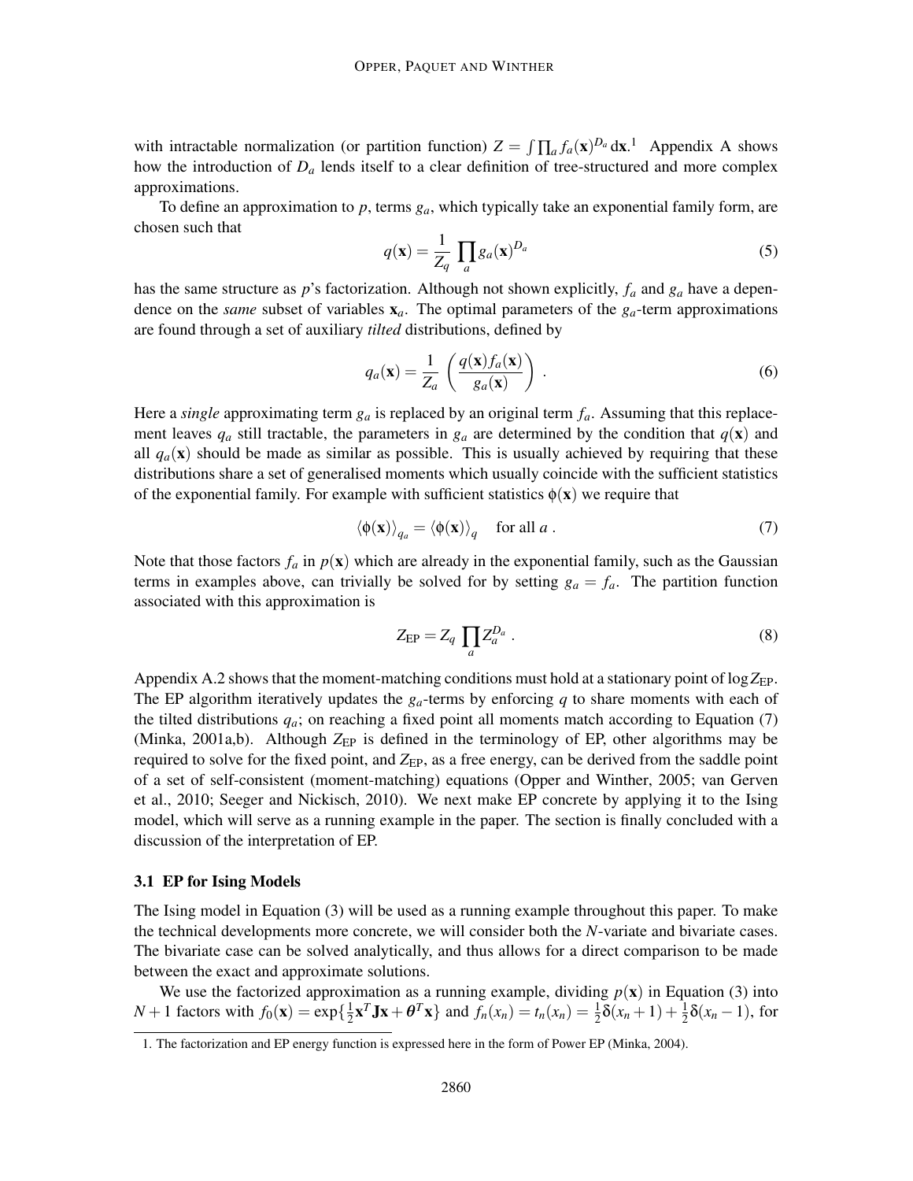with intractable normalization (or partition function) $Z = \int \prod_a f_a(\mathbf{x})^{D_a} \, d\mathbf{x}$.[1] Appendix A shows how the introduction of $D_a$ lends itself to a clear definition of tree-structured and more complex approximations.

To define an approximation to $p$, terms $g_a$, which typically take an exponential family form, are chosen such that

$$q(\mathbf{x}) = \frac{1}{Z_q} \prod_a g_a(\mathbf{x})^{D_a} \tag{5}$$

has the same structure as $p$'s factorization. Although not shown explicitly, $f_a$ and $g_a$ have a dependence on the *same* subset of variables $\mathbf{x}_a$. The optimal parameters of the $g_a$-term approximations are found through a set of auxiliary *tilted* distributions, defined by

$$q_a(\mathbf{x}) = \frac{1}{Z_a} \left( \frac{q(\mathbf{x}) f_a(\mathbf{x})}{g_a(\mathbf{x})} \right) . \tag{6}$$

Here a *single* approximating term $g_a$ is replaced by an original term $f_a$. Assuming that this replacement leaves $q_a$ still tractable, the parameters in $g_a$ are determined by the condition that $q(\mathbf{x})$ and all $q_a(\mathbf{x})$ should be made as similar as possible. This is usually achieved by requiring that these distributions share a set of generalised moments which usually coincide with the sufficient statistics of the exponential family. For example with sufficient statistics $\phi(\mathbf{x})$ we require that

$$\langle \phi(\mathbf{x}) \rangle_{q_a} = \langle \phi(\mathbf{x}) \rangle_q \quad \text{for all } a . \tag{7}$$

Note that those factors $f_a$ in $p(\mathbf{x})$ which are already in the exponential family, such as the Gaussian terms in examples above, can trivially be solved for by setting $g_a = f_a$. The partition function associated with this approximation is

$$Z_{\text{EP}} = Z_q \prod_a Z_a^{D_a} . \tag{8}$$

Appendix A.2 shows that the moment-matching conditions must hold at a stationary point of $\log Z_{\text{EP}}$. The EP algorithm iteratively updates the $g_a$-terms by enforcing $q$ to share moments with each of the tilted distributions $q_a$; on reaching a fixed point all moments match according to Equation (7) (Minka, 2001a,b). Although $Z_{\text{EP}}$ is defined in the terminology of EP, other algorithms may be required to solve for the fixed point, and $Z_{\text{EP}}$, as a free energy, can be derived from the saddle point of a set of self-consistent (moment-matching) equations (Opper and Winther, 2005; van Gerven et al., 2010; Seeger and Nickisch, 2010). We next make EP concrete by applying it to the Ising model, which will serve as a running example in the paper. The section is finally concluded with a discussion of the interpretation of EP.

### 3.1 EP for Ising Models

The Ising model in Equation (3) will be used as a running example throughout this paper. To make the technical developments more concrete, we will consider both the $N$-variate and bivariate cases. The bivariate case can be solved analytically, and thus allows for a direct comparison to be made between the exact and approximate solutions.

We use the factorized approximation as a running example, dividing $p(\mathbf{x})$ in Equation (3) into $N+1$ factors with $f_0(\mathbf{x}) = \exp\{\frac{1}{2}\mathbf{x}^T \mathbf{J} \mathbf{x} + \boldsymbol{\theta}^T \mathbf{x}\}$ and $f_n(x_n) = t_n(x_n) = \frac{1}{2}\delta(x_n + 1) + \frac{1}{2}\delta(x_n - 1)$, for

[1] The factorization and EP energy function is expressed here in the form of Power EP (Minka, 2004).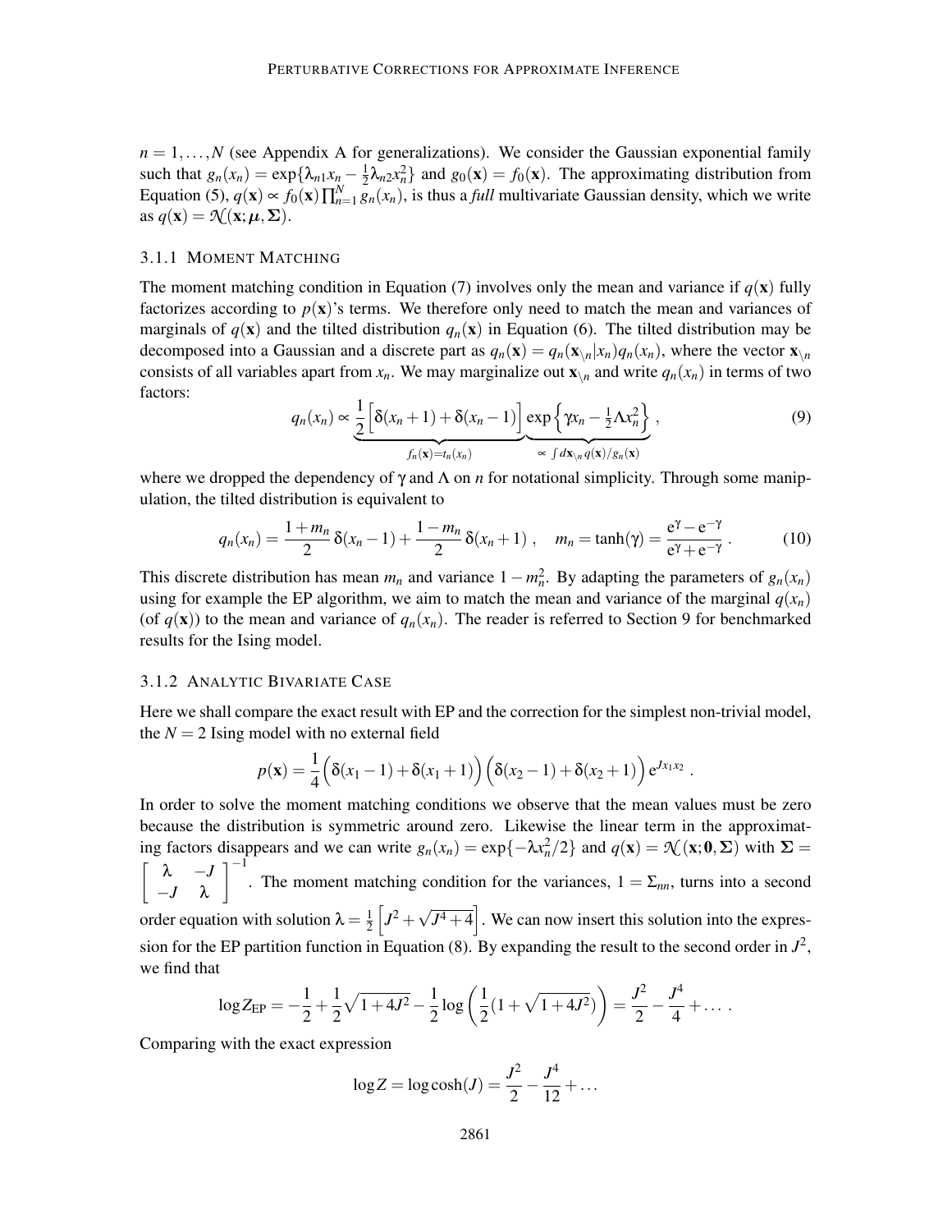$n = 1, \ldots, N$ (see Appendix A for generalizations). We consider the Gaussian exponential family such that $g_n(x_n) = \exp\{\lambda_{n1} x_n - \frac{1}{2}\lambda_{n2} x_n^2\}$ and $g_0(\mathbf{x}) = f_0(\mathbf{x})$. The approximating distribution from Equation (5), $q(\mathbf{x}) \propto f_0(\mathbf{x}) \prod_{n=1}^{N} g_n(x_n)$, is thus a *full* multivariate Gaussian density, which we write as $q(\mathbf{x}) = \mathcal{N}(\mathbf{x}; \boldsymbol{\mu}, \boldsymbol{\Sigma})$.

### 3.1.1 Moment Matching

The moment matching condition in Equation (7) involves only the mean and variance if $q(\mathbf{x})$ fully factorizes according to $p(\mathbf{x})$'s terms. We therefore only need to match the mean and variances of marginals of $q(\mathbf{x})$ and the tilted distribution $q_n(\mathbf{x})$ in Equation (6). The tilted distribution may be decomposed into a Gaussian and a discrete part as $q_n(\mathbf{x}) = q_n(\mathbf{x}_{\setminus n}|x_n) q_n(x_n)$, where the vector $\mathbf{x}_{\setminus n}$ consists of all variables apart from $x_n$. We may marginalize out $\mathbf{x}_{\setminus n}$ and write $q_n(x_n)$ in terms of two factors:

$$q_n(x_n) \propto \underbrace{\frac{1}{2}\Big[\delta(x_n+1) + \delta(x_n-1)\Big]}_{f_n(\mathbf{x}) = t_n(x_n)} \underbrace{\exp\Big\{\gamma x_n - \tfrac{1}{2}\Lambda x_n^2\Big\}}_{\propto \int d\mathbf{x}_{\setminus n}\, q(\mathbf{x})/g_n(\mathbf{x})}, \tag{9}$$

where we dropped the dependency of $\gamma$ and $\Lambda$ on $n$ for notational simplicity. Through some manipulation, the tilted distribution is equivalent to

$$q_n(x_n) = \frac{1+m_n}{2}\,\delta(x_n - 1) + \frac{1-m_n}{2}\,\delta(x_n+1)\,, \quad m_n = \tanh(\gamma) = \frac{\mathrm{e}^{\gamma} - \mathrm{e}^{-\gamma}}{\mathrm{e}^{\gamma} + \mathrm{e}^{-\gamma}}\,. \tag{10}$$

This discrete distribution has mean $m_n$ and variance $1 - m_n^2$. By adapting the parameters of $g_n(x_n)$ using for example the EP algorithm, we aim to match the mean and variance of the marginal $q(x_n)$ (of $q(\mathbf{x})$) to the mean and variance of $q_n(x_n)$. The reader is referred to Section 9 for benchmarked results for the Ising model.

### 3.1.2 Analytic Bivariate Case

Here we shall compare the exact result with EP and the correction for the simplest non-trivial model, the $N = 2$ Ising model with no external field

$$p(\mathbf{x}) = \frac{1}{4}\Big(\delta(x_1 - 1) + \delta(x_1 + 1)\Big)\Big(\delta(x_2 - 1) + \delta(x_2+1)\Big)\,\mathrm{e}^{J x_1 x_2}\,.$$

In order to solve the moment matching conditions we observe that the mean values must be zero because the distribution is symmetric around zero. Likewise the linear term in the approximating factors disappears and we can write $g_n(x_n) = \exp\{-\lambda x_n^2/2\}$ and $q(\mathbf{x}) = \mathcal{N}(\mathbf{x}; \mathbf{0}, \boldsymbol{\Sigma})$ with $\boldsymbol{\Sigma} = \begin{bmatrix} \lambda & -J \\ -J & \lambda \end{bmatrix}^{-1}$. The moment matching condition for the variances, $1 = \Sigma_{nn}$, turns into a second order equation with solution $\lambda = \frac{1}{2}\left[J^2 + \sqrt{J^4 + 4}\right]$. We can now insert this solution into the expression for the EP partition function in Equation (8). By expanding the result to the second order in $J^2$, we find that

$$\log Z_{\mathrm{EP}} = -\frac{1}{2} + \frac{1}{2}\sqrt{1 + 4J^2} - \frac{1}{2}\log\left(\frac{1}{2}\big(1 + \sqrt{1+4J^2}\big)\right) = \frac{J^2}{2} - \frac{J^4}{4} + \ldots\,.$$

Comparing with the exact expression

$$\log Z = \log\cosh(J) = \frac{J^2}{2} - \frac{J^4}{12} + \ldots$$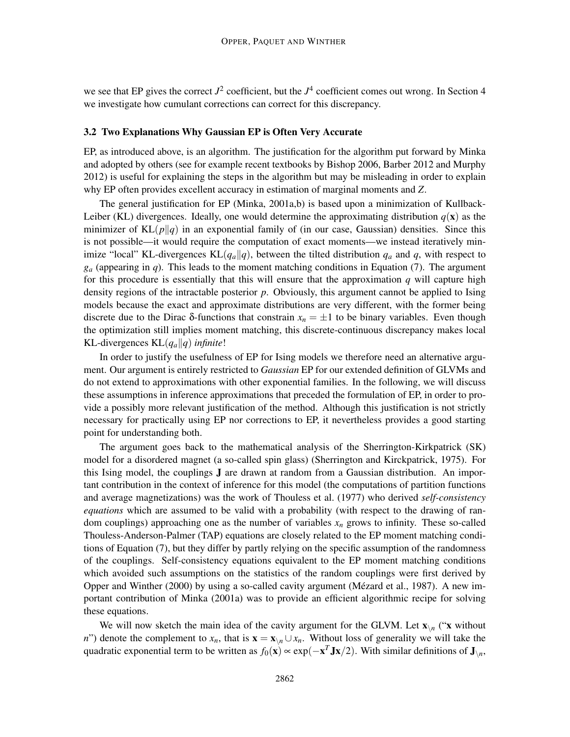we see that EP gives the correct $J^2$ coefficient, but the $J^4$ coefficient comes out wrong. In Section 4 we investigate how cumulant corrections can correct for this discrepancy.

### 3.2 Two Explanations Why Gaussian EP is Often Very Accurate

EP, as introduced above, is an algorithm. The justification for the algorithm put forward by Minka and adopted by others (see for example recent textbooks by Bishop 2006, Barber 2012 and Murphy 2012) is useful for explaining the steps in the algorithm but may be misleading in order to explain why EP often provides excellent accuracy in estimation of marginal moments and $Z$.

The general justification for EP (Minka, 2001a,b) is based upon a minimization of Kullback-Leiber (KL) divergences. Ideally, one would determine the approximating distribution $q(\mathbf{x})$ as the minimizer of $\mathrm{KL}(p\|q)$ in an exponential family of (in our case, Gaussian) densities. Since this is not possible—it would require the computation of exact moments—we instead iteratively minimize "local" KL-divergences $\mathrm{KL}(q_a\|q)$, between the tilted distribution $q_a$ and $q$, with respect to $g_a$ (appearing in $q$). This leads to the moment matching conditions in Equation (7). The argument for this procedure is essentially that this will ensure that the approximation $q$ will capture high density regions of the intractable posterior $p$. Obviously, this argument cannot be applied to Ising models because the exact and approximate distributions are very different, with the former being discrete due to the Dirac δ-functions that constrain $x_n = \pm 1$ to be binary variables. Even though the optimization still implies moment matching, this discrete-continuous discrepancy makes local KL-divergences $\mathrm{KL}(q_a\|q)$ *infinite*!

In order to justify the usefulness of EP for Ising models we therefore need an alternative argument. Our argument is entirely restricted to *Gaussian* EP for our extended definition of GLVMs and do not extend to approximations with other exponential families. In the following, we will discuss these assumptions in inference approximations that preceded the formulation of EP, in order to provide a possibly more relevant justification of the method. Although this justification is not strictly necessary for practically using EP nor corrections to EP, it nevertheless provides a good starting point for understanding both.

The argument goes back to the mathematical analysis of the Sherrington-Kirkpatrick (SK) model for a disordered magnet (a so-called spin glass) (Sherrington and Kirckpatrick, 1975). For this Ising model, the couplings $\mathbf{J}$ are drawn at random from a Gaussian distribution. An important contribution in the context of inference for this model (the computations of partition functions and average magnetizations) was the work of Thouless et al. (1977) who derived *self-consistency equations* which are assumed to be valid with a probability (with respect to the drawing of random couplings) approaching one as the number of variables $x_n$ grows to infinity. These so-called Thouless-Anderson-Palmer (TAP) equations are closely related to the EP moment matching conditions of Equation (7), but they differ by partly relying on the specific assumption of the randomness of the couplings. Self-consistency equations equivalent to the EP moment matching conditions which avoided such assumptions on the statistics of the random couplings were first derived by Opper and Winther (2000) by using a so-called cavity argument (Mézard et al., 1987). A new important contribution of Minka (2001a) was to provide an efficient algorithmic recipe for solving these equations.

We will now sketch the main idea of the cavity argument for the GLVM. Let $\mathbf{x}_{\setminus n}$ ("$\mathbf{x}$ without $n$") denote the complement to $x_n$, that is $\mathbf{x} = \mathbf{x}_{\setminus n} \cup x_n$. Without loss of generality we will take the quadratic exponential term to be written as $f_0(\mathbf{x}) \propto \exp(-\mathbf{x}^T\mathbf{J}\mathbf{x}/2)$. With similar definitions of $\mathbf{J}_{\setminus n}$,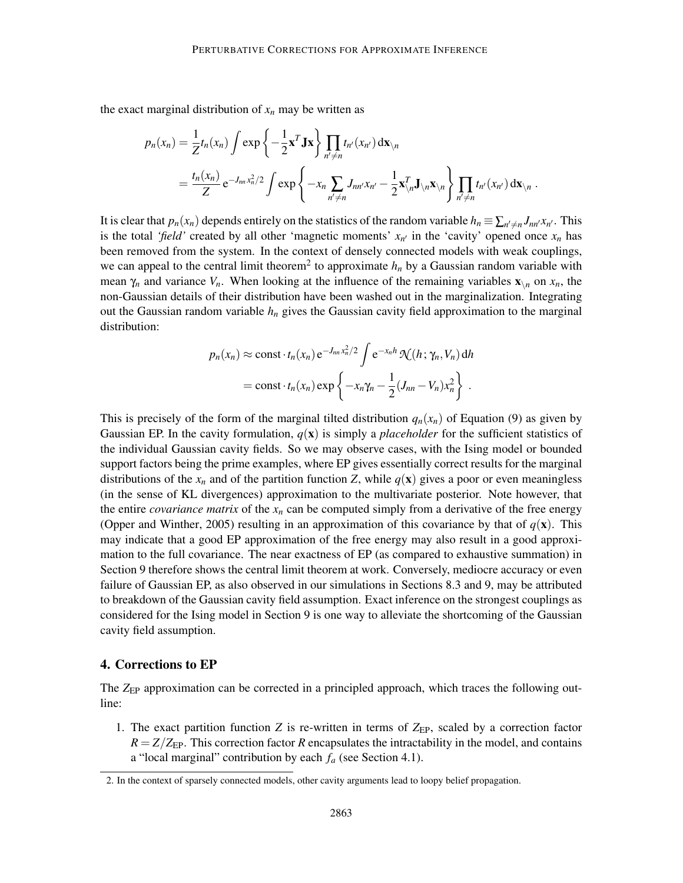the exact marginal distribution of $x_n$ may be written as

$$
\begin{aligned}
p_n(x_n) &= \frac{1}{Z} t_n(x_n) \int \exp\left\{-\frac{1}{2}\mathbf{x}^T \mathbf{J} \mathbf{x}\right\} \prod_{n' \neq n} t_{n'}(x_{n'}) \, \mathrm{d}\mathbf{x}_{\setminus n} \\
&= \frac{t_n(x_n)}{Z} \, \mathrm{e}^{-J_{nn} x_n^2/2} \int \exp\left\{-x_n \sum_{n' \neq n} J_{nn'} x_{n'} - \frac{1}{2} \mathbf{x}_{\setminus n}^T \mathbf{J}_{\setminus n} \mathbf{x}_{\setminus n}\right\} \prod_{n' \neq n} t_{n'}(x_{n'}) \, \mathrm{d}\mathbf{x}_{\setminus n} \ .
\end{aligned}
$$

It is clear that $p_n(x_n)$ depends entirely on the statistics of the random variable $h_n \equiv \sum_{n' \neq n} J_{nn'} x_{n'}$. This is the total *'field'* created by all other 'magnetic moments' $x_{n'}$ in the 'cavity' opened once $x_n$ has been removed from the system. In the context of densely connected models with weak couplings, we can appeal to the central limit theorem[2] to approximate $h_n$ by a Gaussian random variable with mean $\gamma_n$ and variance $V_n$. When looking at the influence of the remaining variables $\mathbf{x}_{\setminus n}$ on $x_n$, the non-Gaussian details of their distribution have been washed out in the marginalization. Integrating out the Gaussian random variable $h_n$ gives the Gaussian cavity field approximation to the marginal distribution:

$$
\begin{aligned}
p_n(x_n) &\approx \mathrm{const} \cdot t_n(x_n) \, \mathrm{e}^{-J_{nn} x_n^2/2} \int \mathrm{e}^{-x_n h} \, \mathcal{N}(h; \gamma_n, V_n) \, \mathrm{d}h \\
&= \mathrm{const} \cdot t_n(x_n) \exp\left\{-x_n \gamma_n - \frac{1}{2}(J_{nn} - V_n) x_n^2\right\} \ .
\end{aligned}
$$

This is precisely of the form of the marginal tilted distribution $q_n(x_n)$ of Equation (9) as given by Gaussian EP. In the cavity formulation, $q(\mathbf{x})$ is simply a *placeholder* for the sufficient statistics of the individual Gaussian cavity fields. So we may observe cases, with the Ising model or bounded support factors being the prime examples, where EP gives essentially correct results for the marginal distributions of the $x_n$ and of the partition function $Z$, while $q(\mathbf{x})$ gives a poor or even meaningless (in the sense of KL divergences) approximation to the multivariate posterior. Note however, that the entire *covariance matrix* of the $x_n$ can be computed simply from a derivative of the free energy (Opper and Winther, 2005) resulting in an approximation of this covariance by that of $q(\mathbf{x})$. This may indicate that a good EP approximation of the free energy may also result in a good approximation to the full covariance. The near exactness of EP (as compared to exhaustive summation) in Section 9 therefore shows the central limit theorem at work. Conversely, mediocre accuracy or even failure of Gaussian EP, as also observed in our simulations in Sections 8.3 and 9, may be attributed to breakdown of the Gaussian cavity field assumption. Exact inference on the strongest couplings as considered for the Ising model in Section 9 is one way to alleviate the shortcoming of the Gaussian cavity field assumption.

## 4. Corrections to EP

The $Z_{\mathrm{EP}}$ approximation can be corrected in a principled approach, which traces the following outline:

1. The exact partition function $Z$ is re-written in terms of $Z_{\mathrm{EP}}$, scaled by a correction factor $R = Z/Z_{\mathrm{EP}}$. This correction factor $R$ encapsulates the intractability in the model, and contains a "local marginal" contribution by each $f_a$ (see Section 4.1).

[2] In the context of sparsely connected models, other cavity arguments lead to loopy belief propagation.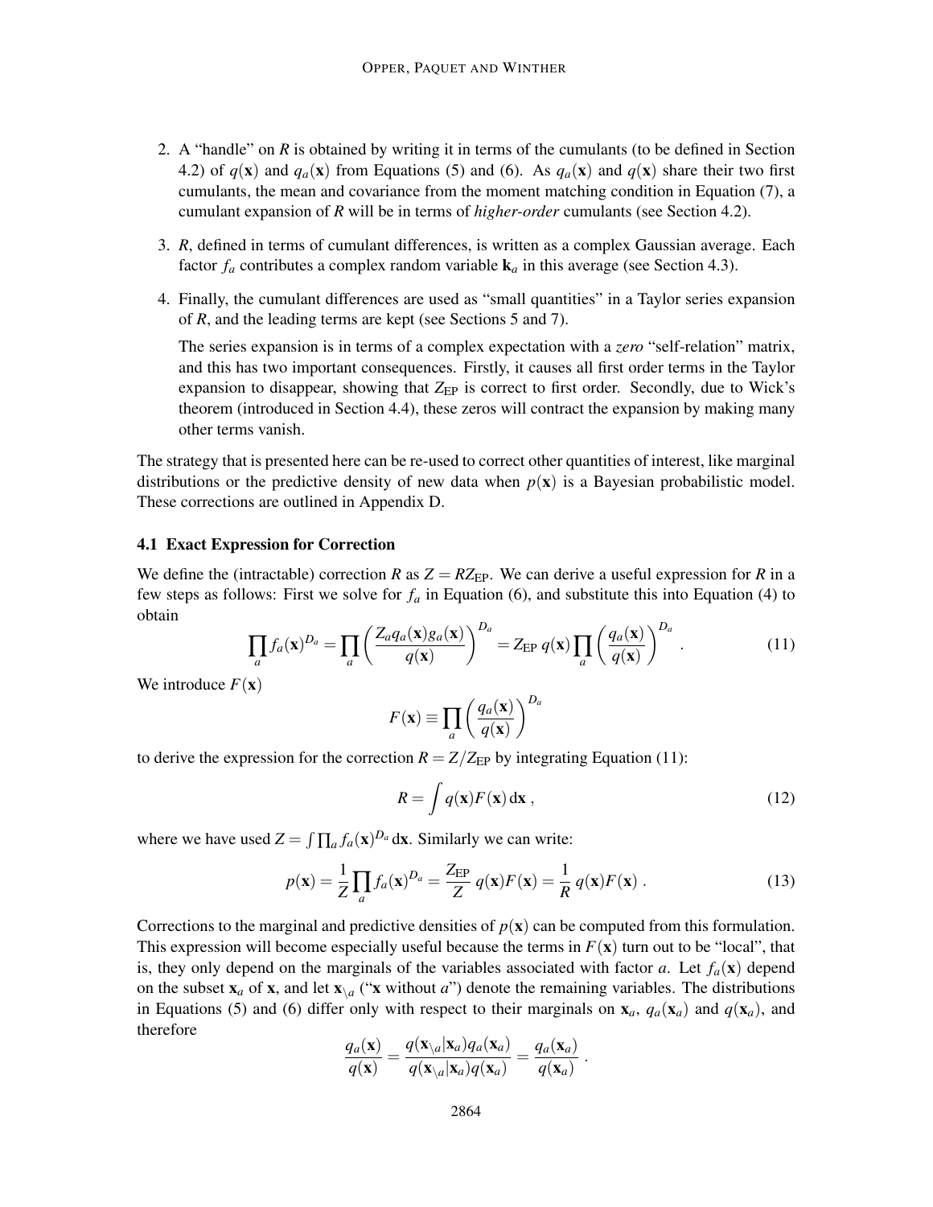2. A "handle" on $R$ is obtained by writing it in terms of the cumulants (to be defined in Section 4.2) of $q(\mathbf{x})$ and $q_a(\mathbf{x})$ from Equations (5) and (6). As $q_a(\mathbf{x})$ and $q(\mathbf{x})$ share their two first cumulants, the mean and covariance from the moment matching condition in Equation (7), a cumulant expansion of $R$ will be in terms of *higher-order* cumulants (see Section 4.2).

3. $R$, defined in terms of cumulant differences, is written as a complex Gaussian average. Each factor $f_a$ contributes a complex random variable $\mathbf{k}_a$ in this average (see Section 4.3).

4. Finally, the cumulant differences are used as "small quantities" in a Taylor series expansion of $R$, and the leading terms are kept (see Sections 5 and 7).

   The series expansion is in terms of a complex expectation with a *zero* "self-relation" matrix, and this has two important consequences. Firstly, it causes all first order terms in the Taylor expansion to disappear, showing that $Z_{\text{EP}}$ is correct to first order. Secondly, due to Wick's theorem (introduced in Section 4.4), these zeros will contract the expansion by making many other terms vanish.

The strategy that is presented here can be re-used to correct other quantities of interest, like marginal distributions or the predictive density of new data when $p(\mathbf{x})$ is a Bayesian probabilistic model. These corrections are outlined in Appendix D.

### 4.1 Exact Expression for Correction

We define the (intractable) correction $R$ as $Z = RZ_{\text{EP}}$. We can derive a useful expression for $R$ in a few steps as follows: First we solve for $f_a$ in Equation (6), and substitute this into Equation (4) to obtain

$$\prod_a f_a(\mathbf{x})^{D_a} = \prod_a \left( \frac{Z_a q_a(\mathbf{x}) g_a(\mathbf{x})}{q(\mathbf{x})} \right)^{D_a} = Z_{\text{EP}} \, q(\mathbf{x}) \prod_a \left( \frac{q_a(\mathbf{x})}{q(\mathbf{x})} \right)^{D_a} . \tag{11}$$

We introduce $F(\mathbf{x})$

$$F(\mathbf{x}) \equiv \prod_a \left( \frac{q_a(\mathbf{x})}{q(\mathbf{x})} \right)^{D_a}$$

to derive the expression for the correction $R = Z/Z_{\text{EP}}$ by integrating Equation (11):

$$R = \int q(\mathbf{x}) F(\mathbf{x}) \, \mathrm{d}\mathbf{x} \, , \tag{12}$$

where we have used $Z = \int \prod_a f_a(\mathbf{x})^{D_a} \, \mathrm{d}\mathbf{x}$. Similarly we can write:

$$p(\mathbf{x}) = \frac{1}{Z} \prod_a f_a(\mathbf{x})^{D_a} = \frac{Z_{\text{EP}}}{Z} \, q(\mathbf{x}) F(\mathbf{x}) = \frac{1}{R} \, q(\mathbf{x}) F(\mathbf{x}) \, . \tag{13}$$

Corrections to the marginal and predictive densities of $p(\mathbf{x})$ can be computed from this formulation. This expression will become especially useful because the terms in $F(\mathbf{x})$ turn out to be "local", that is, they only depend on the marginals of the variables associated with factor $a$. Let $f_a(\mathbf{x})$ depend on the subset $\mathbf{x}_a$ of $\mathbf{x}$, and let $\mathbf{x}_{\setminus a}$ ("$\mathbf{x}$ without $a$") denote the remaining variables. The distributions in Equations (5) and (6) differ only with respect to their marginals on $\mathbf{x}_a$, $q_a(\mathbf{x}_a)$ and $q(\mathbf{x}_a)$, and therefore

$$\frac{q_a(\mathbf{x})}{q(\mathbf{x})} = \frac{q(\mathbf{x}_{\setminus a}|\mathbf{x}_a) q_a(\mathbf{x}_a)}{q(\mathbf{x}_{\setminus a}|\mathbf{x}_a) q(\mathbf{x}_a)} = \frac{q_a(\mathbf{x}_a)}{q(\mathbf{x}_a)} \, .$$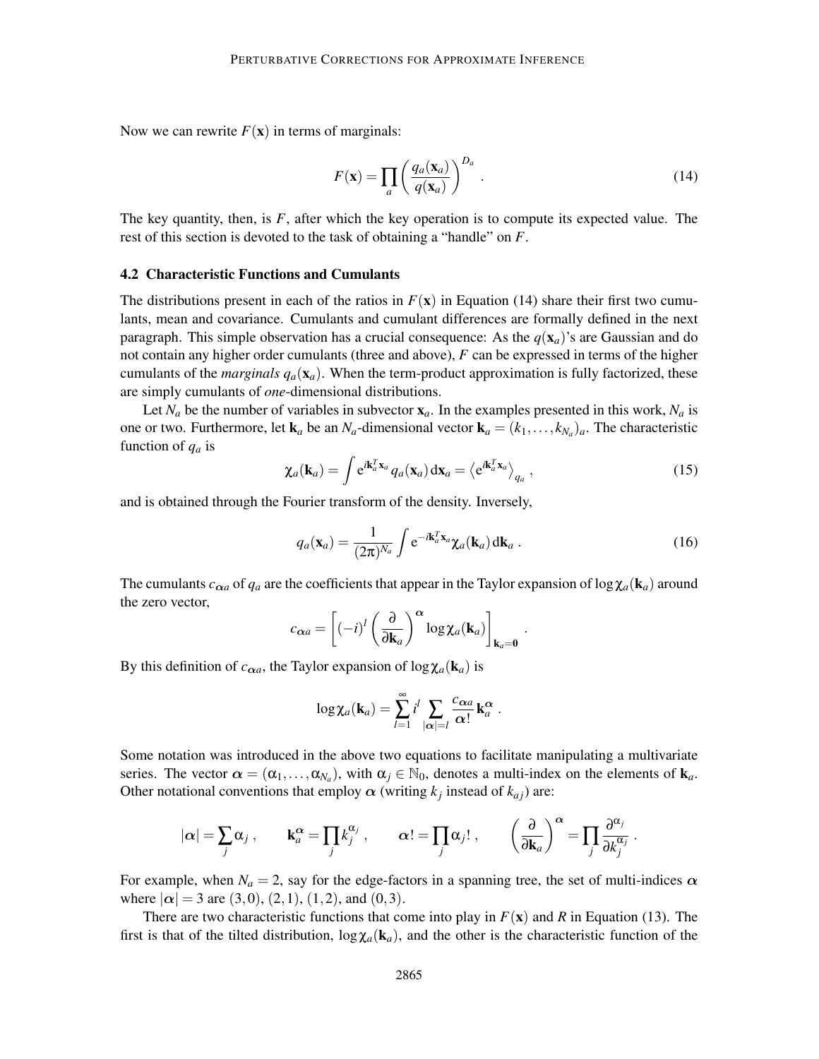Now we can rewrite $F(\mathbf{x})$ in terms of marginals:

$$F(\mathbf{x}) = \prod_a \left( \frac{q_a(\mathbf{x}_a)}{q(\mathbf{x}_a)} \right)^{D_a} . \tag{14}$$

The key quantity, then, is $F$, after which the key operation is to compute its expected value. The rest of this section is devoted to the task of obtaining a "handle" on $F$.

### 4.2 Characteristic Functions and Cumulants

The distributions present in each of the ratios in $F(\mathbf{x})$ in Equation (14) share their first two cumulants, mean and covariance. Cumulants and cumulant differences are formally defined in the next paragraph. This simple observation has a crucial consequence: As the $q(\mathbf{x}_a)$'s are Gaussian and do not contain any higher order cumulants (three and above), $F$ can be expressed in terms of the higher cumulants of the *marginals* $q_a(\mathbf{x}_a)$. When the term-product approximation is fully factorized, these are simply cumulants of *one*-dimensional distributions.

Let $N_a$ be the number of variables in subvector $\mathbf{x}_a$. In the examples presented in this work, $N_a$ is one or two. Furthermore, let $\mathbf{k}_a$ be an $N_a$-dimensional vector $\mathbf{k}_a = (k_1, \ldots, k_{N_a})_a$. The characteristic function of $q_a$ is

$$\chi_a(\mathbf{k}_a) = \int \mathrm{e}^{i\mathbf{k}_a^T \mathbf{x}_a} q_a(\mathbf{x}_a) \, \mathrm{d}\mathbf{x}_a = \left\langle \mathrm{e}^{i\mathbf{k}_a^T \mathbf{x}_a} \right\rangle_{q_a} , \tag{15}$$

and is obtained through the Fourier transform of the density. Inversely,

$$q_a(\mathbf{x}_a) = \frac{1}{(2\pi)^{N_a}} \int \mathrm{e}^{-i\mathbf{k}_a^T \mathbf{x}_a} \chi_a(\mathbf{k}_a) \, \mathrm{d}\mathbf{k}_a . \tag{16}$$

The cumulants $c_{\boldsymbol{\alpha} a}$ of $q_a$ are the coefficients that appear in the Taylor expansion of $\log \chi_a(\mathbf{k}_a)$ around the zero vector,

$$c_{\boldsymbol{\alpha} a} = \left[ (-i)^l \left( \frac{\partial}{\partial \mathbf{k}_a} \right)^{\boldsymbol{\alpha}} \log \chi_a(\mathbf{k}_a) \right]_{\mathbf{k}_a = \mathbf{0}} .$$

By this definition of $c_{\boldsymbol{\alpha} a}$, the Taylor expansion of $\log \chi_a(\mathbf{k}_a)$ is

$$\log \chi_a(\mathbf{k}_a) = \sum_{l=1}^{\infty} i^l \sum_{|\boldsymbol{\alpha}| = l} \frac{c_{\boldsymbol{\alpha} a}}{\boldsymbol{\alpha}!} \mathbf{k}_a^{\boldsymbol{\alpha}} .$$

Some notation was introduced in the above two equations to facilitate manipulating a multivariate series. The vector $\boldsymbol{\alpha} = (\alpha_1, \ldots, \alpha_{N_a})$, with $\alpha_j \in \mathbb{N}_0$, denotes a multi-index on the elements of $\mathbf{k}_a$. Other notational conventions that employ $\boldsymbol{\alpha}$ (writing $k_j$ instead of $k_{aj}$) are:

$$|\boldsymbol{\alpha}| = \sum_j \alpha_j , \qquad \mathbf{k}_a^{\boldsymbol{\alpha}} = \prod_j k_j^{\alpha_j} , \qquad \boldsymbol{\alpha}! = \prod_j \alpha_j! , \qquad \left( \frac{\partial}{\partial \mathbf{k}_a} \right)^{\boldsymbol{\alpha}} = \prod_j \frac{\partial^{\alpha_j}}{\partial k_j^{\alpha_j}} .$$

For example, when $N_a = 2$, say for the edge-factors in a spanning tree, the set of multi-indices $\boldsymbol{\alpha}$ where $|\boldsymbol{\alpha}| = 3$ are $(3,0)$, $(2,1)$, $(1,2)$, and $(0,3)$.

There are two characteristic functions that come into play in $F(\mathbf{x})$ and $R$ in Equation (13). The first is that of the tilted distribution, $\log \chi_a(\mathbf{k}_a)$, and the other is the characteristic function of the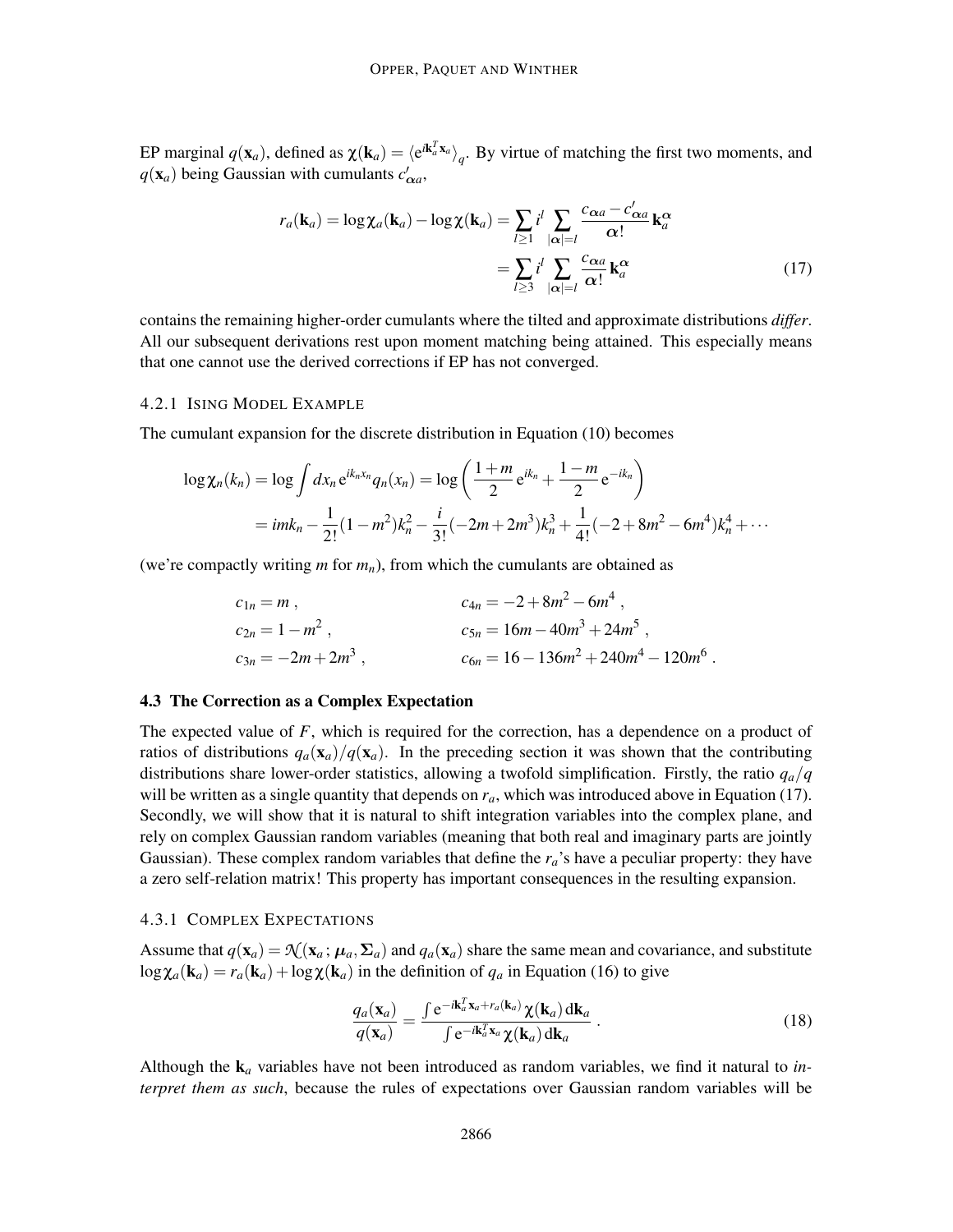EP marginal $q(\mathbf{x}_a)$, defined as $\chi(\mathbf{k}_a) = \langle \mathrm{e}^{i\mathbf{k}_a^T \mathbf{x}_a} \rangle_q$. By virtue of matching the first two moments, and $q(\mathbf{x}_a)$ being Gaussian with cumulants $c'_{\boldsymbol{\alpha}a}$,

$$
\begin{aligned}
r_a(\mathbf{k}_a) = \log \chi_a(\mathbf{k}_a) - \log \chi(\mathbf{k}_a) &= \sum_{l \geq 1} i^l \sum_{|\boldsymbol{\alpha}|=l} \frac{c_{\boldsymbol{\alpha}a} - c'_{\boldsymbol{\alpha}a}}{\boldsymbol{\alpha}!} \mathbf{k}_a^{\boldsymbol{\alpha}} \\
&= \sum_{l \geq 3} i^l \sum_{|\boldsymbol{\alpha}|=l} \frac{c_{\boldsymbol{\alpha}a}}{\boldsymbol{\alpha}!} \mathbf{k}_a^{\boldsymbol{\alpha}}
\end{aligned}
\tag{17}
$$

contains the remaining higher-order cumulants where the tilted and approximate distributions *differ*. All our subsequent derivations rest upon moment matching being attained. This especially means that one cannot use the derived corrections if EP has not converged.

#### 4.2.1 Ising Model Example

The cumulant expansion for the discrete distribution in Equation (10) becomes

$$
\begin{aligned}
\log \chi_n(k_n) &= \log \int dx_n \, \mathrm{e}^{ik_n x_n} q_n(x_n) = \log \left( \frac{1+m}{2} \mathrm{e}^{ik_n} + \frac{1-m}{2} \mathrm{e}^{-ik_n} \right) \\
&= imk_n - \frac{1}{2!}(1-m^2)k_n^2 - \frac{i}{3!}(-2m+2m^3)k_n^3 + \frac{1}{4!}(-2+8m^2-6m^4)k_n^4 + \cdots
\end{aligned}
$$

(we're compactly writing $m$ for $m_n$), from which the cumulants are obtained as

$$
\begin{aligned}
c_{1n} &= m \,, & c_{4n} &= -2 + 8m^2 - 6m^4 \,, \\
c_{2n} &= 1 - m^2 \,, & c_{5n} &= 16m - 40m^3 + 24m^5 \,, \\
c_{3n} &= -2m + 2m^3 \,, & c_{6n} &= 16 - 136m^2 + 240m^4 - 120m^6 \,.
\end{aligned}
$$

### 4.3 The Correction as a Complex Expectation

The expected value of $F$, which is required for the correction, has a dependence on a product of ratios of distributions $q_a(\mathbf{x}_a)/q(\mathbf{x}_a)$. In the preceding section it was shown that the contributing distributions share lower-order statistics, allowing a twofold simplification. Firstly, the ratio $q_a/q$ will be written as a single quantity that depends on $r_a$, which was introduced above in Equation (17). Secondly, we will show that it is natural to shift integration variables into the complex plane, and rely on complex Gaussian random variables (meaning that both real and imaginary parts are jointly Gaussian). These complex random variables that define the $r_a$'s have a peculiar property: they have a zero self-relation matrix! This property has important consequences in the resulting expansion.

#### 4.3.1 Complex Expectations

Assume that $q(\mathbf{x}_a) = \mathcal{N}(\mathbf{x}_a\,; \boldsymbol{\mu}_a, \boldsymbol{\Sigma}_a)$ and $q_a(\mathbf{x}_a)$ share the same mean and covariance, and substitute $\log \chi_a(\mathbf{k}_a) = r_a(\mathbf{k}_a) + \log \chi(\mathbf{k}_a)$ in the definition of $q_a$ in Equation (16) to give

$$
\frac{q_a(\mathbf{x}_a)}{q(\mathbf{x}_a)} = \frac{\int \mathrm{e}^{-i\mathbf{k}_a^T \mathbf{x}_a + r_a(\mathbf{k}_a)} \chi(\mathbf{k}_a) \, d\mathbf{k}_a}{\int \mathrm{e}^{-i\mathbf{k}_a^T \mathbf{x}_a} \chi(\mathbf{k}_a) \, d\mathbf{k}_a} \,.
\tag{18}
$$

Although the $\mathbf{k}_a$ variables have not been introduced as random variables, we find it natural to *interpret them as such*, because the rules of expectations over Gaussian random variables will be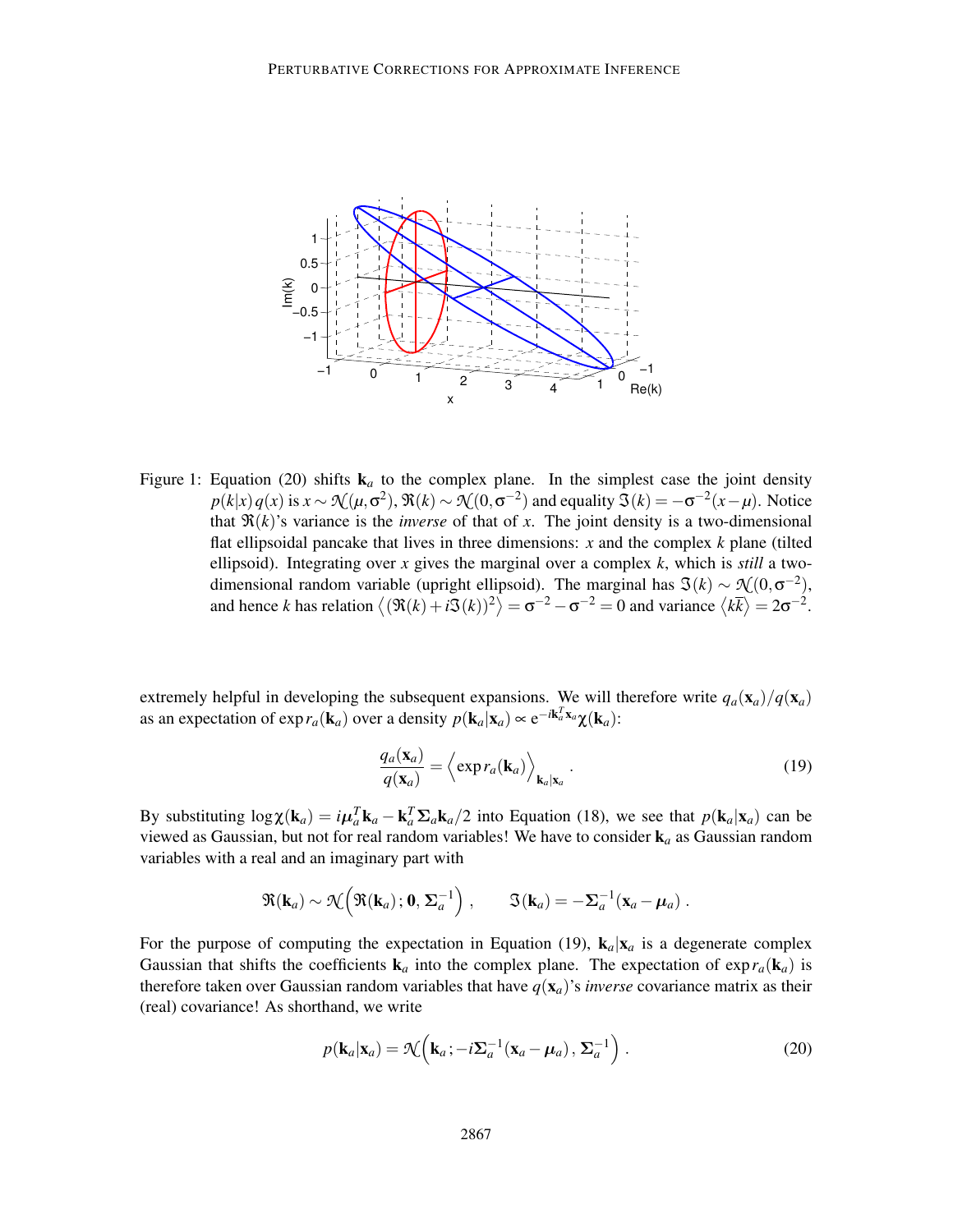Figure 1: Equation (20) shifts $\mathbf{k}_a$ to the complex plane. In the simplest case the joint density $p(k|x)\,q(x)$ is $x \sim \mathcal{N}(\mu, \sigma^2)$, $\Re(k) \sim \mathcal{N}(0, \sigma^{-2})$ and equality $\Im(k) = -\sigma^{-2}(x - \mu)$. Notice that $\Re(k)$'s variance is the *inverse* of that of $x$. The joint density is a two-dimensional flat ellipsoidal pancake that lives in three dimensions: $x$ and the complex $k$ plane (tilted ellipsoid). Integrating over $x$ gives the marginal over a complex $k$, which is *still* a two-dimensional random variable (upright ellipsoid). The marginal has $\Im(k) \sim \mathcal{N}(0, \sigma^{-2})$, and hence $k$ has relation $\left\langle (\Re(k) + i\Im(k))^2 \right\rangle = \sigma^{-2} - \sigma^{-2} = 0$ and variance $\langle k\overline{k} \rangle = 2\sigma^{-2}$.

extremely helpful in developing the subsequent expansions. We will therefore write $q_a(\mathbf{x}_a)/q(\mathbf{x}_a)$ as an expectation of $\exp r_a(\mathbf{k}_a)$ over a density $p(\mathbf{k}_a|\mathbf{x}_a) \propto \mathrm{e}^{-i\mathbf{k}_a^T\mathbf{x}_a}\chi(\mathbf{k}_a)$:

$$
\frac{q_a(\mathbf{x}_a)}{q(\mathbf{x}_a)} = \Big\langle \exp r_a(\mathbf{k}_a) \Big\rangle_{\mathbf{k}_a|\mathbf{x}_a} . \tag{19}
$$

By substituting $\log \chi(\mathbf{k}_a) = i\boldsymbol{\mu}_a^T\mathbf{k}_a - \mathbf{k}_a^T\boldsymbol{\Sigma}_a\mathbf{k}_a/2$ into Equation (18), we see that $p(\mathbf{k}_a|\mathbf{x}_a)$ can be viewed as Gaussian, but not for real random variables! We have to consider $\mathbf{k}_a$ as Gaussian random variables with a real and an imaginary part with

$$
\Re(\mathbf{k}_a) \sim \mathcal{N}\Big(\Re(\mathbf{k}_a)\,;\,\mathbf{0},\,\boldsymbol{\Sigma}_a^{-1}\Big) , \qquad \Im(\mathbf{k}_a) = -\boldsymbol{\Sigma}_a^{-1}(\mathbf{x}_a - \boldsymbol{\mu}_a) .
$$

For the purpose of computing the expectation in Equation (19), $\mathbf{k}_a|\mathbf{x}_a$ is a degenerate complex Gaussian that shifts the coefficients $\mathbf{k}_a$ into the complex plane. The expectation of $\exp r_a(\mathbf{k}_a)$ is therefore taken over Gaussian random variables that have $q(\mathbf{x}_a)$'s *inverse* covariance matrix as their (real) covariance! As shorthand, we write

$$
p(\mathbf{k}_a|\mathbf{x}_a) = \mathcal{N}\Big(\mathbf{k}_a\,;-i\boldsymbol{\Sigma}_a^{-1}(\mathbf{x}_a - \boldsymbol{\mu}_a)\,,\,\boldsymbol{\Sigma}_a^{-1}\Big) . \tag{20}
$$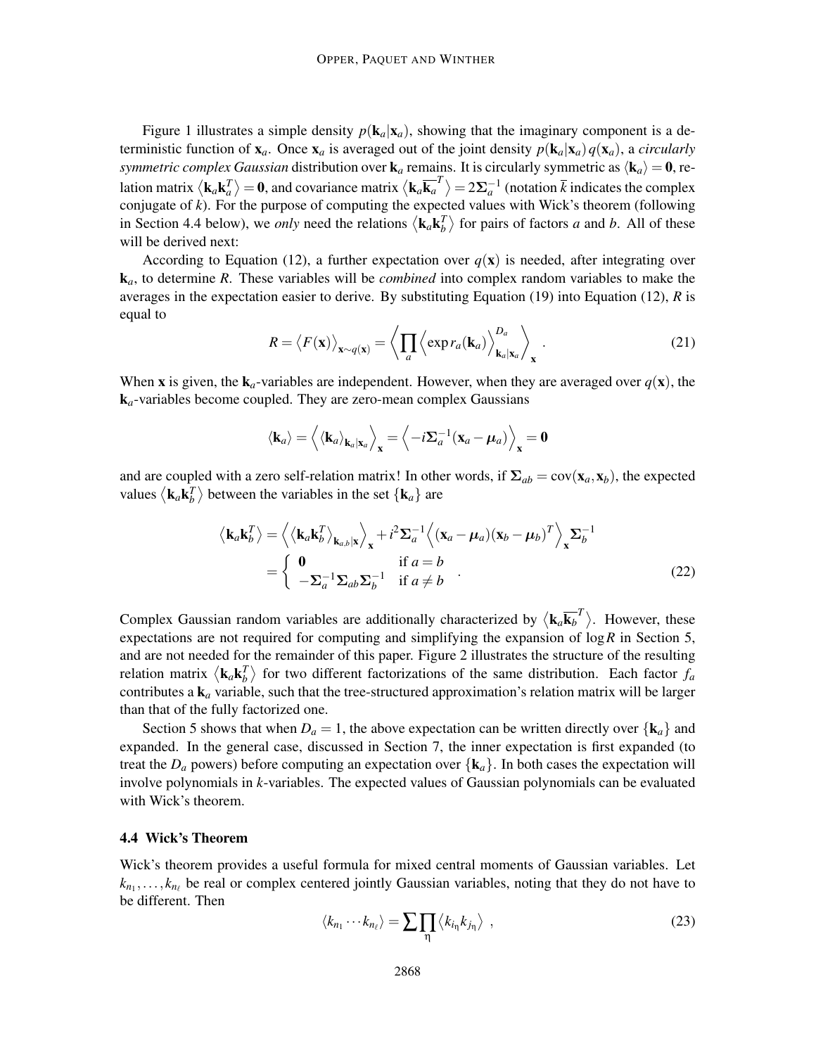Figure 1 illustrates a simple density $p(\mathbf{k}_a|\mathbf{x}_a)$, showing that the imaginary component is a deterministic function of $\mathbf{x}_a$. Once $\mathbf{x}_a$ is averaged out of the joint density $p(\mathbf{k}_a|\mathbf{x}_a)\, q(\mathbf{x}_a)$, a *circularly symmetric complex Gaussian* distribution over $\mathbf{k}_a$ remains. It is circularly symmetric as $\langle \mathbf{k}_a \rangle = \mathbf{0}$, relation matrix $\langle \mathbf{k}_a \mathbf{k}_a^T \rangle = \mathbf{0}$, and covariance matrix $\langle \mathbf{k}_a \overline{\mathbf{k}_a}^T \rangle = 2\boldsymbol{\Sigma}_a^{-1}$ (notation $\overline{k}$ indicates the complex conjugate of $k$). For the purpose of computing the expected values with Wick's theorem (following in Section 4.4 below), we *only* need the relations $\langle \mathbf{k}_a \mathbf{k}_b^T \rangle$ for pairs of factors $a$ and $b$. All of these will be derived next:

According to Equation (12), a further expectation over $q(\mathbf{x})$ is needed, after integrating over $\mathbf{k}_a$, to determine $R$. These variables will be *combined* into complex random variables to make the averages in the expectation easier to derive. By substituting Equation (19) into Equation (12), $R$ is equal to

$$R = \big\langle F(\mathbf{x}) \big\rangle_{\mathbf{x} \sim q(\mathbf{x})} = \left\langle \prod_a \Big\langle \exp r_a(\mathbf{k}_a) \Big\rangle_{\mathbf{k}_a|\mathbf{x}_a}^{D_a} \right\rangle_{\mathbf{x}} . \tag{21}$$

When $\mathbf{x}$ is given, the $\mathbf{k}_a$-variables are independent. However, when they are averaged over $q(\mathbf{x})$, the $\mathbf{k}_a$-variables become coupled. They are zero-mean complex Gaussians

$$\langle \mathbf{k}_a \rangle = \Big\langle \langle \mathbf{k}_a \rangle_{\mathbf{k}_a|\mathbf{x}_a} \Big\rangle_{\mathbf{x}} = \Big\langle -i\boldsymbol{\Sigma}_a^{-1}(\mathbf{x}_a - \boldsymbol{\mu}_a) \Big\rangle_{\mathbf{x}} = \mathbf{0}$$

and are coupled with a zero self-relation matrix! In other words, if $\boldsymbol{\Sigma}_{ab} = \mathrm{cov}(\mathbf{x}_a, \mathbf{x}_b)$, the expected values $\langle \mathbf{k}_a \mathbf{k}_b^T \rangle$ between the variables in the set $\{\mathbf{k}_a\}$ are

$$\begin{aligned}
\big\langle \mathbf{k}_a \mathbf{k}_b^T \big\rangle &= \Big\langle \big\langle \mathbf{k}_a \mathbf{k}_b^T \big\rangle_{\mathbf{k}_{a,b}|\mathbf{x}} \Big\rangle_{\mathbf{x}} + i^2 \boldsymbol{\Sigma}_a^{-1} \Big\langle (\mathbf{x}_a - \boldsymbol{\mu}_a)(\mathbf{x}_b - \boldsymbol{\mu}_b)^T \Big\rangle_{\mathbf{x}} \boldsymbol{\Sigma}_b^{-1} \\
&= \begin{cases} \mathbf{0} & \text{if } a = b \\ -\boldsymbol{\Sigma}_a^{-1}\boldsymbol{\Sigma}_{ab}\boldsymbol{\Sigma}_b^{-1} & \text{if } a \neq b \end{cases} .
\end{aligned} \tag{22}$$

Complex Gaussian random variables are additionally characterized by $\langle \mathbf{k}_a \overline{\mathbf{k}_b}^T \rangle$. However, these expectations are not required for computing and simplifying the expansion of $\log R$ in Section 5, and are not needed for the remainder of this paper. Figure 2 illustrates the structure of the resulting relation matrix $\langle \mathbf{k}_a \mathbf{k}_b^T \rangle$ for two different factorizations of the same distribution. Each factor $f_a$ contributes a $\mathbf{k}_a$ variable, such that the tree-structured approximation's relation matrix will be larger than that of the fully factorized one.

Section 5 shows that when $D_a = 1$, the above expectation can be written directly over $\{\mathbf{k}_a\}$ and expanded. In the general case, discussed in Section 7, the inner expectation is first expanded (to treat the $D_a$ powers) before computing an expectation over $\{\mathbf{k}_a\}$. In both cases the expectation will involve polynomials in $k$-variables. The expected values of Gaussian polynomials can be evaluated with Wick's theorem.

### 4.4 Wick's Theorem

Wick's theorem provides a useful formula for mixed central moments of Gaussian variables. Let $k_{n_1}, \ldots, k_{n_\ell}$ be real or complex centered jointly Gaussian variables, noting that they do not have to be different. Then

$$\langle k_{n_1} \cdots k_{n_\ell} \rangle = \sum_{\eta} \prod \big\langle k_{i_\eta} k_{j_\eta} \big\rangle , \tag{23}$$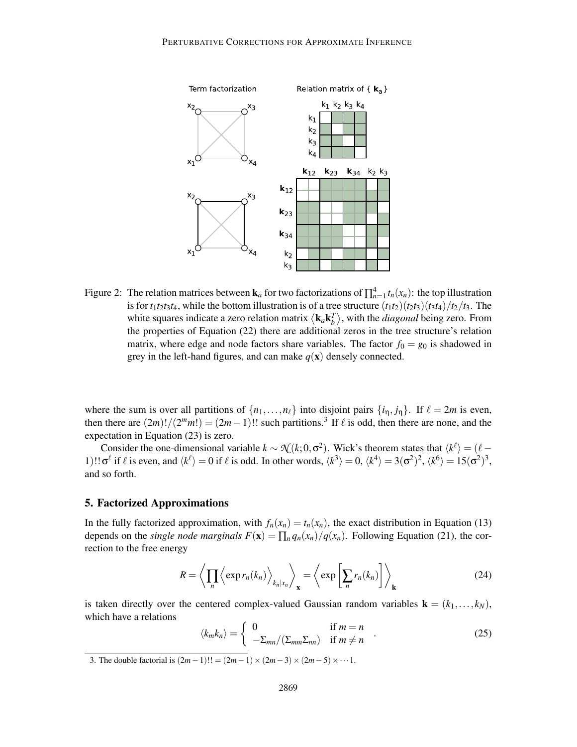Figure 2: The relation matrices between $\mathbf{k}_a$ for two factorizations of $\prod_{n=1}^{4} t_n(x_n)$: the top illustration is for $t_1t_2t_3t_4$, while the bottom illustration is of a tree structure $(t_1t_2)(t_2t_3)(t_3t_4)/t_2/t_3$. The white squares indicate a zero relation matrix $\langle \mathbf{k}_a \mathbf{k}_b^T \rangle$, with the *diagonal* being zero. From the properties of Equation (22) there are additional zeros in the tree structure's relation matrix, where edge and node factors share variables. The factor $f_0 = g_0$ is shadowed in grey in the left-hand figures, and can make $q(\mathbf{x})$ densely connected.

where the sum is over all partitions of $\{n_1, \ldots, n_\ell\}$ into disjoint pairs $\{i_\eta, j_\eta\}$. If $\ell = 2m$ is even, then there are $(2m)!/(2^m m!) = (2m-1)!!$ such partitions.[3] If $\ell$ is odd, then there are none, and the expectation in Equation (23) is zero.

Consider the one-dimensional variable $k \sim \mathcal{N}(k; 0, \sigma^2)$. Wick's theorem states that $\langle k^\ell \rangle = (\ell - 1)!!\sigma^\ell$ if $\ell$ is even, and $\langle k^\ell \rangle = 0$ if $\ell$ is odd. In other words, $\langle k^3 \rangle = 0$, $\langle k^4 \rangle = 3(\sigma^2)^2$, $\langle k^6 \rangle = 15(\sigma^2)^3$, and so forth.

## 5. Factorized Approximations

In the fully factorized approximation, with $f_n(x_n) = t_n(x_n)$, the exact distribution in Equation (13) depends on the *single node marginals* $F(\mathbf{x}) = \prod_n q_n(x_n)/q(x_n)$. Following Equation (21), the correction to the free energy

$$
R = \left\langle \prod_n \left\langle \exp r_n(k_n) \right\rangle_{k_n | x_n} \right\rangle_{\mathbf{x}} = \left\langle \exp \left[ \sum_n r_n(k_n) \right] \right\rangle_{\mathbf{k}} \tag{24}
$$

is taken directly over the centered complex-valued Gaussian random variables $\mathbf{k} = (k_1, \ldots, k_N)$, which have a relations

$$
\langle k_m k_n \rangle = \begin{cases} 0 & \text{if } m = n \\ -\Sigma_{mn}/(\Sigma_{mm}\Sigma_{nn}) & \text{if } m \neq n \end{cases} . \tag{25}
$$

3. The double factorial is $(2m-1)!! = (2m-1) \times (2m-3) \times (2m-5) \times \cdots 1$.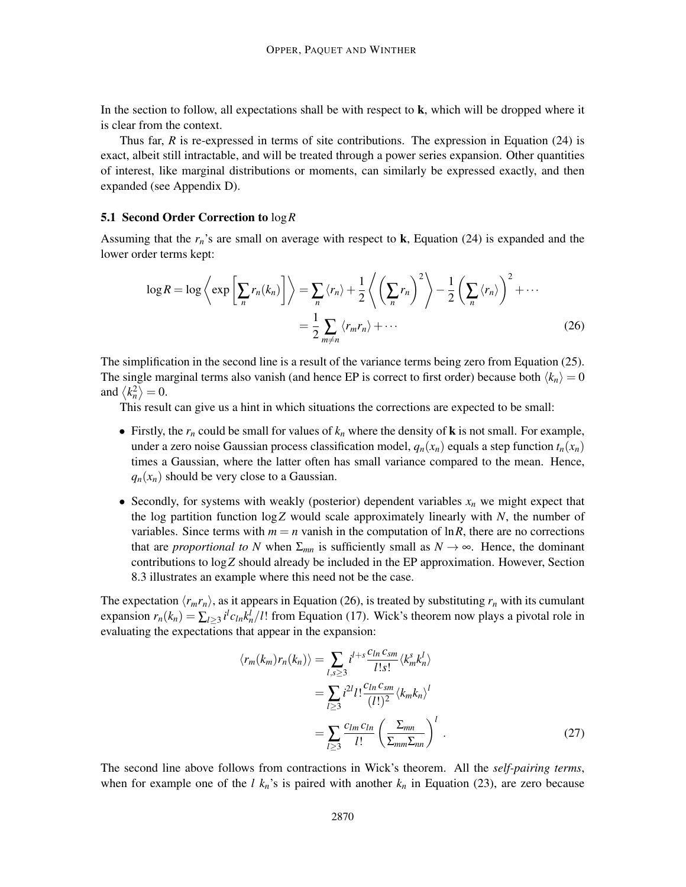In the section to follow, all expectations shall be with respect to $\mathbf{k}$, which will be dropped where it is clear from the context.

Thus far, $R$ is re-expressed in terms of site contributions. The expression in Equation (24) is exact, albeit still intractable, and will be treated through a power series expansion. Other quantities of interest, like marginal distributions or moments, can similarly be expressed exactly, and then expanded (see Appendix D).

### 5.1 Second Order Correction to $\log R$

Assuming that the $r_n$'s are small on average with respect to $\mathbf{k}$, Equation (24) is expanded and the lower order terms kept:

$$\log R = \log \left\langle \exp \left[ \sum_n r_n(k_n) \right] \right\rangle = \sum_n \langle r_n \rangle + \frac{1}{2} \left\langle \left( \sum_n r_n \right)^2 \right\rangle - \frac{1}{2} \left( \sum_n \langle r_n \rangle \right)^2 + \cdots$$
$$= \frac{1}{2} \sum_{m \neq n} \langle r_m r_n \rangle + \cdots \tag{26}$$

The simplification in the second line is a result of the variance terms being zero from Equation (25). The single marginal terms also vanish (and hence EP is correct to first order) because both $\langle k_n \rangle = 0$ and $\langle k_n^2 \rangle = 0$.

This result can give us a hint in which situations the corrections are expected to be small:

- Firstly, the $r_n$ could be small for values of $k_n$ where the density of $\mathbf{k}$ is not small. For example, under a zero noise Gaussian process classification model, $q_n(x_n)$ equals a step function $t_n(x_n)$ times a Gaussian, where the latter often has small variance compared to the mean. Hence, $q_n(x_n)$ should be very close to a Gaussian.
- Secondly, for systems with weakly (posterior) dependent variables $x_n$ we might expect that the log partition function $\log Z$ would scale approximately linearly with $N$, the number of variables. Since terms with $m = n$ vanish in the computation of $\ln R$, there are no corrections that are *proportional to* $N$ when $\Sigma_{mn}$ is sufficiently small as $N \to \infty$. Hence, the dominant contributions to $\log Z$ should already be included in the EP approximation. However, Section 8.3 illustrates an example where this need not be the case.

The expectation $\langle r_m r_n \rangle$, as it appears in Equation (26), is treated by substituting $r_n$ with its cumulant expansion $r_n(k_n) = \sum_{l \geq 3} i^l c_{ln} k_n^l / l!$ from Equation (17). Wick's theorem now plays a pivotal role in evaluating the expectations that appear in the expansion:

$$\langle r_m(k_m) r_n(k_n) \rangle = \sum_{l,s \geq 3} i^{l+s} \frac{c_{ln} \, c_{sm}}{l! s!} \langle k_m^s k_n^l \rangle$$
$$= \sum_{l \geq 3} i^{2l} l! \frac{c_{ln} \, c_{sm}}{(l!)^2} \langle k_m k_n \rangle^l$$
$$= \sum_{l \geq 3} \frac{c_{lm} \, c_{ln}}{l!} \left( \frac{\Sigma_{mn}}{\Sigma_{mm} \Sigma_{nn}} \right)^l . \tag{27}$$

The second line above follows from contractions in Wick's theorem. All the *self-pairing terms*, when for example one of the $l$ $k_n$'s is paired with another $k_n$ in Equation (23), are zero because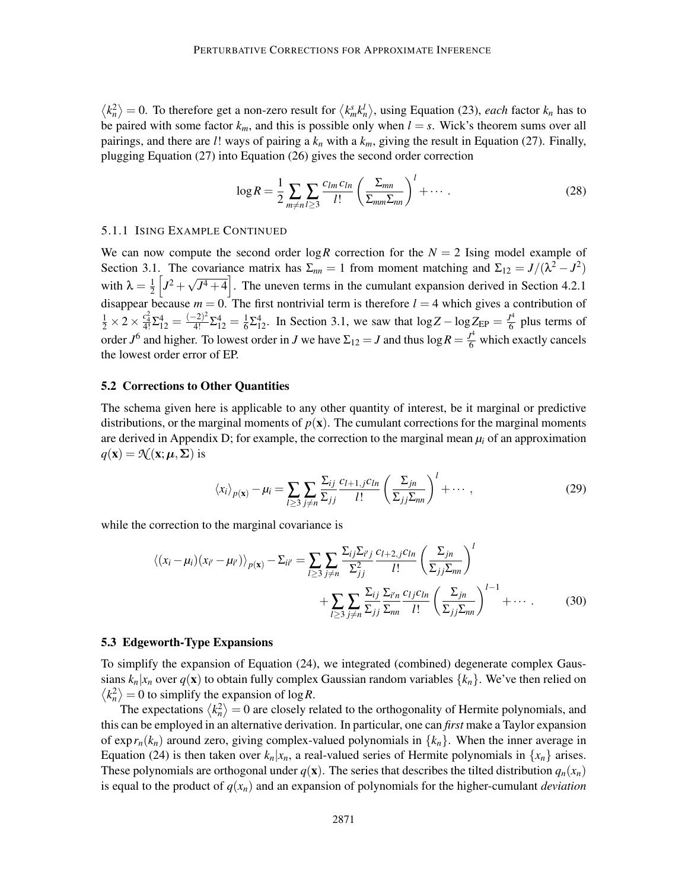$\langle k_n^2 \rangle = 0$. To therefore get a non-zero result for $\langle k_m^s k_n^l \rangle$, using Equation (23), *each* factor $k_n$ has to be paired with some factor $k_m$, and this is possible only when $l = s$. Wick's theorem sums over all pairings, and there are $l!$ ways of pairing a $k_n$ with a $k_m$, giving the result in Equation (27). Finally, plugging Equation (27) into Equation (26) gives the second order correction

$$\log R = \frac{1}{2} \sum_{m \neq n} \sum_{l \geq 3} \frac{c_{lm} c_{ln}}{l!} \left( \frac{\Sigma_{mn}}{\Sigma_{mm} \Sigma_{nn}} \right)^l + \cdots . \tag{28}$$

#### 5.1.1 Ising Example Continued

We can now compute the second order $\log R$ correction for the $N = 2$ Ising model example of Section 3.1. The covariance matrix has $\Sigma_{nn} = 1$ from moment matching and $\Sigma_{12} = J/(\lambda^2 - J^2)$ with $\lambda = \frac{1}{2}\left[J^2 + \sqrt{J^4 + 4}\right]$. The uneven terms in the cumulant expansion derived in Section 4.2.1 disappear because $m = 0$. The first nontrivial term is therefore $l = 4$ which gives a contribution of $\frac{1}{2} \times 2 \times \frac{c_4^2}{4!} \Sigma_{12}^4 = \frac{(-2)^2}{4!} \Sigma_{12}^4 = \frac{1}{6} \Sigma_{12}^4$. In Section 3.1, we saw that $\log Z - \log Z_{\mathrm{EP}} = \frac{J^4}{6}$ plus terms of order $J^6$ and higher. To lowest order in $J$ we have $\Sigma_{12} = J$ and thus $\log R = \frac{J^4}{6}$ which exactly cancels the lowest order error of EP.

### 5.2 Corrections to Other Quantities

The schema given here is applicable to any other quantity of interest, be it marginal or predictive distributions, or the marginal moments of $p(\mathbf{x})$. The cumulant corrections for the marginal moments are derived in Appendix D; for example, the correction to the marginal mean $\mu_i$ of an approximation $q(\mathbf{x}) = \mathcal{N}(\mathbf{x}; \boldsymbol{\mu}, \boldsymbol{\Sigma})$ is

$$\langle x_i \rangle_{p(\mathbf{x})} - \mu_i = \sum_{l \geq 3} \sum_{j \neq n} \frac{\Sigma_{ij}}{\Sigma_{jj}} \frac{c_{l+1,j} c_{ln}}{l!} \left( \frac{\Sigma_{jn}}{\Sigma_{jj} \Sigma_{nn}} \right)^l + \cdots , \tag{29}$$

while the correction to the marginal covariance is

$$\begin{aligned}
\langle (x_i - \mu_i)(x_{i'} - \mu_{i'}) \rangle_{p(\mathbf{x})} - \Sigma_{ii'} &= \sum_{l \geq 3} \sum_{j \neq n} \frac{\Sigma_{ij} \Sigma_{i'j}}{\Sigma_{jj}^2} \frac{c_{l+2,j} c_{ln}}{l!} \left( \frac{\Sigma_{jn}}{\Sigma_{jj} \Sigma_{nn}} \right)^l \\
&\quad + \sum_{l \geq 3} \sum_{j \neq n} \frac{\Sigma_{ij}}{\Sigma_{jj}} \frac{\Sigma_{i'n}}{\Sigma_{nn}} \frac{c_{lj} c_{ln}}{l!} \left( \frac{\Sigma_{jn}}{\Sigma_{jj} \Sigma_{nn}} \right)^{l-1} + \cdots .
\end{aligned} \tag{30}$$

### 5.3 Edgeworth-Type Expansions

To simplify the expansion of Equation (24), we integrated (combined) degenerate complex Gaussians $k_n | x_n$ over $q(\mathbf{x})$ to obtain fully complex Gaussian random variables $\{k_n\}$. We've then relied on $\langle k_n^2 \rangle = 0$ to simplify the expansion of $\log R$.

The expectations $\langle k_n^2 \rangle = 0$ are closely related to the orthogonality of Hermite polynomials, and this can be employed in an alternative derivation. In particular, one can *first* make a Taylor expansion of $\exp r_n(k_n)$ around zero, giving complex-valued polynomials in $\{k_n\}$. When the inner average in Equation (24) is then taken over $k_n | x_n$, a real-valued series of Hermite polynomials in $\{x_n\}$ arises. These polynomials are orthogonal under $q(\mathbf{x})$. The series that describes the tilted distribution $q_n(x_n)$ is equal to the product of $q(x_n)$ and an expansion of polynomials for the higher-cumulant *deviation*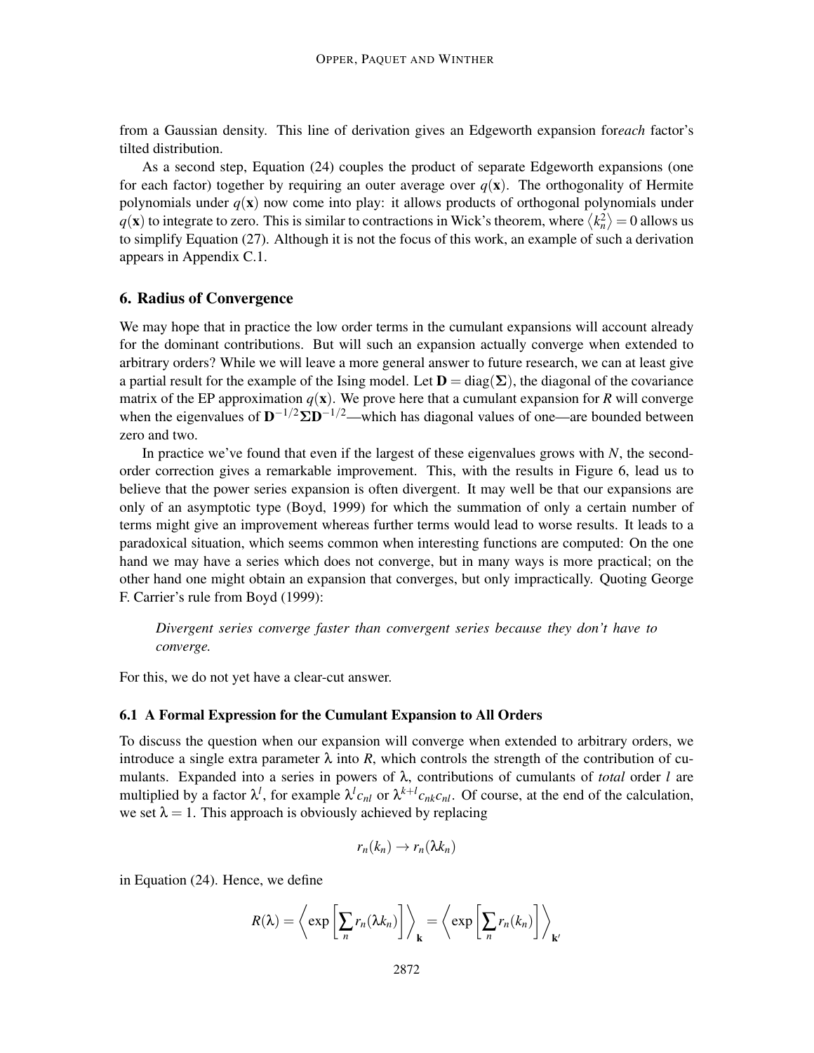from a Gaussian density. This line of derivation gives an Edgeworth expansion for*each* factor's tilted distribution.

As a second step, Equation (24) couples the product of separate Edgeworth expansions (one for each factor) together by requiring an outer average over $q(\mathbf{x})$. The orthogonality of Hermite polynomials under $q(\mathbf{x})$ now come into play: it allows products of orthogonal polynomials under $q(\mathbf{x})$ to integrate to zero. This is similar to contractions in Wick's theorem, where $\langle k_n^2 \rangle = 0$ allows us to simplify Equation (27). Although it is not the focus of this work, an example of such a derivation appears in Appendix C.1.

## 6. Radius of Convergence

We may hope that in practice the low order terms in the cumulant expansions will account already for the dominant contributions. But will such an expansion actually converge when extended to arbitrary orders? While we will leave a more general answer to future research, we can at least give a partial result for the example of the Ising model. Let $\mathbf{D} = \mathrm{diag}(\mathbf{\Sigma})$, the diagonal of the covariance matrix of the EP approximation $q(\mathbf{x})$. We prove here that a cumulant expansion for $R$ will converge when the eigenvalues of $\mathbf{D}^{-1/2}\mathbf{\Sigma}\mathbf{D}^{-1/2}$—which has diagonal values of one—are bounded between zero and two.

In practice we've found that even if the largest of these eigenvalues grows with $N$, the second-order correction gives a remarkable improvement. This, with the results in Figure 6, lead us to believe that the power series expansion is often divergent. It may well be that our expansions are only of an asymptotic type (Boyd, 1999) for which the summation of only a certain number of terms might give an improvement whereas further terms would lead to worse results. It leads to a paradoxical situation, which seems common when interesting functions are computed: On the one hand we may have a series which does not converge, but in many ways is more practical; on the other hand one might obtain an expansion that converges, but only impractically. Quoting George F. Carrier's rule from Boyd (1999):

> *Divergent series converge faster than convergent series because they don't have to converge.*

For this, we do not yet have a clear-cut answer.

### 6.1 A Formal Expression for the Cumulant Expansion to All Orders

To discuss the question when our expansion will converge when extended to arbitrary orders, we introduce a single extra parameter $\lambda$ into $R$, which controls the strength of the contribution of cumulants. Expanded into a series in powers of $\lambda$, contributions of cumulants of *total* order $l$ are multiplied by a factor $\lambda^l$, for example $\lambda^l c_{nl}$ or $\lambda^{k+l} c_{nk} c_{nl}$. Of course, at the end of the calculation, we set $\lambda = 1$. This approach is obviously achieved by replacing

$$r_n(k_n) \rightarrow r_n(\lambda k_n)$$

in Equation (24). Hence, we define

$$R(\lambda) = \left\langle \exp\left[\sum_n r_n(\lambda k_n)\right] \right\rangle_{\mathbf{k}} = \left\langle \exp\left[\sum_n r_n(k_n)\right] \right\rangle_{\mathbf{k}'}$$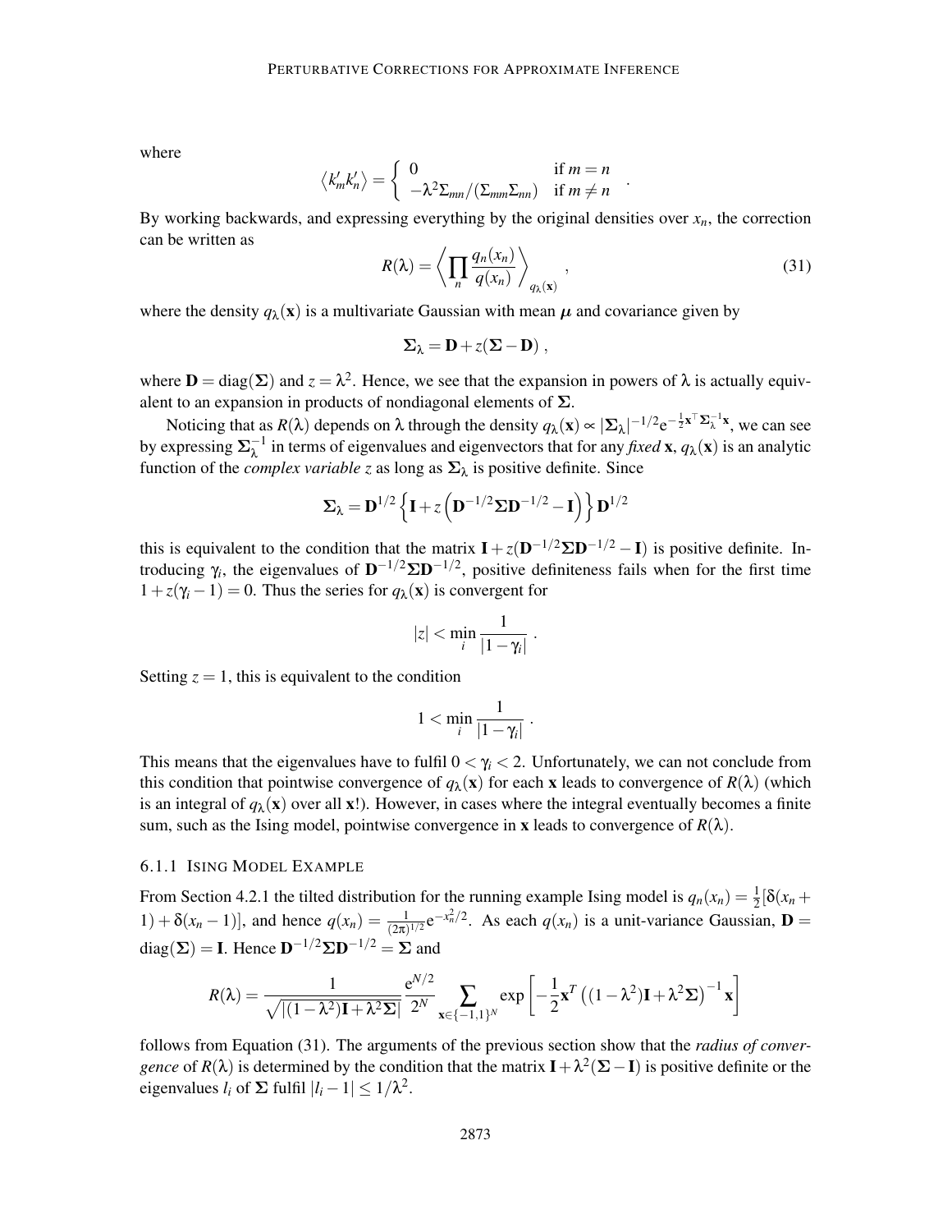where

$$\langle k'_m k'_n \rangle = \begin{cases} 0 & \text{if } m = n \\ -\lambda^2 \Sigma_{mn}/(\Sigma_{mm}\Sigma_{nn}) & \text{if } m \neq n \end{cases} .$$

By working backwards, and expressing everything by the original densities over $x_n$, the correction can be written as

$$R(\lambda) = \left\langle \prod_n \frac{q_n(x_n)}{q(x_n)} \right\rangle_{q_\lambda(\mathbf{x})} , \tag{31}$$

where the density $q_\lambda(\mathbf{x})$ is a multivariate Gaussian with mean $\boldsymbol{\mu}$ and covariance given by

$$\boldsymbol{\Sigma}_\lambda = \mathbf{D} + z(\boldsymbol{\Sigma} - \mathbf{D}) ,$$

where $\mathbf{D} = \mathrm{diag}(\boldsymbol{\Sigma})$ and $z = \lambda^2$. Hence, we see that the expansion in powers of $\lambda$ is actually equivalent to an expansion in products of nondiagonal elements of $\boldsymbol{\Sigma}$.

Noticing that as $R(\lambda)$ depends on $\lambda$ through the density $q_\lambda(\mathbf{x}) \propto |\boldsymbol{\Sigma}_\lambda|^{-1/2} \mathrm{e}^{-\frac{1}{2}\mathbf{x}^\top \boldsymbol{\Sigma}_\lambda^{-1} \mathbf{x}}$, we can see by expressing $\boldsymbol{\Sigma}_\lambda^{-1}$ in terms of eigenvalues and eigenvectors that for any *fixed* $\mathbf{x}$, $q_\lambda(\mathbf{x})$ is an analytic function of the *complex variable* $z$ as long as $\boldsymbol{\Sigma}_\lambda$ is positive definite. Since

$$\boldsymbol{\Sigma}_\lambda = \mathbf{D}^{1/2} \left\{ \mathbf{I} + z \left( \mathbf{D}^{-1/2} \boldsymbol{\Sigma} \mathbf{D}^{-1/2} - \mathbf{I} \right) \right\} \mathbf{D}^{1/2}$$

this is equivalent to the condition that the matrix $\mathbf{I} + z(\mathbf{D}^{-1/2}\boldsymbol{\Sigma}\mathbf{D}^{-1/2} - \mathbf{I})$ is positive definite. Introducing $\gamma_i$, the eigenvalues of $\mathbf{D}^{-1/2}\boldsymbol{\Sigma}\mathbf{D}^{-1/2}$, positive definiteness fails when for the first time $1 + z(\gamma_i - 1) = 0$. Thus the series for $q_\lambda(\mathbf{x})$ is convergent for

$$|z| < \min_i \frac{1}{|1 - \gamma_i|} .$$

Setting $z = 1$, this is equivalent to the condition

$$1 < \min_i \frac{1}{|1 - \gamma_i|} .$$

This means that the eigenvalues have to fulfil $0 < \gamma_i < 2$. Unfortunately, we can not conclude from this condition that pointwise convergence of $q_\lambda(\mathbf{x})$ for each $\mathbf{x}$ leads to convergence of $R(\lambda)$ (which is an integral of $q_\lambda(\mathbf{x})$ over all $\mathbf{x}$!). However, in cases where the integral eventually becomes a finite sum, such as the Ising model, pointwise convergence in $\mathbf{x}$ leads to convergence of $R(\lambda)$.

#### 6.1.1 Ising Model Example

From Section 4.2.1 the tilted distribution for the running example Ising model is $q_n(x_n) = \frac{1}{2}[\delta(x_n + 1) + \delta(x_n - 1)]$, and hence $q(x_n) = \frac{1}{(2\pi)^{1/2}} \mathrm{e}^{-x_n^2/2}$. As each $q(x_n)$ is a unit-variance Gaussian, $\mathbf{D} = \mathrm{diag}(\boldsymbol{\Sigma}) = \mathbf{I}$. Hence $\mathbf{D}^{-1/2}\boldsymbol{\Sigma}\mathbf{D}^{-1/2} = \boldsymbol{\Sigma}$ and

$$R(\lambda) = \frac{1}{\sqrt{|(1-\lambda^2)\mathbf{I} + \lambda^2 \boldsymbol{\Sigma}|}} \frac{\mathrm{e}^{N/2}}{2^N} \sum_{\mathbf{x} \in \{-1,1\}^N} \exp\left[ -\frac{1}{2} \mathbf{x}^T \left( (1-\lambda^2)\mathbf{I} + \lambda^2 \boldsymbol{\Sigma} \right)^{-1} \mathbf{x} \right]$$

follows from Equation (31). The arguments of the previous section show that the *radius of convergence* of $R(\lambda)$ is determined by the condition that the matrix $\mathbf{I} + \lambda^2(\boldsymbol{\Sigma} - \mathbf{I})$ is positive definite or the eigenvalues $l_i$ of $\boldsymbol{\Sigma}$ fulfil $|l_i - 1| \leq 1/\lambda^2$.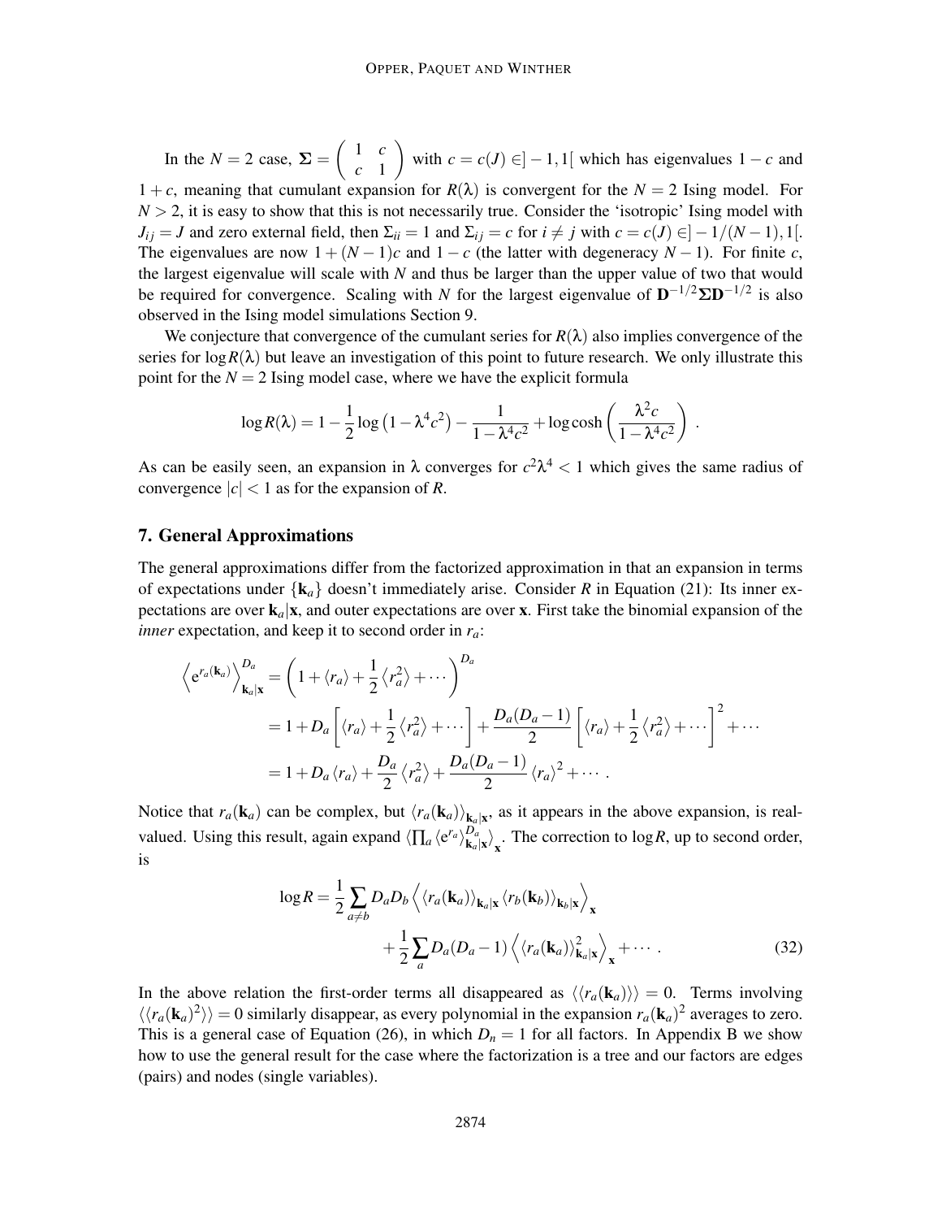In the $N = 2$ case, $\mathbf{\Sigma} = \begin{pmatrix} 1 & c \\ c & 1 \end{pmatrix}$ with $c = c(J) \in ]-1, 1[$ which has eigenvalues $1 - c$ and $1 + c$, meaning that cumulant expansion for $R(\lambda)$ is convergent for the $N = 2$ Ising model. For $N > 2$, it is easy to show that this is not necessarily true. Consider the 'isotropic' Ising model with $J_{ij} = J$ and zero external field, then $\Sigma_{ii} = 1$ and $\Sigma_{ij} = c$ for $i \neq j$ with $c = c(J) \in ]-1/(N-1), 1[$. The eigenvalues are now $1 + (N-1)c$ and $1 - c$ (the latter with degeneracy $N - 1$). For finite $c$, the largest eigenvalue will scale with $N$ and thus be larger than the upper value of two that would be required for convergence. Scaling with $N$ for the largest eigenvalue of $\mathbf{D}^{-1/2}\mathbf{\Sigma}\mathbf{D}^{-1/2}$ is also observed in the Ising model simulations Section 9.

We conjecture that convergence of the cumulant series for $R(\lambda)$ also implies convergence of the series for $\log R(\lambda)$ but leave an investigation of this point to future research. We only illustrate this point for the $N = 2$ Ising model case, where we have the explicit formula

$$\log R(\lambda) = 1 - \frac{1}{2}\log\left(1 - \lambda^4 c^2\right) - \frac{1}{1 - \lambda^4 c^2} + \log\cosh\left(\frac{\lambda^2 c}{1 - \lambda^4 c^2}\right) .$$

As can be easily seen, an expansion in $\lambda$ converges for $c^2\lambda^4 < 1$ which gives the same radius of convergence $|c| < 1$ as for the expansion of $R$.

## 7. General Approximations

The general approximations differ from the factorized approximation in that an expansion in terms of expectations under $\{\mathbf{k}_a\}$ doesn't immediately arise. Consider $R$ in Equation (21): Its inner expectations are over $\mathbf{k}_a|\mathbf{x}$, and outer expectations are over $\mathbf{x}$. First take the binomial expansion of the *inner* expectation, and keep it to second order in $r_a$:

$$\begin{aligned}
\left\langle \mathrm{e}^{r_a(\mathbf{k}_a)} \right\rangle_{\mathbf{k}_a|\mathbf{x}}^{D_a} &= \left(1 + \langle r_a \rangle + \frac{1}{2}\left\langle r_a^2 \right\rangle + \cdots \right)^{D_a} \\
&= 1 + D_a\left[\langle r_a \rangle + \frac{1}{2}\left\langle r_a^2 \right\rangle + \cdots\right] + \frac{D_a(D_a - 1)}{2}\left[\langle r_a \rangle + \frac{1}{2}\left\langle r_a^2 \right\rangle + \cdots\right]^2 + \cdots \\
&= 1 + D_a \langle r_a \rangle + \frac{D_a}{2}\left\langle r_a^2 \right\rangle + \frac{D_a(D_a - 1)}{2}\langle r_a \rangle^2 + \cdots .
\end{aligned}$$

Notice that $r_a(\mathbf{k}_a)$ can be complex, but $\langle r_a(\mathbf{k}_a) \rangle_{\mathbf{k}_a|\mathbf{x}}$, as it appears in the above expansion, is real-valued. Using this result, again expand $\left\langle \prod_a \langle \mathrm{e}^{r_a} \rangle_{\mathbf{k}_a|\mathbf{x}}^{D_a} \right\rangle_{\mathbf{x}}$. The correction to $\log R$, up to second order, is

$$\begin{aligned}
\log R = \frac{1}{2}\sum_{a \neq b} D_a D_b \left\langle \langle r_a(\mathbf{k}_a) \rangle_{\mathbf{k}_a|\mathbf{x}} \langle r_b(\mathbf{k}_b) \rangle_{\mathbf{k}_b|\mathbf{x}} \right\rangle_{\mathbf{x}} \\
+ \frac{1}{2}\sum_a D_a(D_a - 1)\left\langle \langle r_a(\mathbf{k}_a) \rangle_{\mathbf{k}_a|\mathbf{x}}^2 \right\rangle_{\mathbf{x}} + \cdots .
\end{aligned} \tag{32}$$

In the above relation the first-order terms all disappeared as $\langle\langle r_a(\mathbf{k}_a) \rangle\rangle = 0$. Terms involving $\langle\langle r_a(\mathbf{k}_a)^2 \rangle\rangle = 0$ similarly disappear, as every polynomial in the expansion $r_a(\mathbf{k}_a)^2$ averages to zero. This is a general case of Equation (26), in which $D_n = 1$ for all factors. In Appendix B we show how to use the general result for the case where the factorization is a tree and our factors are edges (pairs) and nodes (single variables).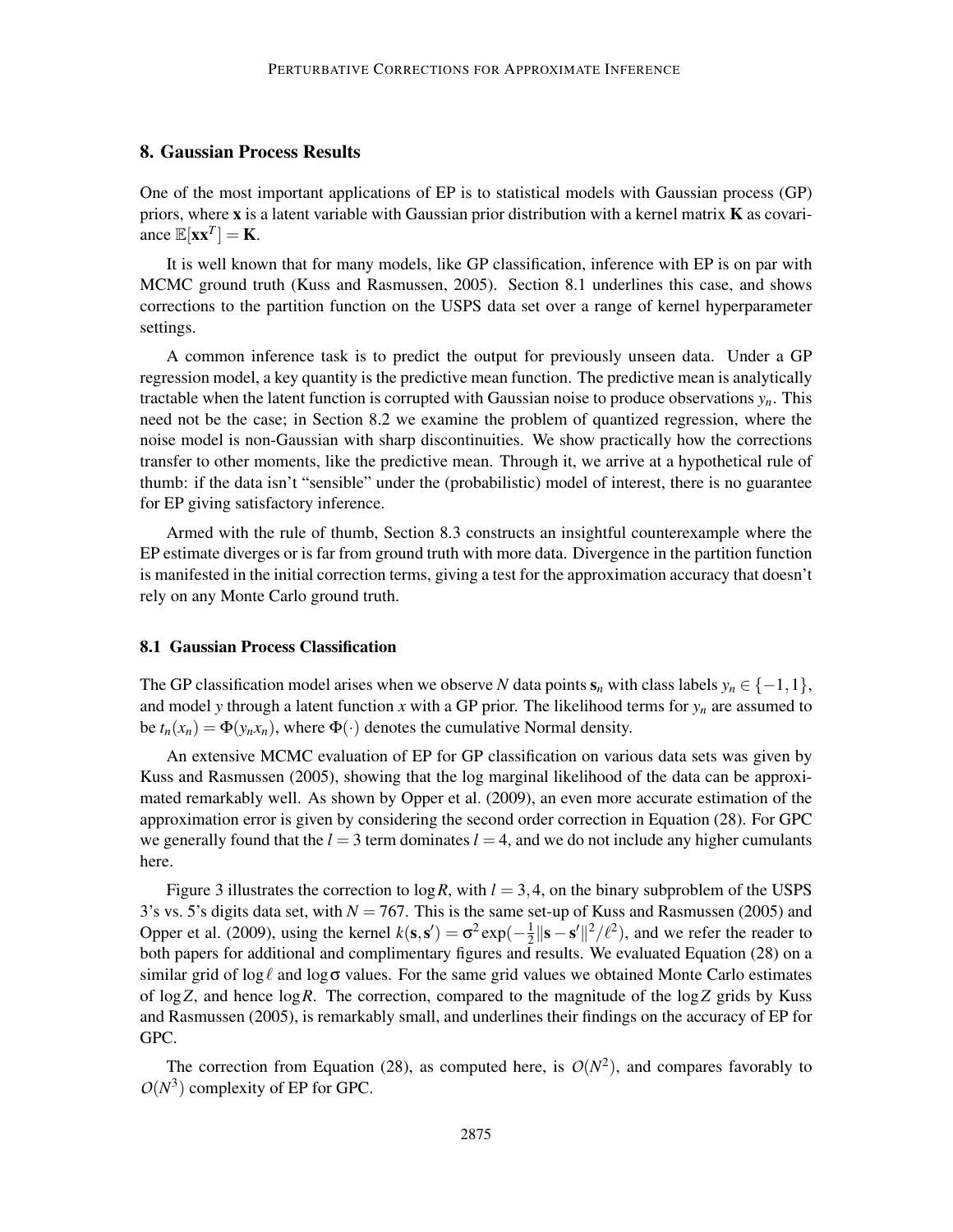## 8. Gaussian Process Results

One of the most important applications of EP is to statistical models with Gaussian process (GP) priors, where $\mathbf{x}$ is a latent variable with Gaussian prior distribution with a kernel matrix $\mathbf{K}$ as covariance $\mathbb{E}[\mathbf{x}\mathbf{x}^T] = \mathbf{K}$.

It is well known that for many models, like GP classification, inference with EP is on par with MCMC ground truth (Kuss and Rasmussen, 2005). Section 8.1 underlines this case, and shows corrections to the partition function on the USPS data set over a range of kernel hyperparameter settings.

A common inference task is to predict the output for previously unseen data. Under a GP regression model, a key quantity is the predictive mean function. The predictive mean is analytically tractable when the latent function is corrupted with Gaussian noise to produce observations $y_n$. This need not be the case; in Section 8.2 we examine the problem of quantized regression, where the noise model is non-Gaussian with sharp discontinuities. We show practically how the corrections transfer to other moments, like the predictive mean. Through it, we arrive at a hypothetical rule of thumb: if the data isn't "sensible" under the (probabilistic) model of interest, there is no guarantee for EP giving satisfactory inference.

Armed with the rule of thumb, Section 8.3 constructs an insightful counterexample where the EP estimate diverges or is far from ground truth with more data. Divergence in the partition function is manifested in the initial correction terms, giving a test for the approximation accuracy that doesn't rely on any Monte Carlo ground truth.

### 8.1 Gaussian Process Classification

The GP classification model arises when we observe $N$ data points $\mathbf{s}_n$ with class labels $y_n \in \{-1, 1\}$, and model $y$ through a latent function $x$ with a GP prior. The likelihood terms for $y_n$ are assumed to be $t_n(x_n) = \Phi(y_n x_n)$, where $\Phi(\cdot)$ denotes the cumulative Normal density.

An extensive MCMC evaluation of EP for GP classification on various data sets was given by Kuss and Rasmussen (2005), showing that the log marginal likelihood of the data can be approximated remarkably well. As shown by Opper et al. (2009), an even more accurate estimation of the approximation error is given by considering the second order correction in Equation (28). For GPC we generally found that the $l = 3$ term dominates $l = 4$, and we do not include any higher cumulants here.

Figure 3 illustrates the correction to $\log R$, with $l = 3, 4$, on the binary subproblem of the USPS 3's vs. 5's digits data set, with $N = 767$. This is the same set-up of Kuss and Rasmussen (2005) and Opper et al. (2009), using the kernel $k(\mathbf{s}, \mathbf{s}') = \sigma^2 \exp(-\frac{1}{2}\|\mathbf{s} - \mathbf{s}'\|^2/\ell^2)$, and we refer the reader to both papers for additional and complimentary figures and results. We evaluated Equation (28) on a similar grid of $\log \ell$ and $\log \sigma$ values. For the same grid values we obtained Monte Carlo estimates of $\log Z$, and hence $\log R$. The correction, compared to the magnitude of the $\log Z$ grids by Kuss and Rasmussen (2005), is remarkably small, and underlines their findings on the accuracy of EP for GPC.

The correction from Equation (28), as computed here, is $O(N^2)$, and compares favorably to $O(N^3)$ complexity of EP for GPC.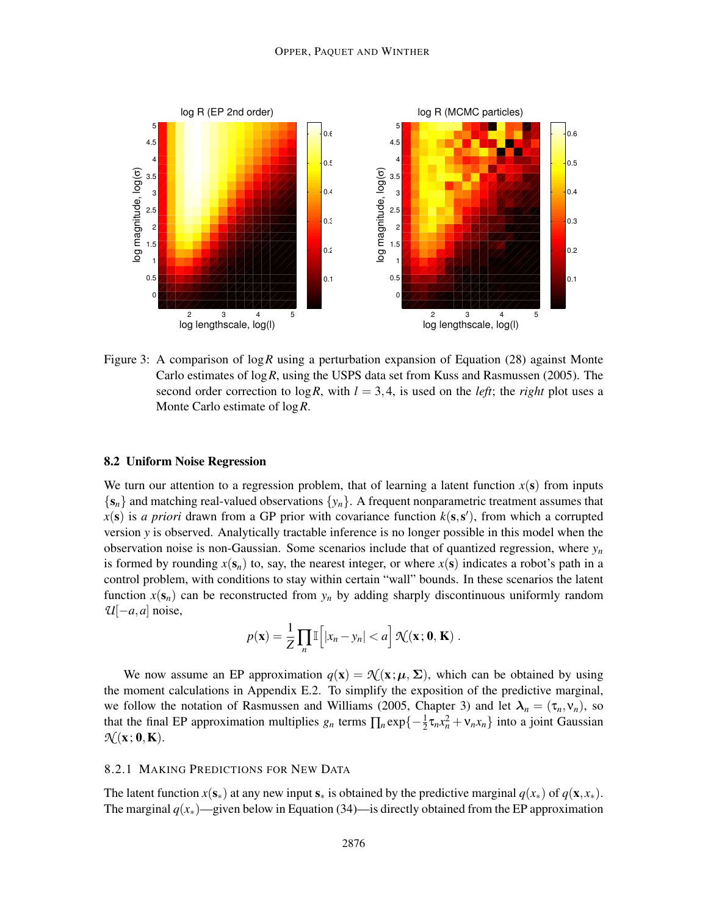Figure 3: A comparison of $\log R$ using a perturbation expansion of Equation (28) against Monte Carlo estimates of $\log R$, using the USPS data set from Kuss and Rasmussen (2005). The second order correction to $\log R$, with $l = 3, 4$, is used on the *left*; the *right* plot uses a Monte Carlo estimate of $\log R$.

### 8.2 Uniform Noise Regression

We turn our attention to a regression problem, that of learning a latent function $x(\mathbf{s})$ from inputs $\{\mathbf{s}_n\}$ and matching real-valued observations $\{y_n\}$. A frequent nonparametric treatment assumes that $x(\mathbf{s})$ is *a priori* drawn from a GP prior with covariance function $k(\mathbf{s}, \mathbf{s}')$, from which a corrupted version $y$ is observed. Analytically tractable inference is no longer possible in this model when the observation noise is non-Gaussian. Some scenarios include that of quantized regression, where $y_n$ is formed by rounding $x(\mathbf{s}_n)$ to, say, the nearest integer, or where $x(\mathbf{s})$ indicates a robot's path in a control problem, with conditions to stay within certain "wall" bounds. In these scenarios the latent function $x(\mathbf{s}_n)$ can be reconstructed from $y_n$ by adding sharply discontinuous uniformly random $\mathcal{U}[-a, a]$ noise,

$$p(\mathbf{x}) = \frac{1}{Z} \prod_n \mathbb{I}\Big[|x_n - y_n| < a\Big] \, \mathcal{N}(\mathbf{x}; \mathbf{0}, \mathbf{K}) \,.$$

We now assume an EP approximation $q(\mathbf{x}) = \mathcal{N}(\mathbf{x}; \boldsymbol{\mu}, \boldsymbol{\Sigma})$, which can be obtained by using the moment calculations in Appendix E.2. To simplify the exposition of the predictive marginal, we follow the notation of Rasmussen and Williams (2005, Chapter 3) and let $\boldsymbol{\lambda}_n = (\tau_n, \nu_n)$, so that the final EP approximation multiplies $g_n$ terms $\prod_n \exp\{-\frac{1}{2}\tau_n x_n^2 + \nu_n x_n\}$ into a joint Gaussian $\mathcal{N}(\mathbf{x}; \mathbf{0}, \mathbf{K})$.

#### 8.2.1 Making Predictions for New Data

The latent function $x(\mathbf{s}_*)$ at any new input $\mathbf{s}_*$ is obtained by the predictive marginal $q(x_*)$ of $q(\mathbf{x}, x_*)$. The marginal $q(x_*)$—given below in Equation (34)—is directly obtained from the EP approximation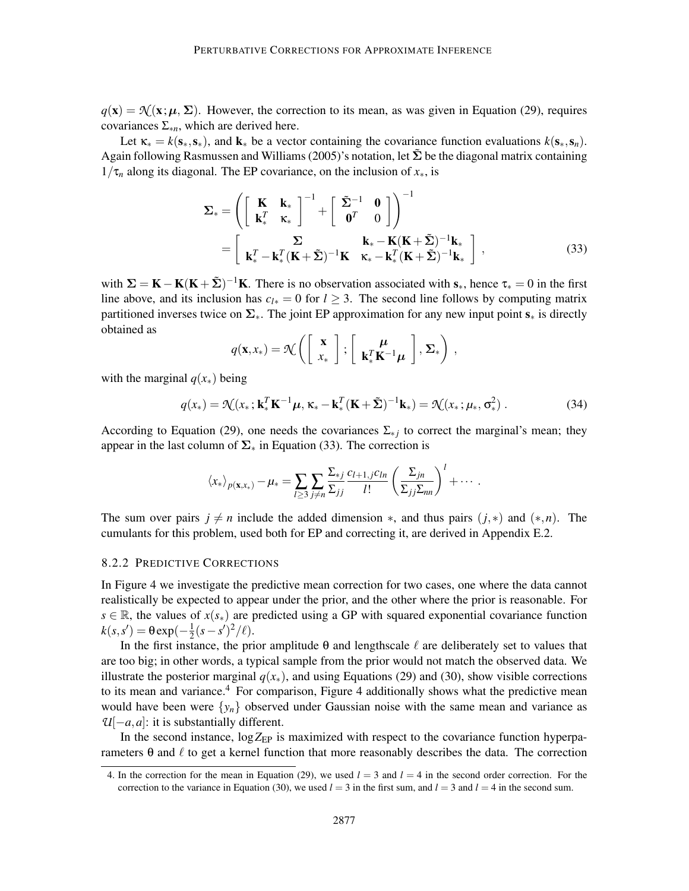$q(\mathbf{x}) = \mathcal{N}(\mathbf{x}; \boldsymbol{\mu}, \boldsymbol{\Sigma})$. However, the correction to its mean, as was given in Equation (29), requires covariances $\Sigma_{*n}$, which are derived here.

Let $\kappa_* = k(\mathbf{s}_*, \mathbf{s}_*)$, and $\mathbf{k}_*$ be a vector containing the covariance function evaluations $k(\mathbf{s}_*, \mathbf{s}_n)$. Again following Rasmussen and Williams (2005)'s notation, let $\tilde{\boldsymbol{\Sigma}}$ be the diagonal matrix containing $1/\tau_n$ along its diagonal. The EP covariance, on the inclusion of $x_*$, is

$$
\begin{aligned}
\boldsymbol{\Sigma}_* &= \left( \begin{bmatrix} \mathbf{K} & \mathbf{k}_* \\ \mathbf{k}_*^T & \kappa_* \end{bmatrix}^{-1} + \begin{bmatrix} \tilde{\boldsymbol{\Sigma}}^{-1} & \mathbf{0} \\ \mathbf{0}^T & 0 \end{bmatrix} \right)^{-1} \\
&= \begin{bmatrix} \boldsymbol{\Sigma} & \mathbf{k}_* - \mathbf{K}(\mathbf{K} + \tilde{\boldsymbol{\Sigma}})^{-1}\mathbf{k}_* \\ \mathbf{k}_*^T - \mathbf{k}_*^T(\mathbf{K} + \tilde{\boldsymbol{\Sigma}})^{-1}\mathbf{K} & \kappa_* - \mathbf{k}_*^T(\mathbf{K} + \tilde{\boldsymbol{\Sigma}})^{-1}\mathbf{k}_* \end{bmatrix} ,
\end{aligned}
\tag{33}
$$

with $\boldsymbol{\Sigma} = \mathbf{K} - \mathbf{K}(\mathbf{K} + \tilde{\boldsymbol{\Sigma}})^{-1}\mathbf{K}$. There is no observation associated with $\mathbf{s}_*$, hence $\tau_* = 0$ in the first line above, and its inclusion has $c_{l*} = 0$ for $l \geq 3$. The second line follows by computing matrix partitioned inverses twice on $\boldsymbol{\Sigma}_*$. The joint EP approximation for any new input point $\mathbf{s}_*$ is directly obtained as

$$
q(\mathbf{x}, x_*) = \mathcal{N}\left( \begin{bmatrix} \mathbf{x} \\ x_* \end{bmatrix} ; \begin{bmatrix} \boldsymbol{\mu} \\ \mathbf{k}_*^T \mathbf{K}^{-1} \boldsymbol{\mu} \end{bmatrix} , \boldsymbol{\Sigma}_* \right) ,
$$

with the marginal $q(x_*)$ being

$$
q(x_*) = \mathcal{N}(x_* ; \mathbf{k}_*^T \mathbf{K}^{-1} \boldsymbol{\mu}, \kappa_* - \mathbf{k}_*^T(\mathbf{K} + \tilde{\boldsymbol{\Sigma}})^{-1}\mathbf{k}_*) = \mathcal{N}(x_* ; \mu_*, \sigma_*^2) .
\tag{34}
$$

According to Equation (29), one needs the covariances $\Sigma_{*j}$ to correct the marginal's mean; they appear in the last column of $\boldsymbol{\Sigma}_*$ in Equation (33). The correction is

$$
\langle x_* \rangle_{p(\mathbf{x}, x_*)} - \mu_* = \sum_{l \geq 3} \sum_{j \neq n} \frac{\Sigma_{*j}}{\Sigma_{jj}} \frac{c_{l+1,j} c_{ln}}{l!} \left( \frac{\Sigma_{jn}}{\Sigma_{jj} \Sigma_{nn}} \right)^l + \cdots .
$$

The sum over pairs $j \neq n$ include the added dimension $*$, and thus pairs $(j, *)$ and $(*, n)$. The cumulants for this problem, used both for EP and correcting it, are derived in Appendix E.2.

#### 8.2.2 Predictive Corrections

In Figure 4 we investigate the predictive mean correction for two cases, one where the data cannot realistically be expected to appear under the prior, and the other where the prior is reasonable. For $s \in \mathbb{R}$, the values of $x(s_*)$ are predicted using a GP with squared exponential covariance function $k(s, s') = \theta \exp(-\frac{1}{2}(s - s')^2/\ell)$.

In the first instance, the prior amplitude $\theta$ and lengthscale $\ell$ are deliberately set to values that are too big; in other words, a typical sample from the prior would not match the observed data. We illustrate the posterior marginal $q(x_*)$, and using Equations (29) and (30), show visible corrections to its mean and variance.[4] For comparison, Figure 4 additionally shows what the predictive mean would have been were $\{y_n\}$ observed under Gaussian noise with the same mean and variance as $\mathcal{U}[-a, a]$: it is substantially different.

In the second instance, $\log Z_{\mathrm{EP}}$ is maximized with respect to the covariance function hyperparameters $\theta$ and $\ell$ to get a kernel function that more reasonably describes the data. The correction

4. In the correction for the mean in Equation (29), we used $l = 3$ and $l = 4$ in the second order correction. For the correction to the variance in Equation (30), we used $l = 3$ in the first sum, and $l = 3$ and $l = 4$ in the second sum.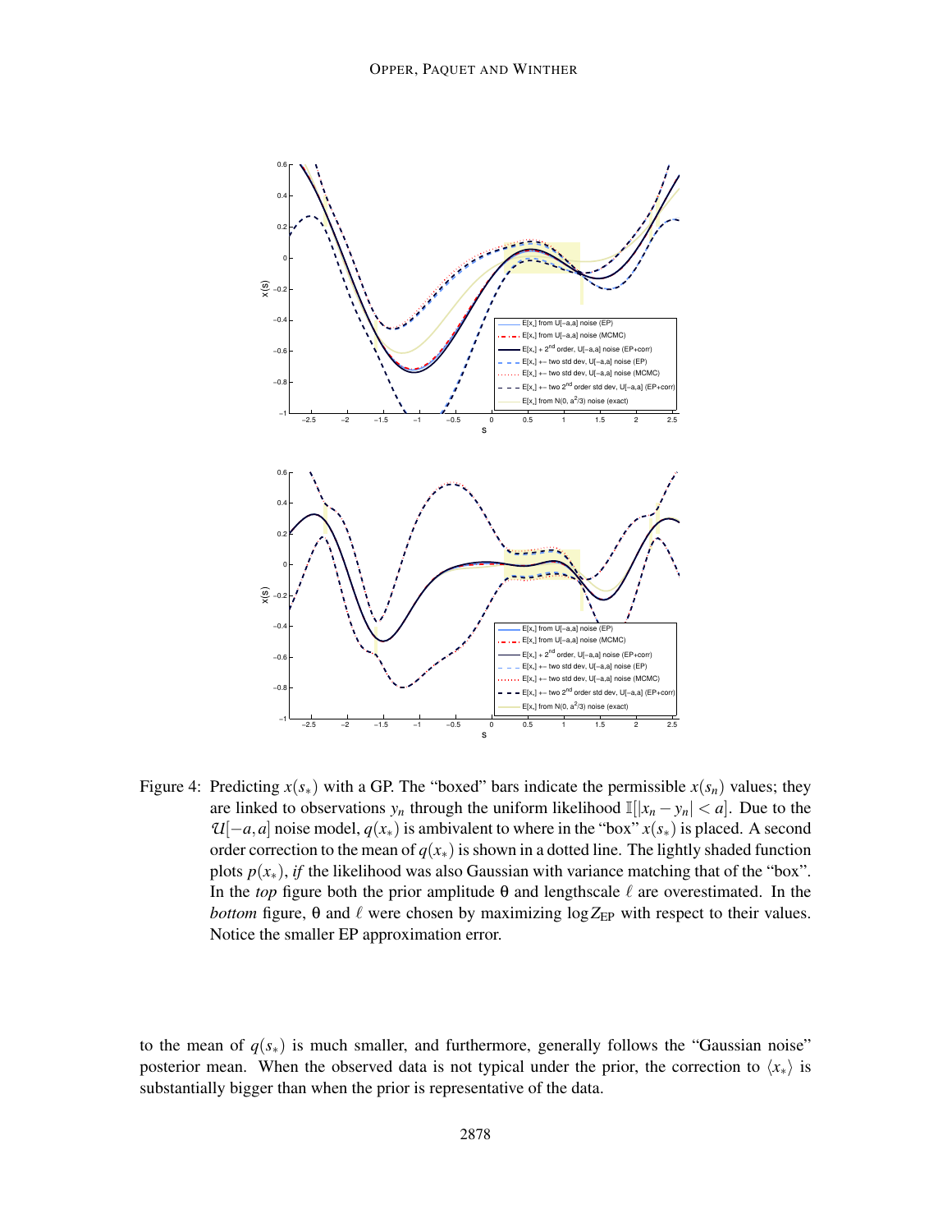Figure 4: Predicting $x(s_*)$ with a GP. The "boxed" bars indicate the permissible $x(s_n)$ values; they are linked to observations $y_n$ through the uniform likelihood $\mathbb{I}[|x_n - y_n| < a]$. Due to the $\mathcal{U}[-a,a]$ noise model, $q(x_*)$ is ambivalent to where in the "box" $x(s_*)$ is placed. A second order correction to the mean of $q(x_*)$ is shown in a dotted line. The lightly shaded function plots $p(x_*)$, *if* the likelihood was also Gaussian with variance matching that of the "box". In the *top* figure both the prior amplitude $\theta$ and lengthscale $\ell$ are overestimated. In the *bottom* figure, $\theta$ and $\ell$ were chosen by maximizing $\log Z_{\text{EP}}$ with respect to their values. Notice the smaller EP approximation error.

to the mean of $q(s_*)$ is much smaller, and furthermore, generally follows the "Gaussian noise" posterior mean. When the observed data is not typical under the prior, the correction to $\langle x_* \rangle$ is substantially bigger than when the prior is representative of the data.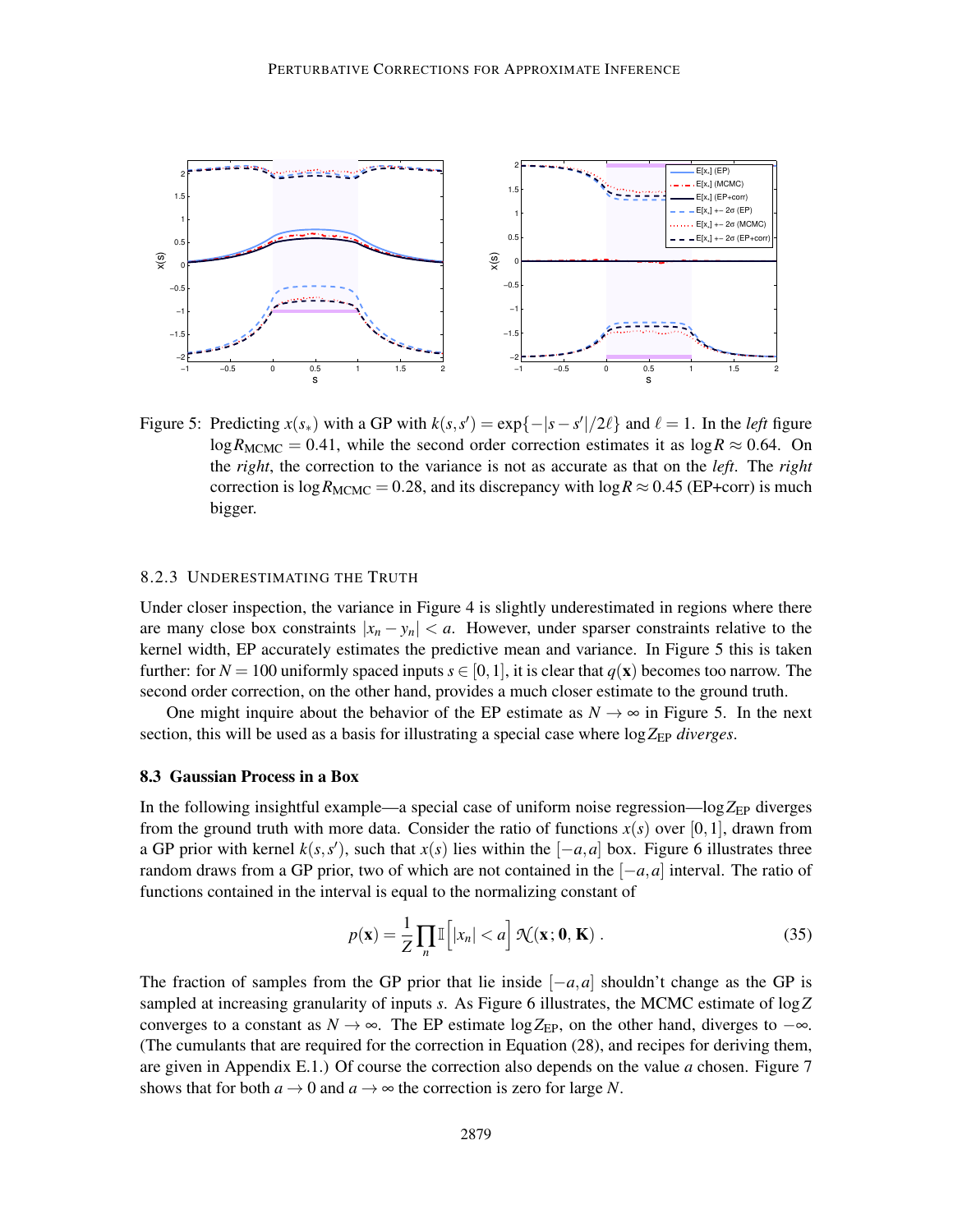Figure 5: Predicting $x(s_*)$ with a GP with $k(s,s') = \exp\{-|s-s'|/2\ell\}$ and $\ell = 1$. In the *left* figure $\log R_{\mathrm{MCMC}} = 0.41$, while the second order correction estimates it as $\log R \approx 0.64$. On the *right*, the correction to the variance is not as accurate as that on the *left*. The *right* correction is $\log R_{\mathrm{MCMC}} = 0.28$, and its discrepancy with $\log R \approx 0.45$ (EP+corr) is much bigger.

#### 8.2.3 Underestimating the Truth

Under closer inspection, the variance in Figure 4 is slightly underestimated in regions where there are many close box constraints $|x_n - y_n| < a$. However, under sparser constraints relative to the kernel width, EP accurately estimates the predictive mean and variance. In Figure 5 this is taken further: for $N = 100$ uniformly spaced inputs $s \in [0,1]$, it is clear that $q(\mathbf{x})$ becomes too narrow. The second order correction, on the other hand, provides a much closer estimate to the ground truth.

One might inquire about the behavior of the EP estimate as $N \to \infty$ in Figure 5. In the next section, this will be used as a basis for illustrating a special case where $\log Z_{\mathrm{EP}}$ *diverges*.

### 8.3 Gaussian Process in a Box

In the following insightful example—a special case of uniform noise regression—$\log Z_{\mathrm{EP}}$ diverges from the ground truth with more data. Consider the ratio of functions $x(s)$ over $[0,1]$, drawn from a GP prior with kernel $k(s,s')$, such that $x(s)$ lies within the $[-a,a]$ box. Figure 6 illustrates three random draws from a GP prior, two of which are not contained in the $[-a,a]$ interval. The ratio of functions contained in the interval is equal to the normalizing constant of

$$p(\mathbf{x}) = \frac{1}{Z} \prod_n \mathbb{I}\Big[|x_n| < a\Big] \, \mathcal{N}(\mathbf{x}; \mathbf{0}, \mathbf{K}) \; . \tag{35}$$

The fraction of samples from the GP prior that lie inside $[-a,a]$ shouldn't change as the GP is sampled at increasing granularity of inputs $s$. As Figure 6 illustrates, the MCMC estimate of $\log Z$ converges to a constant as $N \to \infty$. The EP estimate $\log Z_{\mathrm{EP}}$, on the other hand, diverges to $-\infty$. (The cumulants that are required for the correction in Equation (28), and recipes for deriving them, are given in Appendix E.1.) Of course the correction also depends on the value $a$ chosen. Figure 7 shows that for both $a \to 0$ and $a \to \infty$ the correction is zero for large $N$.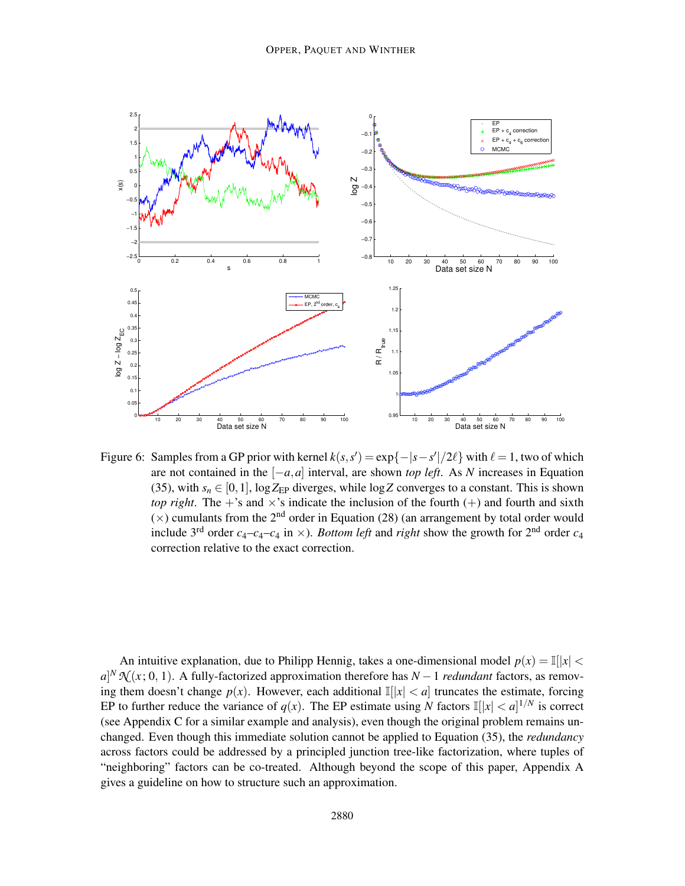Figure 6: Samples from a GP prior with kernel $k(s,s') = \exp\{-|s-s'|/2\ell\}$ with $\ell = 1$, two of which are not contained in the $[-a,a]$ interval, are shown *top left*. As $N$ increases in Equation (35), with $s_n \in [0,1]$, $\log Z_{\mathrm{EP}}$ diverges, while $\log Z$ converges to a constant. This is shown *top right*. The $+$'s and $\times$'s indicate the inclusion of the fourth ($+$) and fourth and sixth ($\times$) cumulants from the 2nd order in Equation (28) (an arrangement by total order would include 3rd order $c_4$–$c_4$–$c_4$ in $\times$). *Bottom left* and *right* show the growth for 2nd order $c_4$ correction relative to the exact correction.

An intuitive explanation, due to Philipp Hennig, takes a one-dimensional model $p(x) = \mathbb{I}[|x| < a]^N \mathcal{N}(x;0,1)$. A fully-factorized approximation therefore has $N-1$ *redundant* factors, as removing them doesn't change $p(x)$. However, each additional $\mathbb{I}[|x| < a]$ truncates the estimate, forcing EP to further reduce the variance of $q(x)$. The EP estimate using $N$ factors $\mathbb{I}[|x| < a]^{1/N}$ is correct (see Appendix C for a similar example and analysis), even though the original problem remains unchanged. Even though this immediate solution cannot be applied to Equation (35), the *redundancy* across factors could be addressed by a principled junction tree-like factorization, where tuples of "neighboring" factors can be co-treated. Although beyond the scope of this paper, Appendix A gives a guideline on how to structure such an approximation.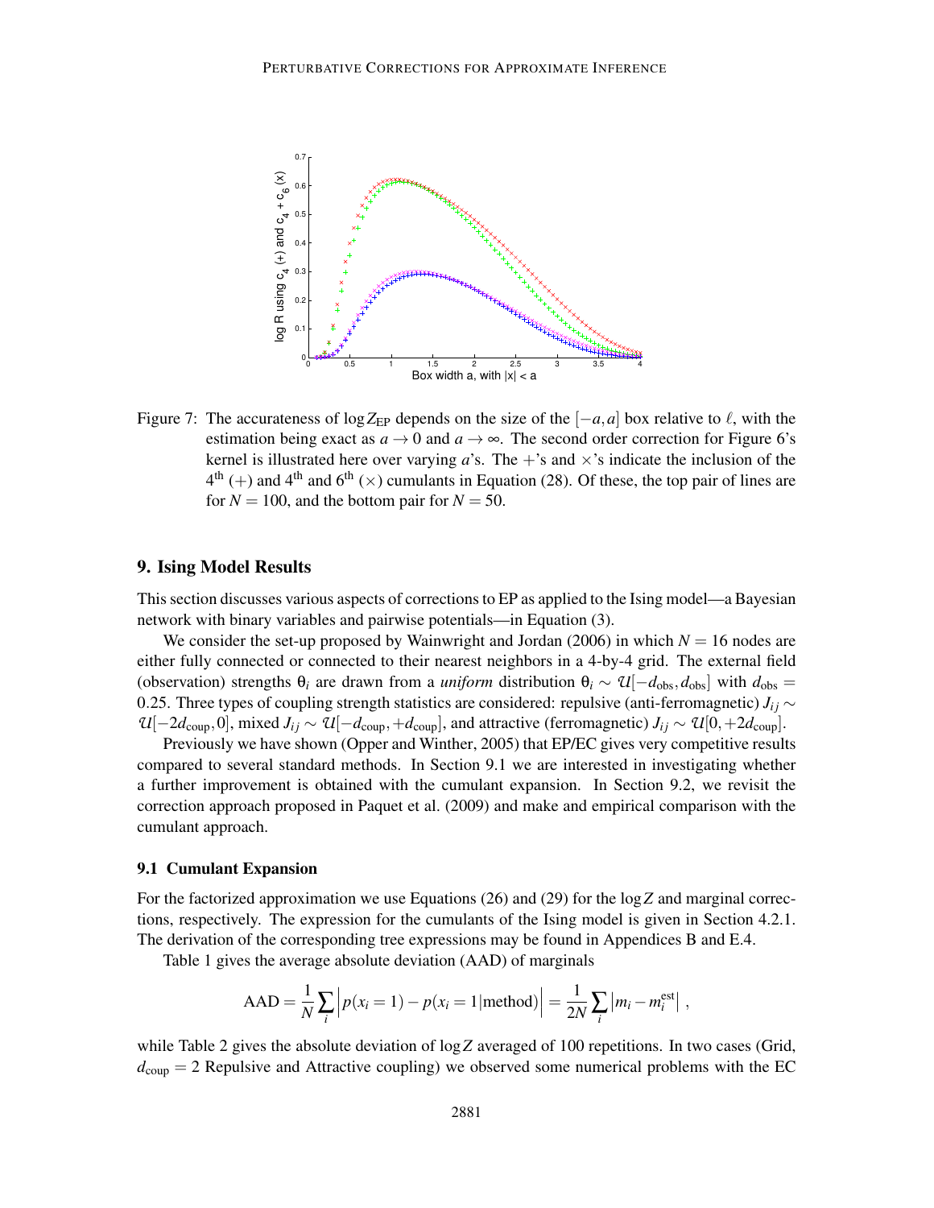Figure 7: The accurateness of $\log Z_{\mathrm{EP}}$ depends on the size of the $[-a,a]$ box relative to $\ell$, with the estimation being exact as $a \to 0$ and $a \to \infty$. The second order correction for Figure 6's kernel is illustrated here over varying $a$'s. The $+$'s and $\times$'s indicate the inclusion of the $4^{\text{th}}$ $(+)$ and $4^{\text{th}}$ and $6^{\text{th}}$ $(\times)$ cumulants in Equation (28). Of these, the top pair of lines are for $N = 100$, and the bottom pair for $N = 50$.

## 9. Ising Model Results

This section discusses various aspects of corrections to EP as applied to the Ising model—a Bayesian network with binary variables and pairwise potentials—in Equation (3).

We consider the set-up proposed by Wainwright and Jordan (2006) in which $N = 16$ nodes are either fully connected or connected to their nearest neighbors in a 4-by-4 grid. The external field (observation) strengths $\theta_i$ are drawn from a *uniform* distribution $\theta_i \sim \mathcal{U}[-d_{\text{obs}}, d_{\text{obs}}]$ with $d_{\text{obs}} = 0.25$. Three types of coupling strength statistics are considered: repulsive (anti-ferromagnetic) $J_{ij} \sim \mathcal{U}[-2d_{\text{coup}}, 0]$, mixed $J_{ij} \sim \mathcal{U}[-d_{\text{coup}}, +d_{\text{coup}}]$, and attractive (ferromagnetic) $J_{ij} \sim \mathcal{U}[0, +2d_{\text{coup}}]$.

Previously we have shown (Opper and Winther, 2005) that EP/EC gives very competitive results compared to several standard methods. In Section 9.1 we are interested in investigating whether a further improvement is obtained with the cumulant expansion. In Section 9.2, we revisit the correction approach proposed in Paquet et al. (2009) and make and empirical comparison with the cumulant approach.

### 9.1 Cumulant Expansion

For the factorized approximation we use Equations (26) and (29) for the $\log Z$ and marginal corrections, respectively. The expression for the cumulants of the Ising model is given in Section 4.2.1. The derivation of the corresponding tree expressions may be found in Appendices B and E.4.

Table 1 gives the average absolute deviation (AAD) of marginals

$$\text{AAD} = \frac{1}{N} \sum_i \Big| p(x_i = 1) - p(x_i = 1 | \text{method}) \Big| = \frac{1}{2N} \sum_i \big| m_i - m_i^{\text{est}} \big| \; ,$$

while Table 2 gives the absolute deviation of $\log Z$ averaged of 100 repetitions. In two cases (Grid, $d_{\text{coup}} = 2$ Repulsive and Attractive coupling) we observed some numerical problems with the EC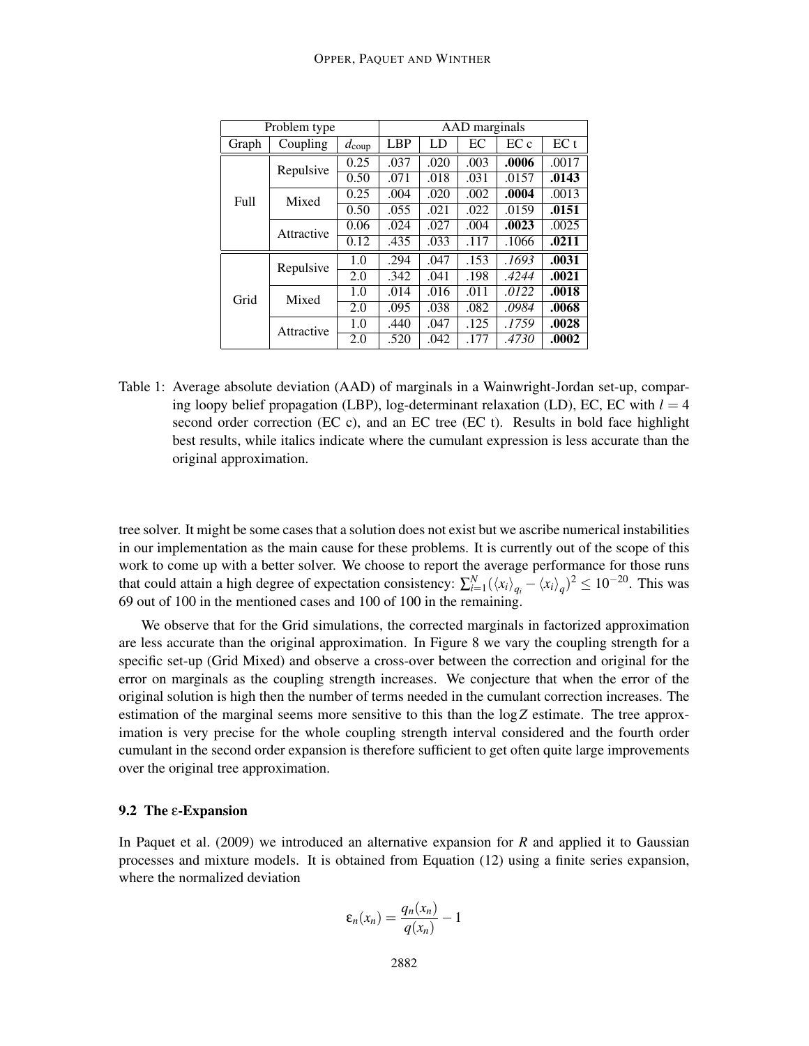| Problem type | | | AAD marginals | | | | |
|---|---|---|---|---|---|---|---|
| Graph | Coupling | $d_{\text{coup}}$ | LBP | LD | EC | EC c | EC t |
| Full | Repulsive | 0.25 | .037 | .020 | .003 | **.0006** | .0017 |
| | | 0.50 | .071 | .018 | .031 | .0157 | **.0143** |
| | Mixed | 0.25 | .004 | .020 | .002 | **.0004** | .0013 |
| | | 0.50 | .055 | .021 | .022 | .0159 | **.0151** |
| | Attractive | 0.06 | .024 | .027 | .004 | **.0023** | .0025 |
| | | 0.12 | .435 | .033 | .117 | .1066 | **.0211** |
| Grid | Repulsive | 1.0 | .294 | .047 | .153 | *.1693* | **.0031** |
| | | 2.0 | .342 | .041 | .198 | *.4244* | **.0021** |
| | Mixed | 1.0 | .014 | .016 | .011 | *.0122* | **.0018** |
| | | 2.0 | .095 | .038 | .082 | *.0984* | **.0068** |
| | Attractive | 1.0 | .440 | .047 | .125 | *.1759* | **.0028** |
| | | 2.0 | .520 | .042 | .177 | *.4730* | **.0002** |

Table 1: Average absolute deviation (AAD) of marginals in a Wainwright-Jordan set-up, comparing loopy belief propagation (LBP), log-determinant relaxation (LD), EC, EC with $l = 4$ second order correction (EC c), and an EC tree (EC t). Results in bold face highlight best results, while italics indicate where the cumulant expression is less accurate than the original approximation.

tree solver. It might be some cases that a solution does not exist but we ascribe numerical instabilities in our implementation as the main cause for these problems. It is currently out of the scope of this work to come up with a better solver. We choose to report the average performance for those runs that could attain a high degree of expectation consistency: $\sum_{i=1}^{N}(\langle x_i \rangle_{q_i} - \langle x_i \rangle_q)^2 \leq 10^{-20}$. This was 69 out of 100 in the mentioned cases and 100 of 100 in the remaining.

We observe that for the Grid simulations, the corrected marginals in factorized approximation are less accurate than the original approximation. In Figure 8 we vary the coupling strength for a specific set-up (Grid Mixed) and observe a cross-over between the correction and original for the error on marginals as the coupling strength increases. We conjecture that when the error of the original solution is high then the number of terms needed in the cumulant correction increases. The estimation of the marginal seems more sensitive to this than the $\log Z$ estimate. The tree approximation is very precise for the whole coupling strength interval considered and the fourth order cumulant in the second order expansion is therefore sufficient to get often quite large improvements over the original tree approximation.

### 9.2 The ε-Expansion

In Paquet et al. (2009) we introduced an alternative expansion for $R$ and applied it to Gaussian processes and mixture models. It is obtained from Equation (12) using a finite series expansion, where the normalized deviation

$$\varepsilon_n(x_n) = \frac{q_n(x_n)}{q(x_n)} - 1$$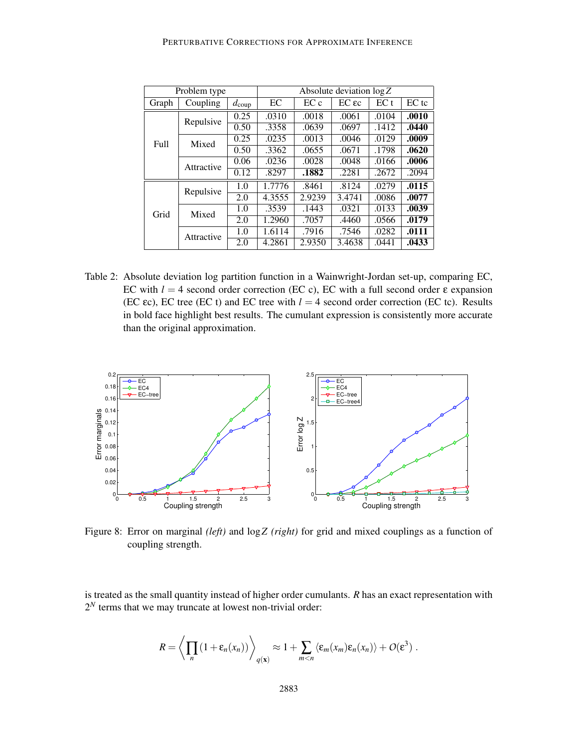| Problem type | | | Absolute deviation $\log Z$ | | | | |
|---|---|---|---|---|---|---|---|
| Graph | Coupling | $d_{\text{coup}}$ | EC | EC c | EC εc | EC t | EC tc |
| Full | Repulsive | 0.25 | .0310 | .0018 | .0061 | .0104 | **.0010** |
| | | 0.50 | .3358 | .0639 | .0697 | .1412 | **.0440** |
| | Mixed | 0.25 | .0235 | .0013 | .0046 | .0129 | **.0009** |
| | | 0.50 | .3362 | .0655 | .0671 | .1798 | **.0620** |
| | Attractive | 0.06 | .0236 | .0028 | .0048 | .0166 | **.0006** |
| | | 0.12 | .8297 | **.1882** | .2281 | .2672 | .2094 |
| Grid | Repulsive | 1.0 | 1.7776 | .8461 | .8124 | .0279 | **.0115** |
| | | 2.0 | 4.3555 | 2.9239 | 3.4741 | .0086 | **.0077** |
| | Mixed | 1.0 | .3539 | .1443 | .0321 | .0133 | **.0039** |
| | | 2.0 | 1.2960 | .7057 | .4460 | .0566 | **.0179** |
| | Attractive | 1.0 | 1.6114 | .7916 | .7546 | .0282 | **.0111** |
| | | 2.0 | 4.2861 | 2.9350 | 3.4638 | .0441 | **.0433** |

Table 2: Absolute deviation log partition function in a Wainwright-Jordan set-up, comparing EC, EC with $l = 4$ second order correction (EC c), EC with a full second order $\varepsilon$ expansion (EC εc), EC tree (EC t) and EC tree with $l = 4$ second order correction (EC tc). Results in bold face highlight best results. The cumulant expression is consistently more accurate than the original approximation.

Figure 8: Error on marginal *(left)* and $\log Z$ *(right)* for grid and mixed couplings as a function of coupling strength.

is treated as the small quantity instead of higher order cumulants. $R$ has an exact representation with $2^N$ terms that we may truncate at lowest non-trivial order:

$$R = \left\langle \prod_n (1 + \varepsilon_n(x_n)) \right\rangle_{q(\mathbf{x})} \approx 1 + \sum_{m<n} \langle \varepsilon_m(x_m)\varepsilon_n(x_n) \rangle + O(\varepsilon^3) \, .$$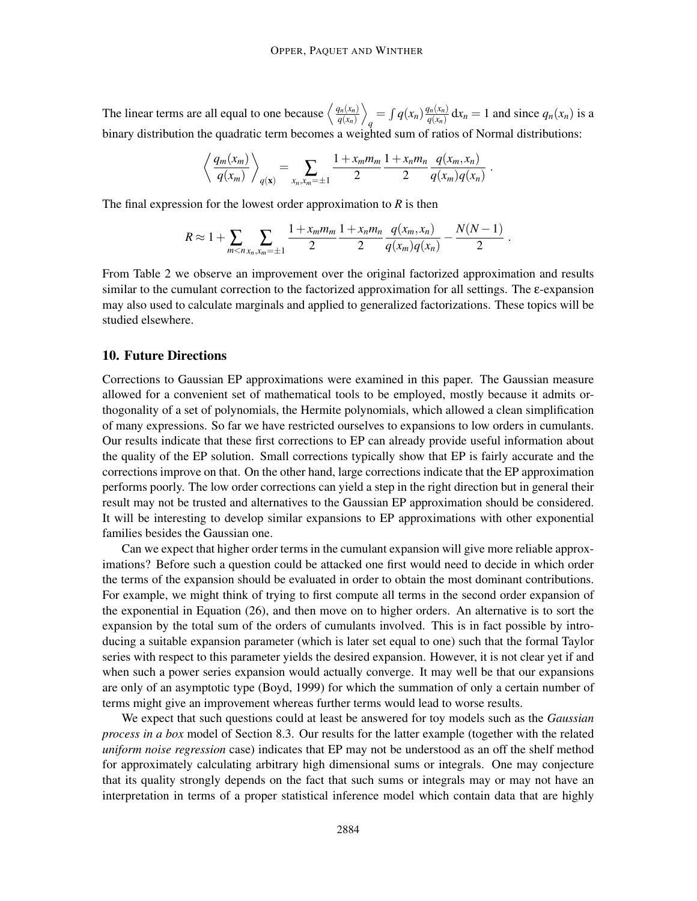The linear terms are all equal to one because $\left\langle \frac{q_n(x_n)}{q(x_n)} \right\rangle_q = \int q(x_n) \frac{q_n(x_n)}{q(x_n)} \, dx_n = 1$ and since $q_n(x_n)$ is a binary distribution the quadratic term becomes a weighted sum of ratios of Normal distributions:

$$\left\langle \frac{q_m(x_m)}{q(x_m)} \right\rangle_{q(\mathbf{x})} = \sum_{x_n, x_m = \pm 1} \frac{1 + x_m m_m}{2} \frac{1 + x_n m_n}{2} \frac{q(x_m, x_n)}{q(x_m) q(x_n)} \ .$$

The final expression for the lowest order approximation to $R$ is then

$$R \approx 1 + \sum_{m<n} \sum_{x_n, x_m = \pm 1} \frac{1 + x_m m_m}{2} \frac{1 + x_n m_n}{2} \frac{q(x_m, x_n)}{q(x_m) q(x_n)} - \frac{N(N-1)}{2} \ .$$

From Table 2 we observe an improvement over the original factorized approximation and results similar to the cumulant correction to the factorized approximation for all settings. The $\varepsilon$-expansion may also used to calculate marginals and applied to generalized factorizations. These topics will be studied elsewhere.

## 10. Future Directions

Corrections to Gaussian EP approximations were examined in this paper. The Gaussian measure allowed for a convenient set of mathematical tools to be employed, mostly because it admits orthogonality of a set of polynomials, the Hermite polynomials, which allowed a clean simplification of many expressions. So far we have restricted ourselves to expansions to low orders in cumulants. Our results indicate that these first corrections to EP can already provide useful information about the quality of the EP solution. Small corrections typically show that EP is fairly accurate and the corrections improve on that. On the other hand, large corrections indicate that the EP approximation performs poorly. The low order corrections can yield a step in the right direction but in general their result may not be trusted and alternatives to the Gaussian EP approximation should be considered. It will be interesting to develop similar expansions to EP approximations with other exponential families besides the Gaussian one.

Can we expect that higher order terms in the cumulant expansion will give more reliable approximations? Before such a question could be attacked one first would need to decide in which order the terms of the expansion should be evaluated in order to obtain the most dominant contributions. For example, we might think of trying to first compute all terms in the second order expansion of the exponential in Equation (26), and then move on to higher orders. An alternative is to sort the expansion by the total sum of the orders of cumulants involved. This is in fact possible by introducing a suitable expansion parameter (which is later set equal to one) such that the formal Taylor series with respect to this parameter yields the desired expansion. However, it is not clear yet if and when such a power series expansion would actually converge. It may well be that our expansions are only of an asymptotic type (Boyd, 1999) for which the summation of only a certain number of terms might give an improvement whereas further terms would lead to worse results.

We expect that such questions could at least be answered for toy models such as the *Gaussian process in a box* model of Section 8.3. Our results for the latter example (together with the related *uniform noise regression* case) indicates that EP may not be understood as an off the shelf method for approximately calculating arbitrary high dimensional sums or integrals. One may conjecture that its quality strongly depends on the fact that such sums or integrals may or may not have an interpretation in terms of a proper statistical inference model which contain data that are highly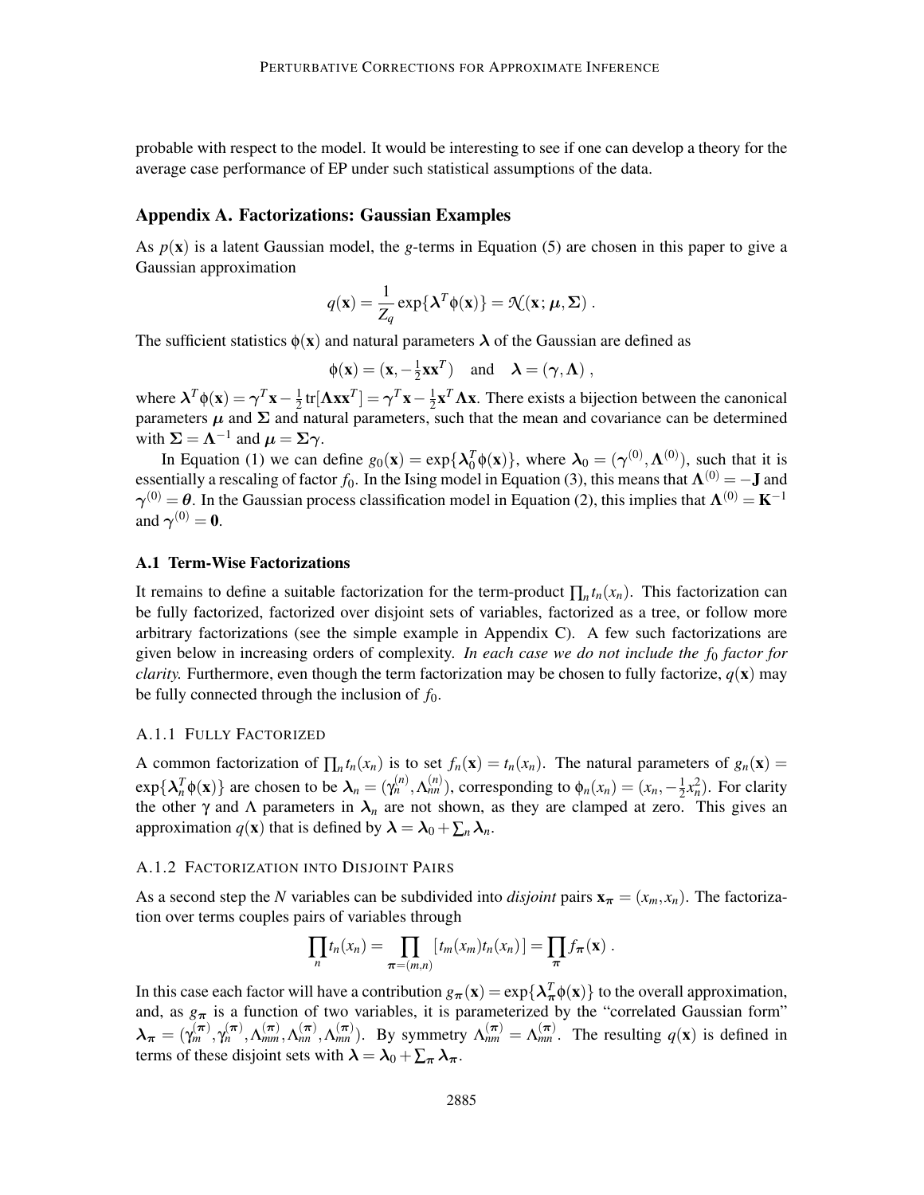probable with respect to the model. It would be interesting to see if one can develop a theory for the average case performance of EP under such statistical assumptions of the data.

## Appendix A. Factorizations: Gaussian Examples

As $p(\mathbf{x})$ is a latent Gaussian model, the $g$-terms in Equation (5) are chosen in this paper to give a Gaussian approximation

$$q(\mathbf{x}) = \frac{1}{Z_q} \exp\{\boldsymbol{\lambda}^T \phi(\mathbf{x})\} = \mathcal{N}(\mathbf{x}; \boldsymbol{\mu}, \boldsymbol{\Sigma}) .$$

The sufficient statistics $\phi(\mathbf{x})$ and natural parameters $\boldsymbol{\lambda}$ of the Gaussian are defined as

$$\phi(\mathbf{x}) = (\mathbf{x}, -\tfrac{1}{2}\mathbf{x}\mathbf{x}^T) \quad \text{and} \quad \boldsymbol{\lambda} = (\gamma, \Lambda) ,$$

where $\boldsymbol{\lambda}^T \phi(\mathbf{x}) = \boldsymbol{\gamma}^T \mathbf{x} - \frac{1}{2} \operatorname{tr}[\boldsymbol{\Lambda}\mathbf{x}\mathbf{x}^T] = \boldsymbol{\gamma}^T \mathbf{x} - \frac{1}{2}\mathbf{x}^T \boldsymbol{\Lambda}\mathbf{x}$. There exists a bijection between the canonical parameters $\boldsymbol{\mu}$ and $\boldsymbol{\Sigma}$ and natural parameters, such that the mean and covariance can be determined with $\boldsymbol{\Sigma} = \boldsymbol{\Lambda}^{-1}$ and $\boldsymbol{\mu} = \boldsymbol{\Sigma}\boldsymbol{\gamma}$.

In Equation (1) we can define $g_0(\mathbf{x}) = \exp\{\boldsymbol{\lambda}_0^T \phi(\mathbf{x})\}$, where $\boldsymbol{\lambda}_0 = (\boldsymbol{\gamma}^{(0)}, \boldsymbol{\Lambda}^{(0)})$, such that it is essentially a rescaling of factor $f_0$. In the Ising model in Equation (3), this means that $\boldsymbol{\Lambda}^{(0)} = -\mathbf{J}$ and $\boldsymbol{\gamma}^{(0)} = \boldsymbol{\theta}$. In the Gaussian process classification model in Equation (2), this implies that $\boldsymbol{\Lambda}^{(0)} = \mathbf{K}^{-1}$ and $\boldsymbol{\gamma}^{(0)} = \mathbf{0}$.

### A.1 Term-Wise Factorizations

It remains to define a suitable factorization for the term-product $\prod_n t_n(x_n)$. This factorization can be fully factorized, factorized over disjoint sets of variables, factorized as a tree, or follow more arbitrary factorizations (see the simple example in Appendix C). A few such factorizations are given below in increasing orders of complexity. *In each case we do not include the $f_0$ factor for clarity.* Furthermore, even though the term factorization may be chosen to fully factorize, $q(\mathbf{x})$ may be fully connected through the inclusion of $f_0$.

#### A.1.1 Fully Factorized

A common factorization of $\prod_n t_n(x_n)$ is to set $f_n(\mathbf{x}) = t_n(x_n)$. The natural parameters of $g_n(\mathbf{x}) = \exp\{\boldsymbol{\lambda}_n^T \phi(\mathbf{x})\}$ are chosen to be $\boldsymbol{\lambda}_n = (\gamma_n^{(n)}, \Lambda_{nn}^{(n)})$, corresponding to $\phi_n(x_n) = (x_n, -\frac{1}{2}x_n^2)$. For clarity the other $\gamma$ and $\Lambda$ parameters in $\boldsymbol{\lambda}_n$ are not shown, as they are clamped at zero. This gives an approximation $q(\mathbf{x})$ that is defined by $\boldsymbol{\lambda} = \boldsymbol{\lambda}_0 + \sum_n \boldsymbol{\lambda}_n$.

#### A.1.2 Factorization into Disjoint Pairs

As a second step the $N$ variables can be subdivided into *disjoint* pairs $\mathbf{x}_{\boldsymbol{\pi}} = (x_m, x_n)$. The factorization over terms couples pairs of variables through

$$\prod_n t_n(x_n) = \prod_{\boldsymbol{\pi}=(m,n)} [t_m(x_m) t_n(x_n)] = \prod_{\boldsymbol{\pi}} f_{\boldsymbol{\pi}}(\mathbf{x}) .$$

In this case each factor will have a contribution $g_{\boldsymbol{\pi}}(\mathbf{x}) = \exp\{\boldsymbol{\lambda}_{\boldsymbol{\pi}}^T \phi(\mathbf{x})\}$ to the overall approximation, and, as $g_{\boldsymbol{\pi}}$ is a function of two variables, it is parameterized by the "correlated Gaussian form" $\boldsymbol{\lambda}_{\boldsymbol{\pi}} = (\gamma_m^{(\boldsymbol{\pi})}, \gamma_n^{(\boldsymbol{\pi})}, \Lambda_{mm}^{(\boldsymbol{\pi})}, \Lambda_{nn}^{(\boldsymbol{\pi})}, \Lambda_{mn}^{(\boldsymbol{\pi})})$. By symmetry $\Lambda_{nm}^{(\boldsymbol{\pi})} = \Lambda_{mn}^{(\boldsymbol{\pi})}$. The resulting $q(\mathbf{x})$ is defined in terms of these disjoint sets with $\boldsymbol{\lambda} = \boldsymbol{\lambda}_0 + \sum_{\boldsymbol{\pi}} \boldsymbol{\lambda}_{\boldsymbol{\pi}}$.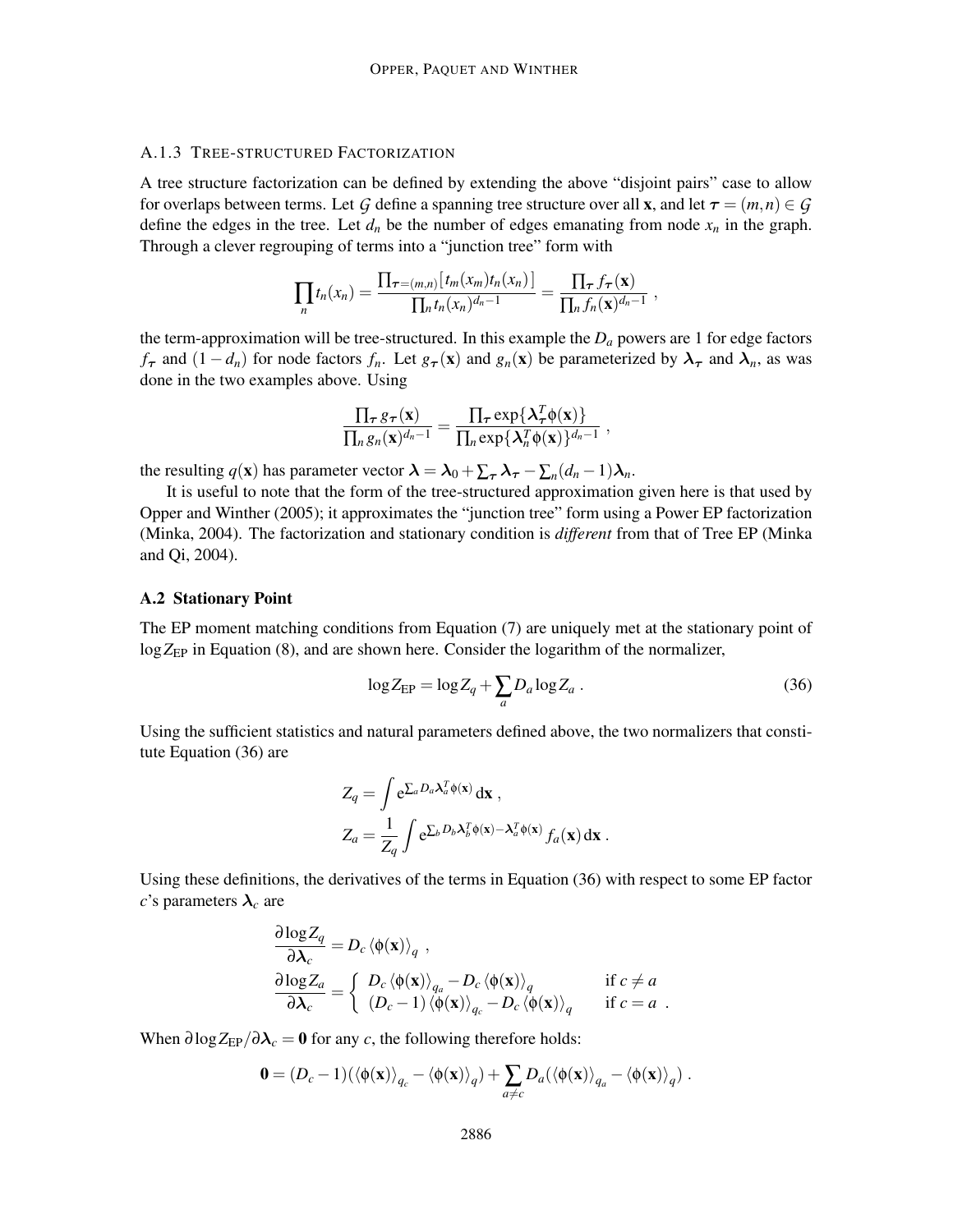#### A.1.3 Tree-Structured Factorization

A tree structure factorization can be defined by extending the above "disjoint pairs" case to allow for overlaps between terms. Let $\mathcal{G}$ define a spanning tree structure over all $\mathbf{x}$, and let $\boldsymbol{\tau} = (m,n) \in \mathcal{G}$ define the edges in the tree. Let $d_n$ be the number of edges emanating from node $x_n$ in the graph. Through a clever regrouping of terms into a "junction tree" form with

$$\prod_n t_n(x_n) = \frac{\prod_{\boldsymbol{\tau}=(m,n)} [t_m(x_m) t_n(x_n)]}{\prod_n t_n(x_n)^{d_n - 1}} = \frac{\prod_{\boldsymbol{\tau}} f_{\boldsymbol{\tau}}(\mathbf{x})}{\prod_n f_n(\mathbf{x})^{d_n - 1}} \ ,$$

the term-approximation will be tree-structured. In this example the $D_a$ powers are 1 for edge factors $f_{\boldsymbol{\tau}}$ and $(1 - d_n)$ for node factors $f_n$. Let $g_{\boldsymbol{\tau}}(\mathbf{x})$ and $g_n(\mathbf{x})$ be parameterized by $\boldsymbol{\lambda}_{\boldsymbol{\tau}}$ and $\boldsymbol{\lambda}_n$, as was done in the two examples above. Using

$$\frac{\prod_{\boldsymbol{\tau}} g_{\boldsymbol{\tau}}(\mathbf{x})}{\prod_n g_n(\mathbf{x})^{d_n - 1}} = \frac{\prod_{\boldsymbol{\tau}} \exp\{\boldsymbol{\lambda}_{\boldsymbol{\tau}}^T \phi(\mathbf{x})\}}{\prod_n \exp\{\boldsymbol{\lambda}_n^T \phi(\mathbf{x})\}^{d_n - 1}} \ ,$$

the resulting $q(\mathbf{x})$ has parameter vector $\boldsymbol{\lambda} = \boldsymbol{\lambda}_0 + \sum_{\boldsymbol{\tau}} \boldsymbol{\lambda}_{\boldsymbol{\tau}} - \sum_n (d_n - 1) \boldsymbol{\lambda}_n$.

It is useful to note that the form of the tree-structured approximation given here is that used by Opper and Winther (2005); it approximates the "junction tree" form using a Power EP factorization (Minka, 2004). The factorization and stationary condition is *different* from that of Tree EP (Minka and Qi, 2004).

### A.2 Stationary Point

The EP moment matching conditions from Equation (7) are uniquely met at the stationary point of $\log Z_{\mathrm{EP}}$ in Equation (8), and are shown here. Consider the logarithm of the normalizer,

$$\log Z_{\mathrm{EP}} = \log Z_q + \sum_a D_a \log Z_a \ . \tag{36}$$

Using the sufficient statistics and natural parameters defined above, the two normalizers that constitute Equation (36) are

$$Z_q = \int \mathrm{e}^{\sum_a D_a \boldsymbol{\lambda}_a^T \phi(\mathbf{x})} \, \mathrm{d}\mathbf{x} \ ,$$

$$Z_a = \frac{1}{Z_q} \int \mathrm{e}^{\sum_b D_b \boldsymbol{\lambda}_b^T \phi(\mathbf{x}) - \boldsymbol{\lambda}_a^T \phi(\mathbf{x})} f_a(\mathbf{x}) \, \mathrm{d}\mathbf{x} \ .$$

Using these definitions, the derivatives of the terms in Equation (36) with respect to some EP factor $c$'s parameters $\boldsymbol{\lambda}_c$ are

$$\frac{\partial \log Z_q}{\partial \boldsymbol{\lambda}_c} = D_c \langle \phi(\mathbf{x}) \rangle_q \ ,$$

$$\frac{\partial \log Z_a}{\partial \boldsymbol{\lambda}_c} = \begin{cases} D_c \langle \phi(\mathbf{x}) \rangle_{q_a} - D_c \langle \phi(\mathbf{x}) \rangle_q & \text{if } c \neq a \\ (D_c - 1) \langle \phi(\mathbf{x}) \rangle_{q_c} - D_c \langle \phi(\mathbf{x}) \rangle_q & \text{if } c = a \end{cases} \ .$$

When $\partial \log Z_{\mathrm{EP}} / \partial \boldsymbol{\lambda}_c = \mathbf{0}$ for any $c$, the following therefore holds:

$$\mathbf{0} = (D_c - 1)(\langle \phi(\mathbf{x}) \rangle_{q_c} - \langle \phi(\mathbf{x}) \rangle_q) + \sum_{a \neq c} D_a (\langle \phi(\mathbf{x}) \rangle_{q_a} - \langle \phi(\mathbf{x}) \rangle_q) \ .$$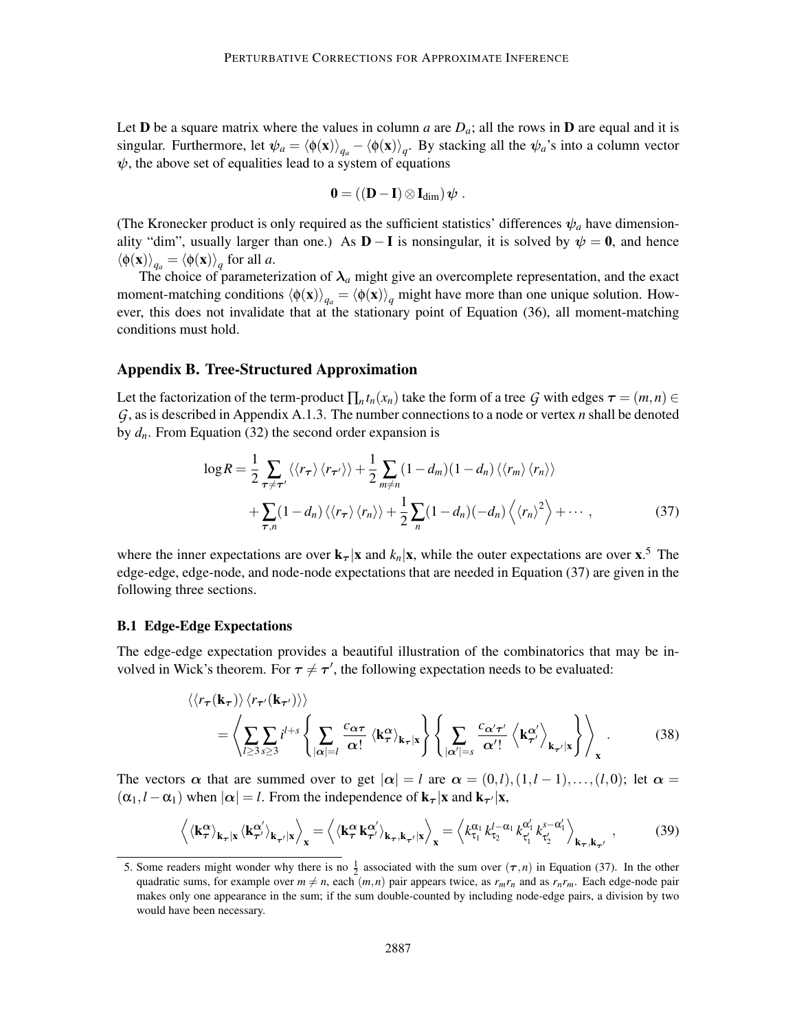Let $\mathbf{D}$ be a square matrix where the values in column $a$ are $D_a$; all the rows in $\mathbf{D}$ are equal and it is singular. Furthermore, let $\psi_a = \langle \phi(\mathbf{x}) \rangle_{q_a} - \langle \phi(\mathbf{x}) \rangle_q$. By stacking all the $\psi_a$'s into a column vector $\boldsymbol{\psi}$, the above set of equalities lead to a system of equations

$$\mathbf{0} = ((\mathbf{D} - \mathbf{I}) \otimes \mathbf{I}_{\mathrm{dim}}) \boldsymbol{\psi} \; .$$

(The Kronecker product is only required as the sufficient statistics' differences $\psi_a$ have dimensionality "dim", usually larger than one.) As $\mathbf{D} - \mathbf{I}$ is nonsingular, it is solved by $\boldsymbol{\psi} = \mathbf{0}$, and hence $\langle \phi(\mathbf{x}) \rangle_{q_a} = \langle \phi(\mathbf{x}) \rangle_q$ for all $a$.

The choice of parameterization of $\boldsymbol{\lambda}_a$ might give an overcomplete representation, and the exact moment-matching conditions $\langle \phi(\mathbf{x}) \rangle_{q_a} = \langle \phi(\mathbf{x}) \rangle_q$ might have more than one unique solution. However, this does not invalidate that at the stationary point of Equation (36), all moment-matching conditions must hold.

## Appendix B. Tree-Structured Approximation

Let the factorization of the term-product $\prod_n t_n(x_n)$ take the form of a tree $\mathcal{G}$ with edges $\boldsymbol{\tau} = (m,n) \in \mathcal{G}$, as is described in Appendix A.1.3. The number connections to a node or vertex $n$ shall be denoted by $d_n$. From Equation (32) the second order expansion is

$$\begin{aligned}
\log R = & \frac{1}{2} \sum_{\boldsymbol{\tau} \neq \boldsymbol{\tau}'} \langle \langle r_{\boldsymbol{\tau}} \rangle \langle r_{\boldsymbol{\tau}'} \rangle \rangle + \frac{1}{2} \sum_{m \neq n} (1 - d_m)(1 - d_n) \langle \langle r_m \rangle \langle r_n \rangle \rangle \\
& + \sum_{\boldsymbol{\tau}, n} (1 - d_n) \langle \langle r_{\boldsymbol{\tau}} \rangle \langle r_n \rangle \rangle + \frac{1}{2} \sum_n (1 - d_n)(-d_n) \left\langle \langle r_n \rangle^2 \right\rangle + \cdots \; ,
\end{aligned} \tag{37}$$

where the inner expectations are over $\mathbf{k}_{\boldsymbol{\tau}}|\mathbf{x}$ and $k_n|\mathbf{x}$, while the outer expectations are over $\mathbf{x}$.[5] The edge-edge, edge-node, and node-node expectations that are needed in Equation (37) are given in the following three sections.

### B.1 Edge-Edge Expectations

The edge-edge expectation provides a beautiful illustration of the combinatorics that may be involved in Wick's theorem. For $\boldsymbol{\tau} \neq \boldsymbol{\tau}'$, the following expectation needs to be evaluated:

$$\begin{aligned}
& \langle \langle r_{\boldsymbol{\tau}}(\mathbf{k}_{\boldsymbol{\tau}}) \rangle \langle r_{\boldsymbol{\tau}'}(\mathbf{k}_{\boldsymbol{\tau}'}) \rangle \rangle \\
& \quad = \left\langle \sum_{l \geq 3} \sum_{s \geq 3} i^{l+s} \left\{ \sum_{|\boldsymbol{\alpha}| = l} \frac{c_{\boldsymbol{\alpha}\boldsymbol{\tau}}}{\boldsymbol{\alpha}!} \langle \mathbf{k}_{\boldsymbol{\tau}}^{\boldsymbol{\alpha}} \rangle_{\mathbf{k}_{\boldsymbol{\tau}}|\mathbf{x}} \right\} \left\{ \sum_{|\boldsymbol{\alpha}'| = s} \frac{c_{\boldsymbol{\alpha}'\boldsymbol{\tau}'}}{\boldsymbol{\alpha}'!} \left\langle \mathbf{k}_{\boldsymbol{\tau}'}^{\boldsymbol{\alpha}'} \right\rangle_{\mathbf{k}_{\boldsymbol{\tau}'}|\mathbf{x}} \right\} \right\rangle_{\mathbf{x}} \; .
\end{aligned} \tag{38}$$

The vectors $\boldsymbol{\alpha}$ that are summed over to get $|\boldsymbol{\alpha}| = l$ are $\boldsymbol{\alpha} = (0,l), (1,l-1), \ldots, (l,0)$; let $\boldsymbol{\alpha} = (\alpha_1, l - \alpha_1)$ when $|\boldsymbol{\alpha}| = l$. From the independence of $\mathbf{k}_{\boldsymbol{\tau}}|\mathbf{x}$ and $\mathbf{k}_{\boldsymbol{\tau}'}|\mathbf{x}$,

$$\left\langle \langle \mathbf{k}_{\boldsymbol{\tau}}^{\boldsymbol{\alpha}} \rangle_{\mathbf{k}_{\boldsymbol{\tau}}|\mathbf{x}} \langle \mathbf{k}_{\boldsymbol{\tau}'}^{\boldsymbol{\alpha}'} \rangle_{\mathbf{k}_{\boldsymbol{\tau}'}|\mathbf{x}} \right\rangle_{\mathbf{x}} = \left\langle \langle \mathbf{k}_{\boldsymbol{\tau}}^{\boldsymbol{\alpha}} \mathbf{k}_{\boldsymbol{\tau}'}^{\boldsymbol{\alpha}'} \rangle_{\mathbf{k}_{\boldsymbol{\tau}}, \mathbf{k}_{\boldsymbol{\tau}'}|\mathbf{x}} \right\rangle_{\mathbf{x}} = \left\langle k_{\tau_1}^{\alpha_1} k_{\tau_2}^{l - \alpha_1} k_{\tau_1'}^{\alpha_1'} k_{\tau_2'}^{s - \alpha_1'} \right\rangle_{\mathbf{k}_{\boldsymbol{\tau}}, \mathbf{k}_{\boldsymbol{\tau}'}} \; , \tag{39}$$

---

5. Some readers might wonder why there is no $\frac{1}{2}$ associated with the sum over $(\boldsymbol{\tau}, n)$ in Equation (37). In the other quadratic sums, for example over $m \neq n$, each $(m,n)$ pair appears twice, as $r_m r_n$ and as $r_n r_m$. Each edge-node pair makes only one appearance in the sum; if the sum double-counted by including node-edge pairs, a division by two would have been necessary.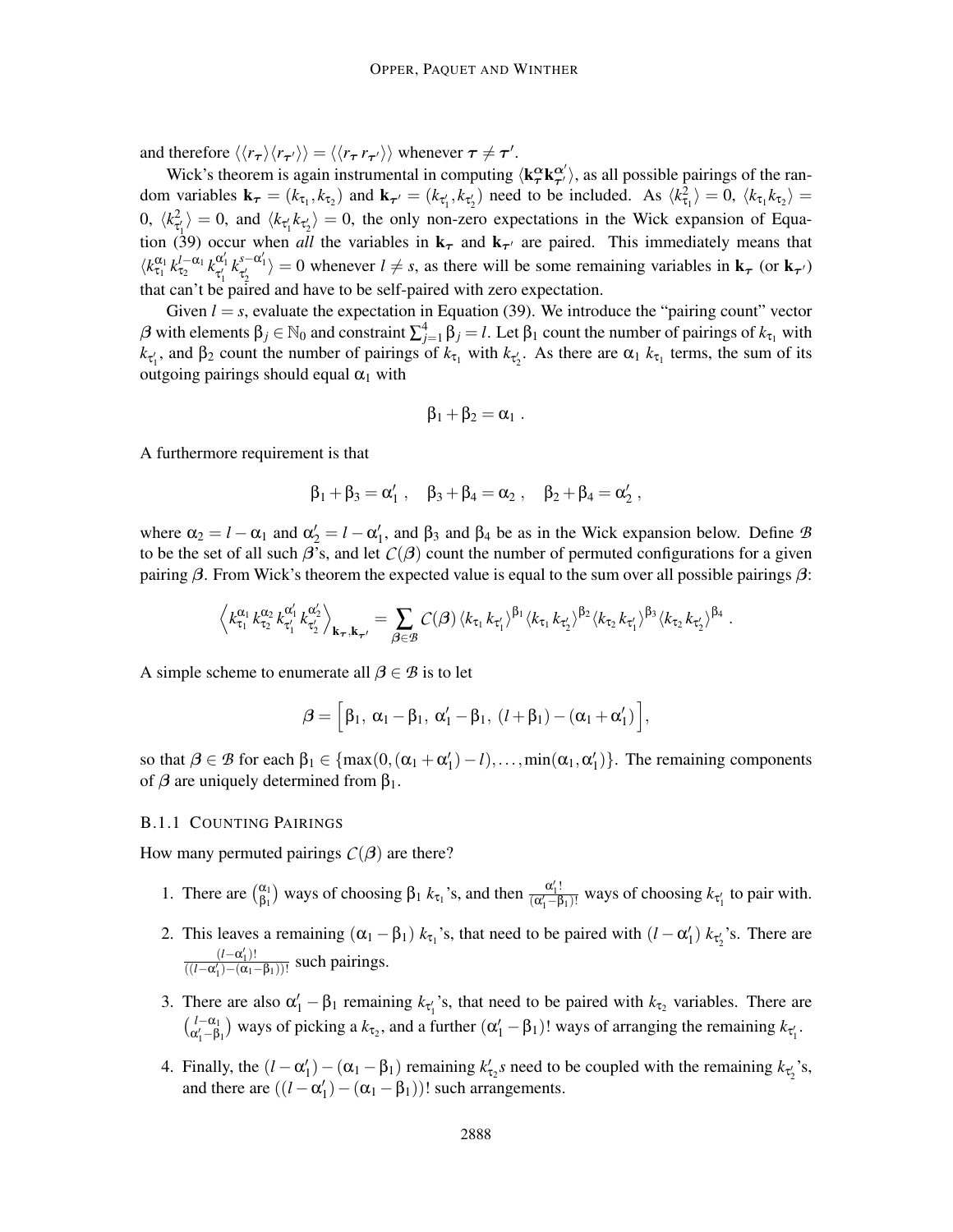and therefore $\langle\langle r_{\boldsymbol{\tau}} \rangle \langle r_{\boldsymbol{\tau}'} \rangle\rangle = \langle\langle r_{\boldsymbol{\tau}}\, r_{\boldsymbol{\tau}'} \rangle\rangle$ whenever $\boldsymbol{\tau} \neq \boldsymbol{\tau}'$.

Wick's theorem is again instrumental in computing $\langle \mathbf{k}_{\boldsymbol{\tau}}^{\boldsymbol{\alpha}} \mathbf{k}_{\boldsymbol{\tau}'}^{\boldsymbol{\alpha}'} \rangle$, as all possible pairings of the random variables $\mathbf{k}_{\boldsymbol{\tau}} = (k_{\tau_1}, k_{\tau_2})$ and $\mathbf{k}_{\boldsymbol{\tau}'} = (k_{\tau_1'}, k_{\tau_2'})$ need to be included. As $\langle k_{\tau_1}^2 \rangle = 0$, $\langle k_{\tau_1} k_{\tau_2} \rangle = 0$, $\langle k_{\tau_1'}^2 \rangle = 0$, and $\langle k_{\tau_1'} k_{\tau_2'} \rangle = 0$, the only non-zero expectations in the Wick expansion of Equation (39) occur when *all* the variables in $\mathbf{k}_{\boldsymbol{\tau}}$ and $\mathbf{k}_{\boldsymbol{\tau}'}$ are paired. This immediately means that $\langle k_{\tau_1}^{\alpha_1} k_{\tau_2}^{l-\alpha_1} k_{\tau_1'}^{\alpha_1'} k_{\tau_2'}^{s-\alpha_1'} \rangle = 0$ whenever $l \neq s$, as there will be some remaining variables in $\mathbf{k}_{\boldsymbol{\tau}}$ (or $\mathbf{k}_{\boldsymbol{\tau}'}$) that can't be paired and have to be self-paired with zero expectation.

Given $l = s$, evaluate the expectation in Equation (39). We introduce the "pairing count" vector $\boldsymbol{\beta}$ with elements $\beta_j \in \mathbb{N}_0$ and constraint $\sum_{j=1}^{4} \beta_j = l$. Let $\beta_1$ count the number of pairings of $k_{\tau_1}$ with $k_{\tau_1'}$, and $\beta_2$ count the number of pairings of $k_{\tau_1}$ with $k_{\tau_2'}$. As there are $\alpha_1$ $k_{\tau_1}$ terms, the sum of its outgoing pairings should equal $\alpha_1$ with

$$\beta_1 + \beta_2 = \alpha_1 \ .$$

A furthermore requirement is that

$$\beta_1 + \beta_3 = \alpha_1' \ , \quad \beta_3 + \beta_4 = \alpha_2 \ , \quad \beta_2 + \beta_4 = \alpha_2' \ ,$$

where $\alpha_2 = l - \alpha_1$ and $\alpha_2' = l - \alpha_1'$, and $\beta_3$ and $\beta_4$ be as in the Wick expansion below. Define $\mathcal{B}$ to be the set of all such $\boldsymbol{\beta}$'s, and let $\mathcal{C}(\boldsymbol{\beta})$ count the number of permuted configurations for a given pairing $\boldsymbol{\beta}$. From Wick's theorem the expected value is equal to the sum over all possible pairings $\boldsymbol{\beta}$:

$$\left\langle k_{\tau_1}^{\alpha_1} k_{\tau_2}^{\alpha_2} k_{\tau_1'}^{\alpha_1'} k_{\tau_2'}^{\alpha_2'} \right\rangle_{\mathbf{k}_{\boldsymbol{\tau}}, \mathbf{k}_{\boldsymbol{\tau}'}} = \sum_{\boldsymbol{\beta} \in \mathcal{B}} \mathcal{C}(\boldsymbol{\beta}) \langle k_{\tau_1} k_{\tau_1'} \rangle^{\beta_1} \langle k_{\tau_1} k_{\tau_2'} \rangle^{\beta_2} \langle k_{\tau_2} k_{\tau_1'} \rangle^{\beta_3} \langle k_{\tau_2} k_{\tau_2'} \rangle^{\beta_4} \ .$$

A simple scheme to enumerate all $\boldsymbol{\beta} \in \mathcal{B}$ is to let

$$\boldsymbol{\beta} = \Big[ \beta_1,\ \alpha_1 - \beta_1,\ \alpha_1' - \beta_1,\ (l + \beta_1) - (\alpha_1 + \alpha_1') \Big],$$

so that $\boldsymbol{\beta} \in \mathcal{B}$ for each $\beta_1 \in \{\max(0, (\alpha_1 + \alpha_1') - l), \ldots, \min(\alpha_1, \alpha_1')\}$. The remaining components of $\boldsymbol{\beta}$ are uniquely determined from $\beta_1$.

### B.1.1 Counting Pairings

How many permuted pairings $\mathcal{C}(\boldsymbol{\beta})$ are there?

1. There are $\binom{\alpha_1}{\beta_1}$ ways of choosing $\beta_1$ $k_{\tau_1}$'s, and then $\frac{\alpha_1'!}{(\alpha_1' - \beta_1)!}$ ways of choosing $k_{\tau_1'}$ to pair with.
2. This leaves a remaining $(\alpha_1 - \beta_1)$ $k_{\tau_1}$'s, that need to be paired with $(l - \alpha_1')$ $k_{\tau_2'}$'s. There are $\frac{(l-\alpha_1')!}{((l-\alpha_1') - (\alpha_1 - \beta_1))!}$ such pairings.
3. There are also $\alpha_1' - \beta_1$ remaining $k_{\tau_1'}$'s, that need to be paired with $k_{\tau_2}$ variables. There are $\binom{l-\alpha_1}{\alpha_1' - \beta_1}$ ways of picking a $k_{\tau_2}$, and a further $(\alpha_1' - \beta_1)!$ ways of arranging the remaining $k_{\tau_1'}$.
4. Finally, the $(l - \alpha_1') - (\alpha_1 - \beta_1)$ remaining $k_{\tau_2}'s$ need to be coupled with the remaining $k_{\tau_2'}$'s, and there are $((l - \alpha_1') - (\alpha_1 - \beta_1))!$ such arrangements.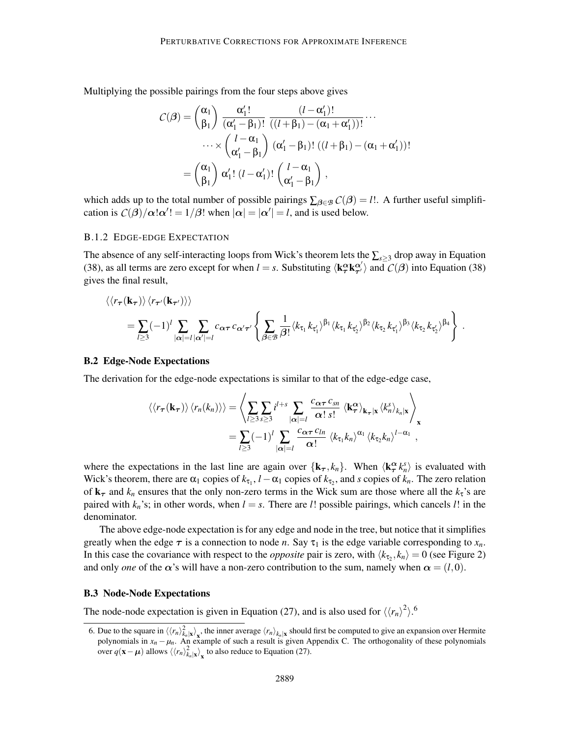Multiplying the possible pairings from the four steps above gives

$$
\begin{aligned}
\mathcal{C}(\boldsymbol{\beta}) &= \binom{\alpha_1}{\beta_1} \frac{\alpha_1'!}{(\alpha_1' - \beta_1)!} \frac{(l - \alpha_1')!}{((l + \beta_1) - (\alpha_1 + \alpha_1'))!} \cdots \\
&\quad \cdots \times \binom{l - \alpha_1}{\alpha_1' - \beta_1} (\alpha_1' - \beta_1)! \, ((l + \beta_1) - (\alpha_1 + \alpha_1'))! \\
&= \binom{\alpha_1}{\beta_1} \alpha_1'! \, (l - \alpha_1')! \binom{l - \alpha_1}{\alpha_1' - \beta_1} ,
\end{aligned}
$$

which adds up to the total number of possible pairings $\sum_{\boldsymbol{\beta} \in \mathcal{B}} \mathcal{C}(\boldsymbol{\beta}) = l!$. A further useful simplification is $\mathcal{C}(\boldsymbol{\beta}) / \boldsymbol{\alpha}! \boldsymbol{\alpha}'! = 1/\boldsymbol{\beta}!$ when $|\boldsymbol{\alpha}| = |\boldsymbol{\alpha}'| = l$, and is used below.

#### B.1.2 Edge-edge Expectation

The absence of any self-interacting loops from Wick's theorem lets the $\sum_{s \geq 3}$ drop away in Equation (38), as all terms are zero except for when $l = s$. Substituting $\langle \mathbf{k}_{\boldsymbol{\tau}}^{\boldsymbol{\alpha}} \mathbf{k}_{\boldsymbol{\tau}'}^{\boldsymbol{\alpha}'} \rangle$ and $\mathcal{C}(\boldsymbol{\beta})$ into Equation (38) gives the final result,

$$
\begin{aligned}
&\langle \langle r_{\boldsymbol{\tau}}(\mathbf{k}_{\boldsymbol{\tau}}) \rangle \langle r_{\boldsymbol{\tau}'}(\mathbf{k}_{\boldsymbol{\tau}'}) \rangle \rangle \\
&\quad = \sum_{l \geq 3} (-1)^l \sum_{|\boldsymbol{\alpha}| = l} \sum_{|\boldsymbol{\alpha}'| = l} c_{\boldsymbol{\alpha}\boldsymbol{\tau}} \, c_{\boldsymbol{\alpha}'\boldsymbol{\tau}'} \left\{ \sum_{\boldsymbol{\beta} \in \mathcal{B}} \frac{1}{\boldsymbol{\beta}!} \langle k_{\tau_1} k_{\tau_1'} \rangle^{\beta_1} \langle k_{\tau_1} k_{\tau_2'} \rangle^{\beta_2} \langle k_{\tau_2} k_{\tau_1'} \rangle^{\beta_3} \langle k_{\tau_2} k_{\tau_2'} \rangle^{\beta_4} \right\} .
\end{aligned}
$$

### B.2 Edge-Node Expectations

The derivation for the edge-node expectations is similar to that of the edge-edge case,

$$
\begin{aligned}
\langle \langle r_{\boldsymbol{\tau}}(\mathbf{k}_{\boldsymbol{\tau}}) \rangle \langle r_n(k_n) \rangle \rangle &= \left\langle \sum_{l \geq 3} \sum_{s \geq 3} i^{l+s} \sum_{|\boldsymbol{\alpha}| = l} \frac{c_{\boldsymbol{\alpha}\boldsymbol{\tau}} \, c_{sn}}{\boldsymbol{\alpha}! \, s!} \, \langle \mathbf{k}_{\boldsymbol{\tau}}^{\boldsymbol{\alpha}} \rangle_{\mathbf{k}_{\boldsymbol{\tau}} | \mathbf{x}} \langle k_n^s \rangle_{k_n | \mathbf{x}} \right\rangle_{\mathbf{x}} \\
&= \sum_{l \geq 3} (-1)^l \sum_{|\boldsymbol{\alpha}| = l} \frac{c_{\boldsymbol{\alpha}\boldsymbol{\tau}} \, c_{ln}}{\boldsymbol{\alpha}!} \, \langle k_{\tau_1} k_n \rangle^{\alpha_1} \langle k_{\tau_2} k_n \rangle^{l - \alpha_1} ,
\end{aligned}
$$

where the expectations in the last line are again over $\{\mathbf{k}_{\boldsymbol{\tau}}, k_n\}$. When $\langle \mathbf{k}_{\boldsymbol{\tau}}^{\boldsymbol{\alpha}} k_n^s \rangle$ is evaluated with Wick's theorem, there are $\alpha_1$ copies of $k_{\tau_1}$, $l - \alpha_1$ copies of $k_{\tau_2}$, and $s$ copies of $k_n$. The zero relation of $\mathbf{k}_{\boldsymbol{\tau}}$ and $k_n$ ensures that the only non-zero terms in the Wick sum are those where all the $k_\tau$'s are paired with $k_n$'s; in other words, when $l = s$. There are $l!$ possible pairings, which cancels $l!$ in the denominator.

The above edge-node expectation is for any edge and node in the tree, but notice that it simplifies greatly when the edge $\boldsymbol{\tau}$ is a connection to node $n$. Say $\tau_1$ is the edge variable corresponding to $x_n$. In this case the covariance with respect to the *opposite* pair is zero, with $\langle k_{\tau_2}, k_n \rangle = 0$ (see Figure 2) and only *one* of the $\boldsymbol{\alpha}$'s will have a non-zero contribution to the sum, namely when $\boldsymbol{\alpha} = (l, 0)$.

### B.3 Node-Node Expectations

The node-node expectation is given in Equation (27), and is also used for $\langle \langle r_n \rangle^2 \rangle$.[6]

6. Due to the square in $\langle \langle r_n \rangle_{k_n|\mathbf{x}}^2 \rangle_{\mathbf{x}}$, the inner average $\langle r_n \rangle_{k_n|\mathbf{x}}$ should first be computed to give an expansion over Hermite polynomials in $x_n - \mu_n$. An example of such a result is given Appendix C. The orthogonality of these polynomials over $q(\mathbf{x} - \boldsymbol{\mu})$ allows $\langle \langle r_n \rangle_{k_n|\mathbf{x}}^2 \rangle_{\mathbf{x}}$ to also reduce to Equation (27).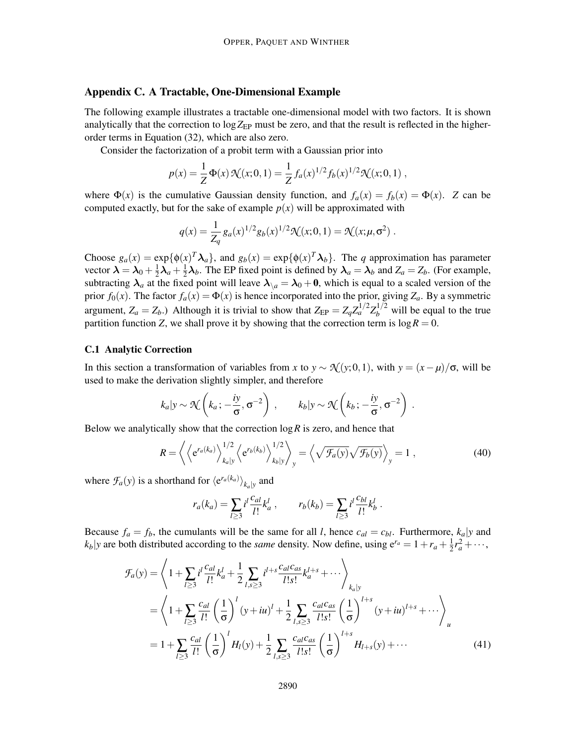## Appendix C. A Tractable, One-Dimensional Example

The following example illustrates a tractable one-dimensional model with two factors. It is shown analytically that the correction to $\log Z_{\text{EP}}$ must be zero, and that the result is reflected in the higher-order terms in Equation (32), which are also zero.

Consider the factorization of a probit term with a Gaussian prior into

$$p(x) = \frac{1}{Z}\,\Phi(x)\,\mathcal{N}(x;0,1) = \frac{1}{Z}\,f_a(x)^{1/2} f_b(x)^{1/2} \mathcal{N}(x;0,1)\ ,$$

where $\Phi(x)$ is the cumulative Gaussian density function, and $f_a(x) = f_b(x) = \Phi(x)$. $Z$ can be computed exactly, but for the sake of example $p(x)$ will be approximated with

$$q(x) = \frac{1}{Z_q}\,g_a(x)^{1/2} g_b(x)^{1/2} \mathcal{N}(x;0,1) = \mathcal{N}(x;\mu,\sigma^2)\ .$$

Choose $g_a(x) = \exp\{\phi(x)^T \boldsymbol{\lambda}_a\}$, and $g_b(x) = \exp\{\phi(x)^T \boldsymbol{\lambda}_b\}$. The $q$ approximation has parameter vector $\boldsymbol{\lambda} = \boldsymbol{\lambda}_0 + \frac{1}{2}\boldsymbol{\lambda}_a + \frac{1}{2}\boldsymbol{\lambda}_b$. The EP fixed point is defined by $\boldsymbol{\lambda}_a = \boldsymbol{\lambda}_b$ and $Z_a = Z_b$. (For example, subtracting $\boldsymbol{\lambda}_a$ at the fixed point will leave $\boldsymbol{\lambda}_{\setminus a} = \boldsymbol{\lambda}_0 + \mathbf{0}$, which is equal to a scaled version of the prior $f_0(x)$. The factor $f_a(x) = \Phi(x)$ is hence incorporated into the prior, giving $Z_a$. By a symmetric argument, $Z_a = Z_b$.) Although it is trivial to show that $Z_{\text{EP}} = Z_q Z_a^{1/2} Z_b^{1/2}$ will be equal to the true partition function $Z$, we shall prove it by showing that the correction term is $\log R = 0$.

### C.1 Analytic Correction

In this section a transformation of variables from $x$ to $y \sim \mathcal{N}(y;0,1)$, with $y = (x-\mu)/\sigma$, will be used to make the derivation slightly simpler, and therefore

$$k_a|y \sim \mathcal{N}\left(k_a\,;\,-\frac{iy}{\sigma},\sigma^{-2}\right)\ , \qquad k_b|y \sim \mathcal{N}\left(k_b\,;\,-\frac{iy}{\sigma},\sigma^{-2}\right)\ .$$

Below we analytically show that the correction $\log R$ is zero, and hence that

$$R = \left\langle \left\langle \mathrm{e}^{r_a(k_a)} \right\rangle_{k_a|y}^{1/2} \left\langle \mathrm{e}^{r_b(k_b)} \right\rangle_{k_b|y}^{1/2} \right\rangle_y = \left\langle \sqrt{\mathcal{F}_a(y)}\sqrt{\mathcal{F}_b(y)} \right\rangle_y = 1\ , \tag{40}$$

where $\mathcal{F}_a(y)$ is a shorthand for $\langle \mathrm{e}^{r_a(k_a)} \rangle_{k_a|y}$ and

$$r_a(k_a) = \sum_{l\ge 3} i^l \frac{c_{al}}{l!} k_a^l\ , \qquad r_b(k_b) = \sum_{l\ge 3} i^l \frac{c_{bl}}{l!} k_b^l\ .$$

Because $f_a = f_b$, the cumulants will be the same for all $l$, hence $c_{al} = c_{bl}$. Furthermore, $k_a|y$ and $k_b|y$ are both distributed according to the *same* density. Now define, using $\mathrm{e}^{r_a} = 1 + r_a + \frac{1}{2}r_a^2 + \cdots$,

$$\begin{aligned}
\mathcal{F}_a(y) &= \left\langle 1 + \sum_{l\ge 3} i^l \frac{c_{al}}{l!} k_a^l + \frac{1}{2}\sum_{l,s\ge 3} i^{l+s} \frac{c_{al}c_{as}}{l!s!} k_a^{l+s} + \cdots \right\rangle_{k_a|y} \\
&= \left\langle 1 + \sum_{l\ge 3} \frac{c_{al}}{l!}\left(\frac{1}{\sigma}\right)^l (y+iu)^l + \frac{1}{2}\sum_{l,s\ge 3} \frac{c_{al}c_{as}}{l!s!}\left(\frac{1}{\sigma}\right)^{l+s} (y+iu)^{l+s} + \cdots \right\rangle_u \\
&= 1 + \sum_{l\ge 3} \frac{c_{al}}{l!}\left(\frac{1}{\sigma}\right)^l H_l(y) + \frac{1}{2}\sum_{l,s\ge 3} \frac{c_{al}c_{as}}{l!s!}\left(\frac{1}{\sigma}\right)^{l+s} H_{l+s}(y) + \cdots
\end{aligned} \tag{41}$$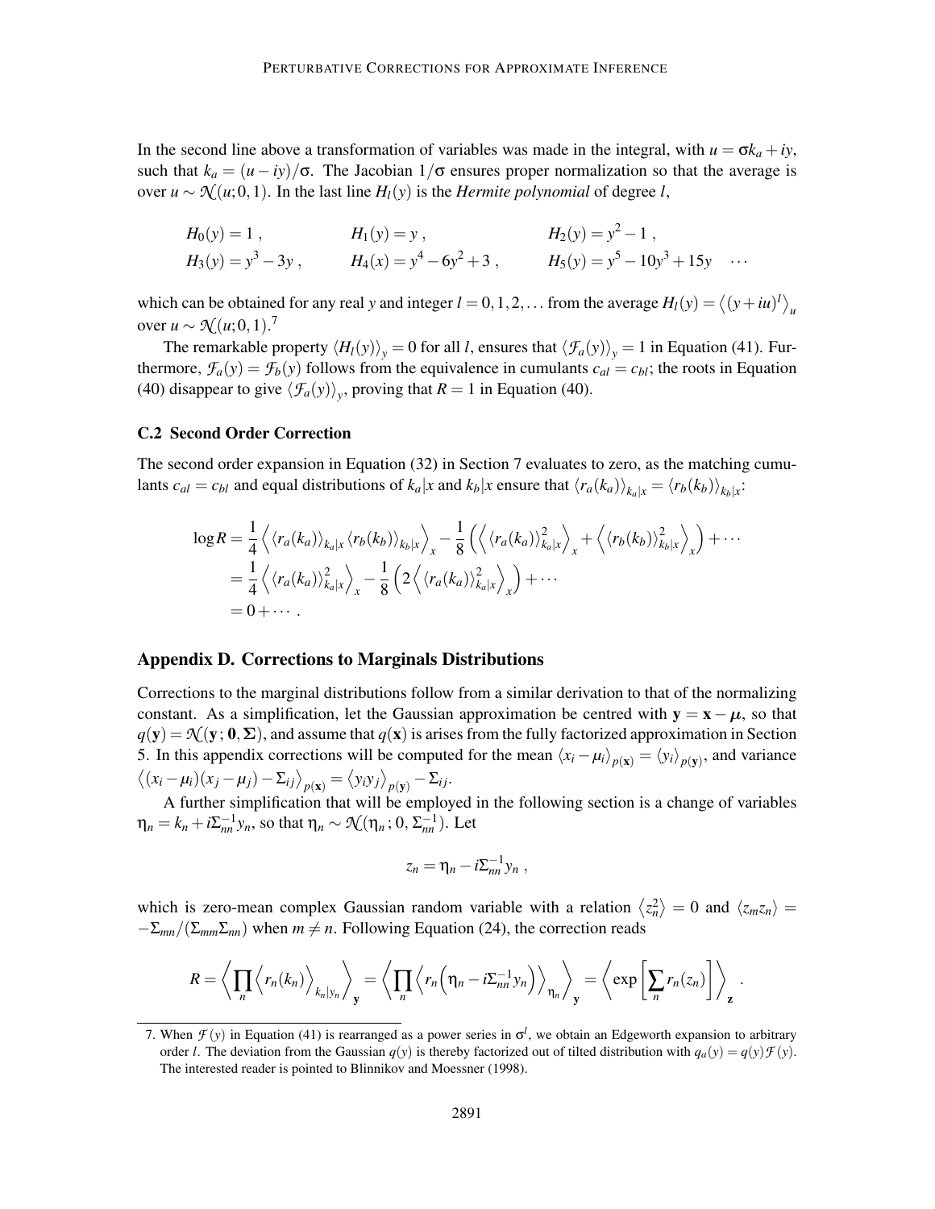In the second line above a transformation of variables was made in the integral, with $u = \sigma k_a + iy$, such that $k_a = (u - iy)/\sigma$. The Jacobian $1/\sigma$ ensures proper normalization so that the average is over $u \sim \mathcal{N}(u; 0, 1)$. In the last line $H_l(y)$ is the *Hermite polynomial* of degree $l$,

$$
\begin{aligned}
&H_0(y) = 1 , && H_1(y) = y , && H_2(y) = y^2 - 1 , \\
&H_3(y) = y^3 - 3y , && H_4(x) = y^4 - 6y^2 + 3 , && H_5(y) = y^5 - 10y^3 + 15y \quad \cdots
\end{aligned}
$$

which can be obtained for any real $y$ and integer $l = 0, 1, 2, \ldots$ from the average $H_l(y) = \left\langle (y + iu)^l \right\rangle_u$ over $u \sim \mathcal{N}(u; 0, 1)$.[7]

The remarkable property $\langle H_l(y) \rangle_y = 0$ for all $l$, ensures that $\langle \mathcal{F}_a(y) \rangle_y = 1$ in Equation (41). Furthermore, $\mathcal{F}_a(y) = \mathcal{F}_b(y)$ follows from the equivalence in cumulants $c_{al} = c_{bl}$; the roots in Equation (40) disappear to give $\langle \mathcal{F}_a(y) \rangle_y$, proving that $R = 1$ in Equation (40).

### C.2 Second Order Correction

The second order expansion in Equation (32) in Section 7 evaluates to zero, as the matching cumulants $c_{al} = c_{bl}$ and equal distributions of $k_a|x$ and $k_b|x$ ensure that $\langle r_a(k_a) \rangle_{k_a|x} = \langle r_b(k_b) \rangle_{k_b|x}$:

$$
\begin{aligned}
\log R &= \frac{1}{4} \left\langle \langle r_a(k_a) \rangle_{k_a|x} \langle r_b(k_b) \rangle_{k_b|x} \right\rangle_x - \frac{1}{8} \left( \left\langle \langle r_a(k_a) \rangle_{k_a|x}^2 \right\rangle_x + \left\langle \langle r_b(k_b) \rangle_{k_b|x}^2 \right\rangle_x \right) + \cdots \\
&= \frac{1}{4} \left\langle \langle r_a(k_a) \rangle_{k_a|x}^2 \right\rangle_x - \frac{1}{8} \left( 2 \left\langle \langle r_a(k_a) \rangle_{k_a|x}^2 \right\rangle_x \right) + \cdots \\
&= 0 + \cdots .
\end{aligned}
$$

## Appendix D. Corrections to Marginals Distributions

Corrections to the marginal distributions follow from a similar derivation to that of the normalizing constant. As a simplification, let the Gaussian approximation be centred with $\mathbf{y} = \mathbf{x} - \boldsymbol{\mu}$, so that $q(\mathbf{y}) = \mathcal{N}(\mathbf{y}\,; \mathbf{0}, \boldsymbol{\Sigma})$, and assume that $q(\mathbf{x})$ is arises from the fully factorized approximation in Section 5. In this appendix corrections will be computed for the mean $\langle x_i - \mu_i \rangle_{p(\mathbf{x})} = \langle y_i \rangle_{p(\mathbf{y})}$, and variance $\left\langle (x_i - \mu_i)(x_j - \mu_j) - \Sigma_{ij} \right\rangle_{p(\mathbf{x})} = \left\langle y_i y_j \right\rangle_{p(\mathbf{y})} - \Sigma_{ij}$.

A further simplification that will be employed in the following section is a change of variables $\eta_n = k_n + i\Sigma_{nn}^{-1} y_n$, so that $\eta_n \sim \mathcal{N}(\eta_n\,; 0, \Sigma_{nn}^{-1})$. Let

$$
z_n = \eta_n - i\Sigma_{nn}^{-1} y_n ,
$$

which is zero-mean complex Gaussian random variable with a relation $\left\langle z_n^2 \right\rangle = 0$ and $\langle z_m z_n \rangle = -\Sigma_{mn}/(\Sigma_{mm}\Sigma_{nn})$ when $m \neq n$. Following Equation (24), the correction reads

$$
R = \left\langle \prod_n \Big\langle r_n(k_n) \Big\rangle_{k_n|y_n} \right\rangle_{\mathbf{y}} = \left\langle \prod_n \Big\langle r_n\Big(\eta_n - i\Sigma_{nn}^{-1} y_n\Big) \Big\rangle_{\eta_n} \right\rangle_{\mathbf{y}} = \left\langle \exp\left[ \sum_n r_n(z_n) \right] \right\rangle_{\mathbf{z}} .
$$

7. When $\mathcal{F}(y)$ in Equation (41) is rearranged as a power series in $\sigma^l$, we obtain an Edgeworth expansion to arbitrary order $l$. The deviation from the Gaussian $q(y)$ is thereby factorized out of tilted distribution with $q_a(y) = q(y)\mathcal{F}(y)$. The interested reader is pointed to Blinnikov and Moessner (1998).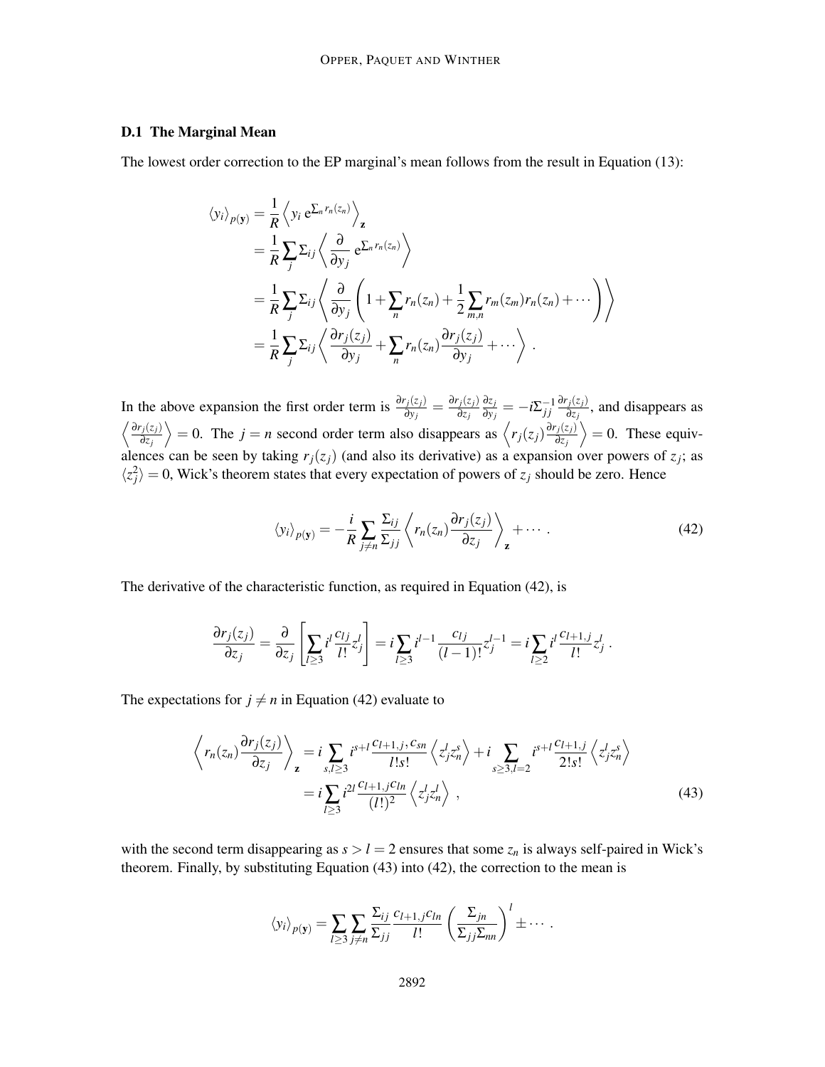### D.1 The Marginal Mean

The lowest order correction to the EP marginal's mean follows from the result in Equation (13):

$$
\begin{aligned}
\langle y_i \rangle_{p(\mathbf{y})} &= \frac{1}{R} \left\langle y_i \, \mathrm{e}^{\sum_n r_n(z_n)} \right\rangle_{\mathbf{z}} \\
&= \frac{1}{R} \sum_j \Sigma_{ij} \left\langle \frac{\partial}{\partial y_j} \, \mathrm{e}^{\sum_n r_n(z_n)} \right\rangle \\
&= \frac{1}{R} \sum_j \Sigma_{ij} \left\langle \frac{\partial}{\partial y_j} \left( 1 + \sum_n r_n(z_n) + \frac{1}{2} \sum_{m,n} r_m(z_m) r_n(z_n) + \cdots \right) \right\rangle \\
&= \frac{1}{R} \sum_j \Sigma_{ij} \left\langle \frac{\partial r_j(z_j)}{\partial y_j} + \sum_n r_n(z_n) \frac{\partial r_j(z_j)}{\partial y_j} + \cdots \right\rangle .
\end{aligned}
$$

In the above expansion the first order term is $\frac{\partial r_j(z_j)}{\partial y_j} = \frac{\partial r_j(z_j)}{\partial z_j} \frac{\partial z_j}{\partial y_j} = -i\Sigma_{jj}^{-1} \frac{\partial r_j(z_j)}{\partial z_j}$, and disappears as $\left\langle \frac{\partial r_j(z_j)}{\partial z_j} \right\rangle = 0$. The $j = n$ second order term also disappears as $\left\langle r_j(z_j) \frac{\partial r_j(z_j)}{\partial z_j} \right\rangle = 0$. These equivalences can be seen by taking $r_j(z_j)$ (and also its derivative) as a expansion over powers of $z_j$; as $\langle z_j^2 \rangle = 0$, Wick's theorem states that every expectation of powers of $z_j$ should be zero. Hence

$$
\langle y_i \rangle_{p(\mathbf{y})} = -\frac{i}{R} \sum_{j \neq n} \frac{\Sigma_{ij}}{\Sigma_{jj}} \left\langle r_n(z_n) \frac{\partial r_j(z_j)}{\partial z_j} \right\rangle_{\mathbf{z}} + \cdots . \tag{42}
$$

The derivative of the characteristic function, as required in Equation (42), is

$$
\frac{\partial r_j(z_j)}{\partial z_j} = \frac{\partial}{\partial z_j} \left[ \sum_{l \geq 3} i^l \frac{c_{lj}}{l!} z_j^l \right] = i \sum_{l \geq 3} i^{l-1} \frac{c_{lj}}{(l-1)!} z_j^{l-1} = i \sum_{l \geq 2} i^l \frac{c_{l+1,j}}{l!} z_j^l .
$$

The expectations for $j \neq n$ in Equation (42) evaluate to

$$
\begin{aligned}
\left\langle r_n(z_n) \frac{\partial r_j(z_j)}{\partial z_j} \right\rangle_{\mathbf{z}} &= i \sum_{s,l \geq 3} i^{s+l} \frac{c_{l+1,j}, c_{sn}}{l! s!} \left\langle z_j^l z_n^s \right\rangle + i \sum_{s \geq 3, l = 2} i^{s+l} \frac{c_{l+1,j}}{2! s!} \left\langle z_j^l z_n^s \right\rangle \\
&= i \sum_{l \geq 3} i^{2l} \frac{c_{l+1,j} c_{ln}}{(l!)^2} \left\langle z_j^l z_n^l \right\rangle ,
\end{aligned} \tag{43}
$$

with the second term disappearing as $s > l = 2$ ensures that some $z_n$ is always self-paired in Wick's theorem. Finally, by substituting Equation (43) into (42), the correction to the mean is

$$
\langle y_i \rangle_{p(\mathbf{y})} = \sum_{l \geq 3} \sum_{j \neq n} \frac{\Sigma_{ij}}{\Sigma_{jj}} \frac{c_{l+1,j} c_{ln}}{l!} \left( \frac{\Sigma_{jn}}{\Sigma_{jj} \Sigma_{nn}} \right)^l \pm \cdots .
$$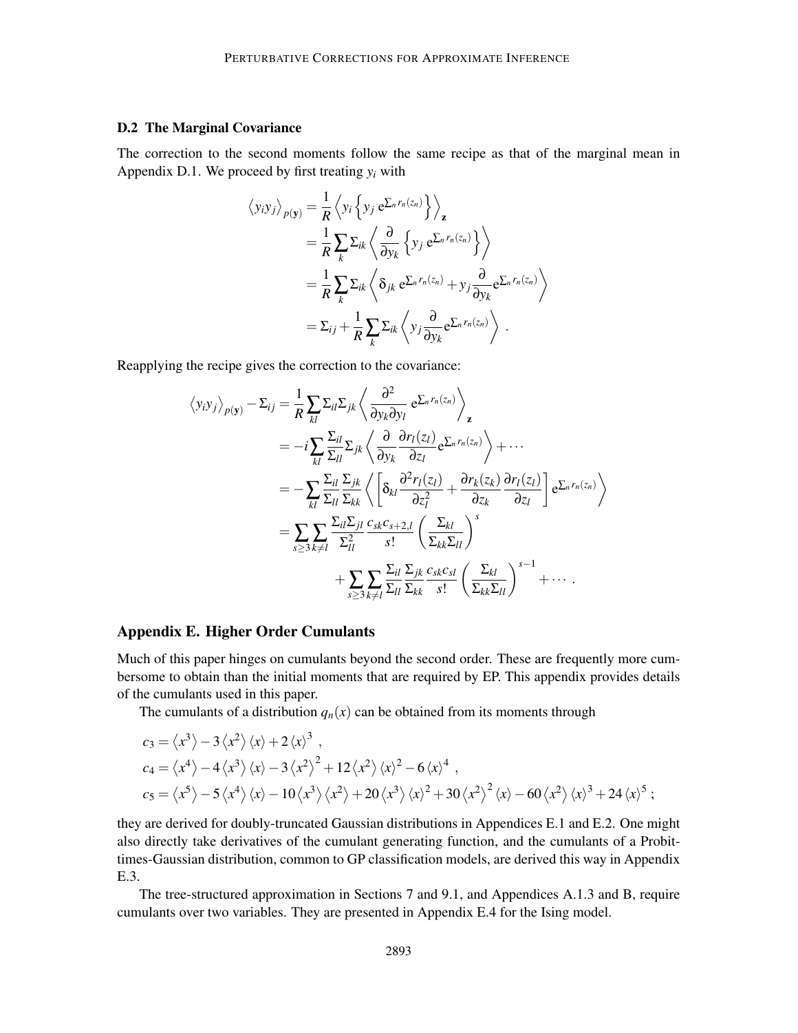### D.2 The Marginal Covariance

The correction to the second moments follow the same recipe as that of the marginal mean in Appendix D.1. We proceed by first treating $y_i$ with

$$
\begin{aligned}
\left\langle y_i y_j \right\rangle_{p(\mathbf{y})} &= \frac{1}{R} \left\langle y_i \left\{ y_j \, \mathrm{e}^{\sum_n r_n(z_n)} \right\} \right\rangle_{\mathbf{z}} \\
&= \frac{1}{R} \sum_k \Sigma_{ik} \left\langle \frac{\partial}{\partial y_k} \left\{ y_j \, \mathrm{e}^{\sum_n r_n(z_n)} \right\} \right\rangle \\
&= \frac{1}{R} \sum_k \Sigma_{ik} \left\langle \delta_{jk} \, \mathrm{e}^{\sum_n r_n(z_n)} + y_j \frac{\partial}{\partial y_k} \mathrm{e}^{\sum_n r_n(z_n)} \right\rangle \\
&= \Sigma_{ij} + \frac{1}{R} \sum_k \Sigma_{ik} \left\langle y_j \frac{\partial}{\partial y_k} \mathrm{e}^{\sum_n r_n(z_n)} \right\rangle \; .
\end{aligned}
$$

Reapplying the recipe gives the correction to the covariance:

$$
\begin{aligned}
\left\langle y_i y_j \right\rangle_{p(\mathbf{y})} - \Sigma_{ij} &= \frac{1}{R} \sum_{kl} \Sigma_{il} \Sigma_{jk} \left\langle \frac{\partial^2}{\partial y_k \partial y_l} \, \mathrm{e}^{\sum_n r_n(z_n)} \right\rangle_{\mathbf{z}} \\
&= -i \sum_{kl} \frac{\Sigma_{il}}{\Sigma_{ll}} \Sigma_{jk} \left\langle \frac{\partial}{\partial y_k} \frac{\partial r_l(z_l)}{\partial z_l} \mathrm{e}^{\sum_n r_n(z_n)} \right\rangle + \cdots \\
&= - \sum_{kl} \frac{\Sigma_{il}}{\Sigma_{ll}} \frac{\Sigma_{jk}}{\Sigma_{kk}} \left\langle \left[ \delta_{kl} \frac{\partial^2 r_l(z_l)}{\partial z_l^2} + \frac{\partial r_k(z_k)}{\partial z_k} \frac{\partial r_l(z_l)}{\partial z_l} \right] \mathrm{e}^{\sum_n r_n(z_n)} \right\rangle \\
&= \sum_{s \geq 3} \sum_{k \neq l} \frac{\Sigma_{il} \Sigma_{jl}}{\Sigma_{ll}^2} \frac{c_{sk} c_{s+2,l}}{s!} \left( \frac{\Sigma_{kl}}{\Sigma_{kk} \Sigma_{ll}} \right)^s \\
&\qquad + \sum_{s \geq 3} \sum_{k \neq l} \frac{\Sigma_{il}}{\Sigma_{ll}} \frac{\Sigma_{jk}}{\Sigma_{kk}} \frac{c_{sk} c_{sl}}{s!} \left( \frac{\Sigma_{kl}}{\Sigma_{kk} \Sigma_{ll}} \right)^{s-1} + \cdots \; .
\end{aligned}
$$

## Appendix E. Higher Order Cumulants

Much of this paper hinges on cumulants beyond the second order. These are frequently more cumbersome to obtain than the initial moments that are required by EP. This appendix provides details of the cumulants used in this paper.

The cumulants of a distribution $q_n(x)$ can be obtained from its moments through

$$
\begin{aligned}
c_3 &= \left\langle x^3 \right\rangle - 3 \left\langle x^2 \right\rangle \langle x \rangle + 2 \langle x \rangle^3 \; , \\
c_4 &= \left\langle x^4 \right\rangle - 4 \left\langle x^3 \right\rangle \langle x \rangle - 3 \left\langle x^2 \right\rangle^2 + 12 \left\langle x^2 \right\rangle \langle x \rangle^2 - 6 \langle x \rangle^4 \; , \\
c_5 &= \left\langle x^5 \right\rangle - 5 \left\langle x^4 \right\rangle \langle x \rangle - 10 \left\langle x^3 \right\rangle \left\langle x^2 \right\rangle + 20 \left\langle x^3 \right\rangle \langle x \rangle^2 + 30 \left\langle x^2 \right\rangle^2 \langle x \rangle - 60 \left\langle x^2 \right\rangle \langle x \rangle^3 + 24 \langle x \rangle^5 \; ;
\end{aligned}
$$

they are derived for doubly-truncated Gaussian distributions in Appendices E.1 and E.2. One might also directly take derivatives of the cumulant generating function, and the cumulants of a Probit-times-Gaussian distribution, common to GP classification models, are derived this way in Appendix E.3.

The tree-structured approximation in Sections 7 and 9.1, and Appendices A.1.3 and B, require cumulants over two variables. They are presented in Appendix E.4 for the Ising model.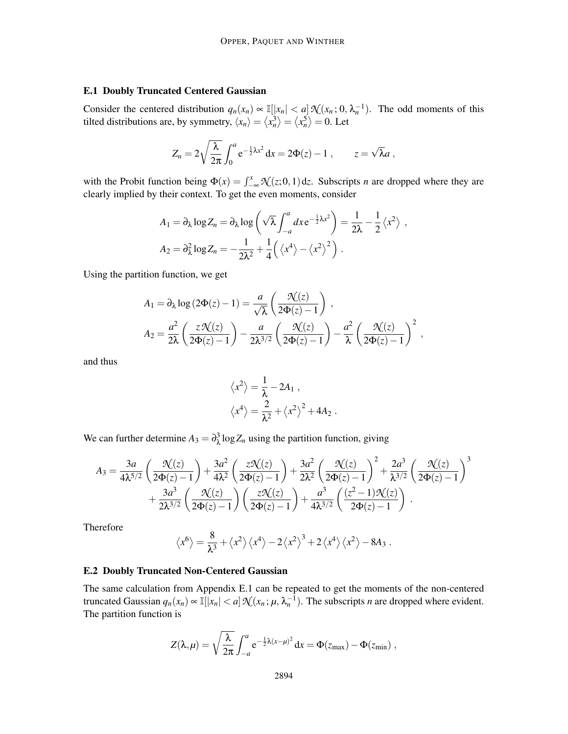### E.1 Doubly Truncated Centered Gaussian

Consider the centered distribution $q_n(x_n) \propto \mathbb{I}[|x_n| < a]\, \mathcal{N}(x_n\,;0, \lambda_n^{-1})$. The odd moments of this tilted distributions are, by symmetry, $\langle x_n \rangle = \langle x_n^3 \rangle = \langle x_n^5 \rangle = 0$. Let

$$Z_n = 2\sqrt{\frac{\lambda}{2\pi}} \int_0^a \mathrm{e}^{-\frac{1}{2}\lambda x^2}\, \mathrm{d}x = 2\Phi(z) - 1 \,, \qquad z = \sqrt{\lambda} a \,,$$

with the Probit function being $\Phi(x) = \int_{-\infty}^{x} \mathcal{N}(z; 0, 1)\, \mathrm{d}z$. Subscripts $n$ are dropped where they are clearly implied by their context. To get the even moments, consider

$$A_1 = \partial_\lambda \log Z_n = \partial_\lambda \log \left( \sqrt{\lambda} \int_{-a}^{a} dx\, \mathrm{e}^{-\frac{1}{2}\lambda x^2} \right) = \frac{1}{2\lambda} - \frac{1}{2} \langle x^2 \rangle \,,$$

$$A_2 = \partial_\lambda^2 \log Z_n = -\frac{1}{2\lambda^2} + \frac{1}{4}\Big( \langle x^4 \rangle - \langle x^2 \rangle^2 \Big) \,.$$

Using the partition function, we get

$$A_1 = \partial_\lambda \log (2\Phi(z) - 1) = \frac{a}{\sqrt{\lambda}} \left( \frac{\mathcal{N}(z)}{2\Phi(z) - 1} \right) \,,$$

$$A_2 = \frac{a^2}{2\lambda} \left( \frac{z\, \mathcal{N}(z)}{2\Phi(z) - 1} \right) - \frac{a}{2\lambda^{3/2}} \left( \frac{\mathcal{N}(z)}{2\Phi(z) - 1} \right) - \frac{a^2}{\lambda} \left( \frac{\mathcal{N}(z)}{2\Phi(z) - 1} \right)^2 \,,$$

and thus

$$\langle x^2 \rangle = \frac{1}{\lambda} - 2A_1 \,,$$

$$\langle x^4 \rangle = \frac{2}{\lambda^2} + \langle x^2 \rangle^2 + 4A_2 \,.$$

We can further determine $A_3 = \partial_\lambda^3 \log Z_n$ using the partition function, giving

$$A_3 = \frac{3a}{4\lambda^{5/2}} \left( \frac{\mathcal{N}(z)}{2\Phi(z) - 1} \right) + \frac{3a^2}{4\lambda^2} \left( \frac{z\mathcal{N}(z)}{2\Phi(z) - 1} \right) + \frac{3a^2}{2\lambda^2} \left( \frac{\mathcal{N}(z)}{2\Phi(z) - 1} \right)^2 + \frac{2a^3}{\lambda^{3/2}} \left( \frac{\mathcal{N}(z)}{2\Phi(z) - 1} \right)^3$$
$$+ \frac{3a^3}{2\lambda^{3/2}} \left( \frac{\mathcal{N}(z)}{2\Phi(z) - 1} \right) \left( \frac{z\mathcal{N}(z)}{2\Phi(z) - 1} \right) + \frac{a^3}{4\lambda^{3/2}} \left( \frac{(z^2 - 1)\mathcal{N}(z)}{2\Phi(z) - 1} \right) \,.$$

Therefore

$$\langle x^6 \rangle = \frac{8}{\lambda^3} + \langle x^2 \rangle \langle x^4 \rangle - 2\langle x^2 \rangle^3 + 2\langle x^4 \rangle \langle x^2 \rangle - 8A_3 \,.$$

### E.2 Doubly Truncated Non-Centered Gaussian

The same calculation from Appendix E.1 can be repeated to get the moments of the non-centered truncated Gaussian $q_n(x_n) \propto \mathbb{I}[|x_n| < a]\, \mathcal{N}(x_n\,; \mu, \lambda_n^{-1})$. The subscripts $n$ are dropped where evident. The partition function is

$$Z(\lambda, \mu) = \sqrt{\frac{\lambda}{2\pi}} \int_{-a}^{a} \mathrm{e}^{-\frac{1}{2}\lambda(x-\mu)^2}\, \mathrm{d}x = \Phi(z_{\max}) - \Phi(z_{\min}) \,,$$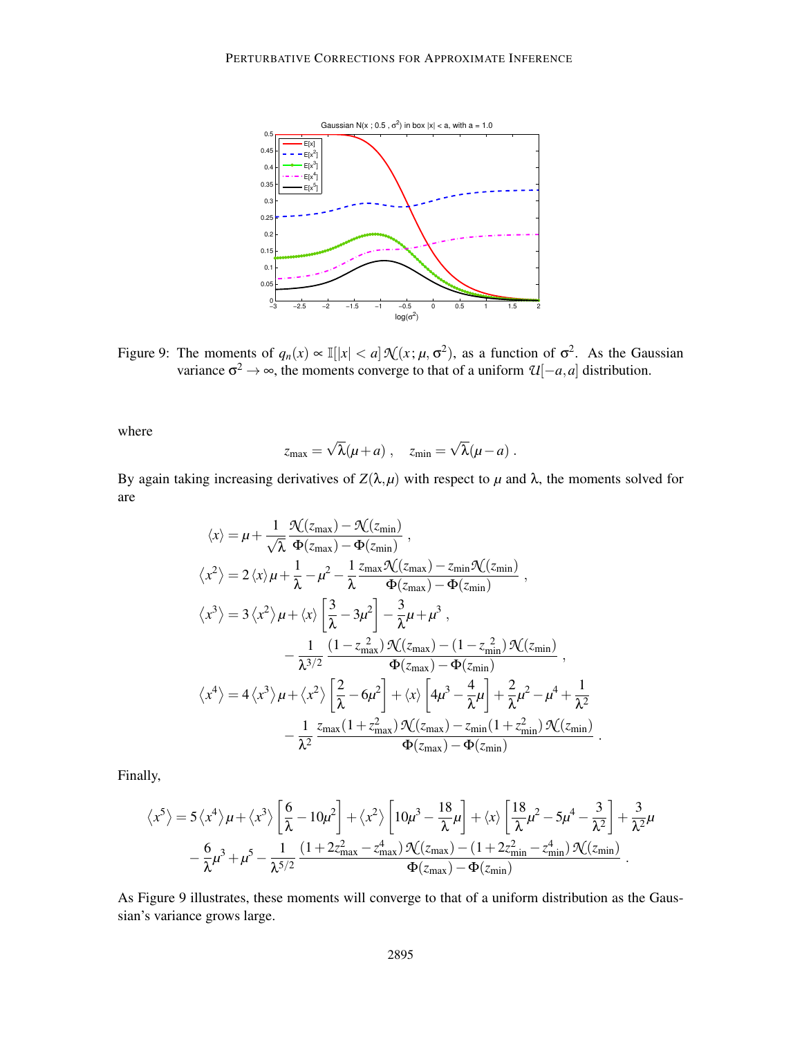Figure 9: The moments of $q_n(x) \propto \mathbb{I}[|x| < a]\,\mathcal{N}(x;\mu,\sigma^2)$, as a function of $\sigma^2$. As the Gaussian variance $\sigma^2 \to \infty$, the moments converge to that of a uniform $\mathcal{U}[-a,a]$ distribution.

where

$$z_{\max} = \sqrt{\lambda}(\mu + a)\ , \quad z_{\min} = \sqrt{\lambda}(\mu - a)\ .$$

By again taking increasing derivatives of $Z(\lambda,\mu)$ with respect to $\mu$ and $\lambda$, the moments solved for are

$$
\begin{aligned}
\langle x \rangle &= \mu + \frac{1}{\sqrt{\lambda}} \frac{\mathcal{N}(z_{\max}) - \mathcal{N}(z_{\min})}{\Phi(z_{\max}) - \Phi(z_{\min})}\ , \\
\left\langle x^2 \right\rangle &= 2\langle x \rangle \mu + \frac{1}{\lambda} - \mu^2 - \frac{1}{\lambda} \frac{z_{\max}\mathcal{N}(z_{\max}) - z_{\min}\mathcal{N}(z_{\min})}{\Phi(z_{\max}) - \Phi(z_{\min})}\ , \\
\left\langle x^3 \right\rangle &= 3\left\langle x^2 \right\rangle \mu + \langle x \rangle \left[ \frac{3}{\lambda} - 3\mu^2 \right] - \frac{3}{\lambda}\mu + \mu^3\ , \\
&\qquad - \frac{1}{\lambda^{3/2}} \frac{(1 - z_{\max}^2)\,\mathcal{N}(z_{\max}) - (1 - z_{\min}^2)\,\mathcal{N}(z_{\min})}{\Phi(z_{\max}) - \Phi(z_{\min})}\ , \\
\left\langle x^4 \right\rangle &= 4\left\langle x^3 \right\rangle \mu + \left\langle x^2 \right\rangle \left[ \frac{2}{\lambda} - 6\mu^2 \right] + \langle x \rangle \left[ 4\mu^3 - \frac{4}{\lambda}\mu \right] + \frac{2}{\lambda}\mu^2 - \mu^4 + \frac{1}{\lambda^2} \\
&\qquad - \frac{1}{\lambda^2} \frac{z_{\max}(1 + z_{\max}^2)\,\mathcal{N}(z_{\max}) - z_{\min}(1 + z_{\min}^2)\,\mathcal{N}(z_{\min})}{\Phi(z_{\max}) - \Phi(z_{\min})}\ .
\end{aligned}
$$

Finally,

$$
\begin{aligned}
\left\langle x^5 \right\rangle &= 5\left\langle x^4 \right\rangle \mu + \left\langle x^3 \right\rangle \left[ \frac{6}{\lambda} - 10\mu^2 \right] + \left\langle x^2 \right\rangle \left[ 10\mu^3 - \frac{18}{\lambda}\mu \right] + \langle x \rangle \left[ \frac{18}{\lambda}\mu^2 - 5\mu^4 - \frac{3}{\lambda^2} \right] + \frac{3}{\lambda^2}\mu \\
&\quad - \frac{6}{\lambda}\mu^3 + \mu^5 - \frac{1}{\lambda^{5/2}} \frac{(1 + 2z_{\max}^2 - z_{\max}^4)\,\mathcal{N}(z_{\max}) - (1 + 2z_{\min}^2 - z_{\min}^4)\,\mathcal{N}(z_{\min})}{\Phi(z_{\max}) - \Phi(z_{\min})}\ .
\end{aligned}
$$

As Figure 9 illustrates, these moments will converge to that of a uniform distribution as the Gaussian's variance grows large.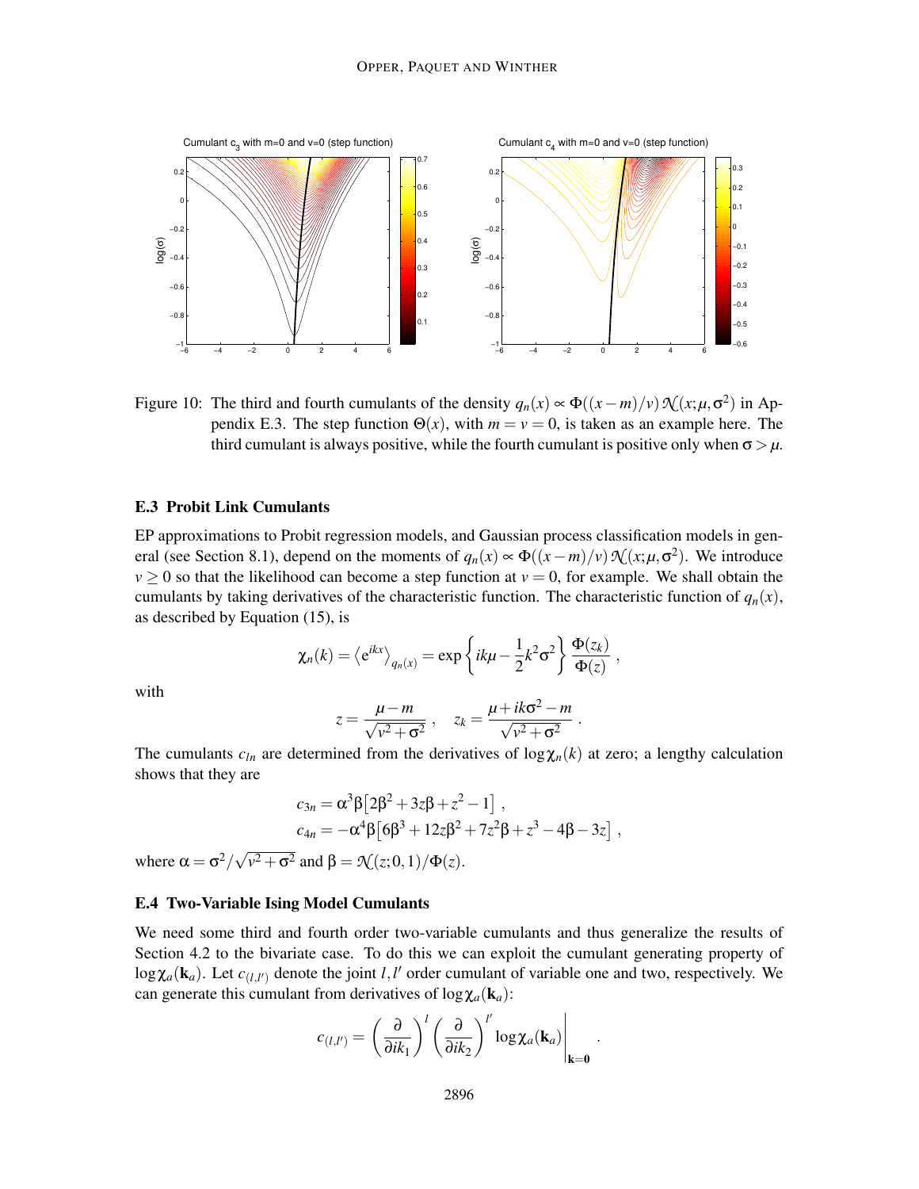Figure 10: The third and fourth cumulants of the density $q_n(x) \propto \Phi((x-m)/v)\, \mathcal{N}(x;\mu,\sigma^2)$ in Appendix E.3. The step function $\Theta(x)$, with $m = v = 0$, is taken as an example here. The third cumulant is always positive, while the fourth cumulant is positive only when $\sigma > \mu$.

### E.3 Probit Link Cumulants

EP approximations to Probit regression models, and Gaussian process classification models in general (see Section 8.1), depend on the moments of $q_n(x) \propto \Phi((x-m)/v)\, \mathcal{N}(x;\mu,\sigma^2)$. We introduce $v \geq 0$ so that the likelihood can become a step function at $v = 0$, for example. We shall obtain the cumulants by taking derivatives of the characteristic function. The characteristic function of $q_n(x)$, as described by Equation (15), is

$$\chi_n(k) = \left\langle e^{ikx} \right\rangle_{q_n(x)} = \exp\left\{ ik\mu - \frac{1}{2}k^2\sigma^2 \right\} \frac{\Phi(z_k)}{\Phi(z)} ,$$

with

$$z = \frac{\mu - m}{\sqrt{v^2 + \sigma^2}} , \quad z_k = \frac{\mu + ik\sigma^2 - m}{\sqrt{v^2 + \sigma^2}} .$$

The cumulants $c_{ln}$ are determined from the derivatives of $\log \chi_n(k)$ at zero; a lengthy calculation shows that they are

$$c_{3n} = \alpha^3 \beta \left[ 2\beta^2 + 3z\beta + z^2 - 1 \right] ,$$
$$c_{4n} = -\alpha^4 \beta \left[ 6\beta^3 + 12z\beta^2 + 7z^2\beta + z^3 - 4\beta - 3z \right] ,$$

where $\alpha = \sigma^2 / \sqrt{v^2 + \sigma^2}$ and $\beta = \mathcal{N}(z;0,1)/\Phi(z)$.

### E.4 Two-Variable Ising Model Cumulants

We need some third and fourth order two-variable cumulants and thus generalize the results of Section 4.2 to the bivariate case. To do this we can exploit the cumulant generating property of $\log \chi_a(\mathbf{k}_a)$. Let $c_{(l,l')}$ denote the joint $l, l'$ order cumulant of variable one and two, respectively. We can generate this cumulant from derivatives of $\log \chi_a(\mathbf{k}_a)$:

$$c_{(l,l')} = \left( \frac{\partial}{\partial i k_1} \right)^l \left( \frac{\partial}{\partial i k_2} \right)^{l'} \log \chi_a(\mathbf{k}_a) \bigg|_{\mathbf{k}=\mathbf{0}} .$$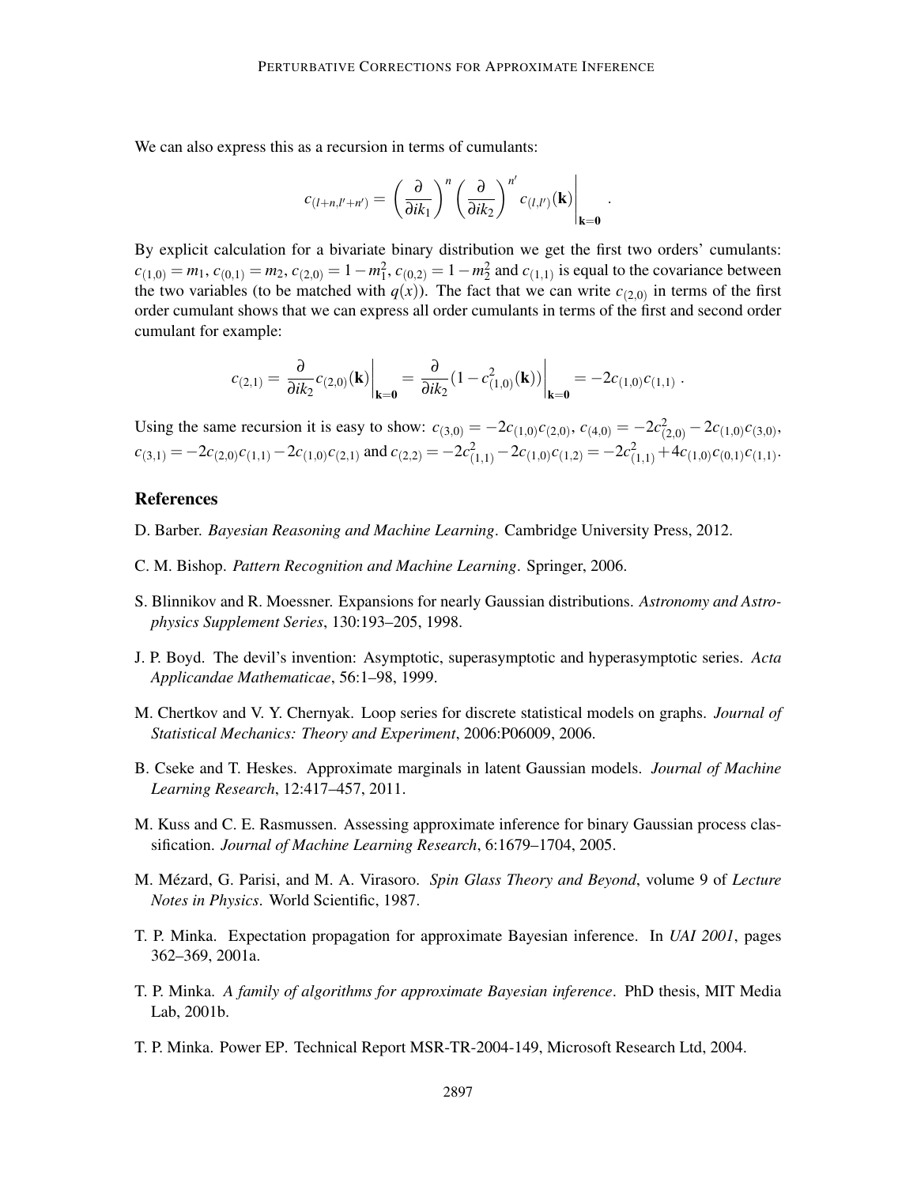We can also express this as a recursion in terms of cumulants:

$$c_{(l+n,l'+n')} = \left(\frac{\partial}{\partial i k_1}\right)^n \left(\frac{\partial}{\partial i k_2}\right)^{n'} c_{(l,l')}(\mathbf{k})\Bigg|_{\mathbf{k}=\mathbf{0}} .$$

By explicit calculation for a bivariate binary distribution we get the first two orders' cumulants: $c_{(1,0)} = m_1$, $c_{(0,1)} = m_2$, $c_{(2,0)} = 1 - m_1^2$, $c_{(0,2)} = 1 - m_2^2$ and $c_{(1,1)}$ is equal to the covariance between the two variables (to be matched with $q(x)$). The fact that we can write $c_{(2,0)}$ in terms of the first order cumulant shows that we can express all order cumulants in terms of the first and second order cumulant for example:

$$c_{(2,1)} = \frac{\partial}{\partial i k_2} c_{(2,0)}(\mathbf{k})\Bigg|_{\mathbf{k}=\mathbf{0}} = \frac{\partial}{\partial i k_2}(1 - c_{(1,0)}^2(\mathbf{k}))\Bigg|_{\mathbf{k}=\mathbf{0}} = -2c_{(1,0)}c_{(1,1)} .$$

Using the same recursion it is easy to show: $c_{(3,0)} = -2c_{(1,0)}c_{(2,0)}$, $c_{(4,0)} = -2c_{(2,0)}^2 - 2c_{(1,0)}c_{(3,0)}$, $c_{(3,1)} = -2c_{(2,0)}c_{(1,1)} - 2c_{(1,0)}c_{(2,1)}$ and $c_{(2,2)} = -2c_{(1,1)}^2 - 2c_{(1,0)}c_{(1,2)} = -2c_{(1,1)}^2 + 4c_{(1,0)}c_{(0,1)}c_{(1,1)}$.

## References

D. Barber. *Bayesian Reasoning and Machine Learning*. Cambridge University Press, 2012.

C. M. Bishop. *Pattern Recognition and Machine Learning*. Springer, 2006.

S. Blinnikov and R. Moessner. Expansions for nearly Gaussian distributions. *Astronomy and Astrophysics Supplement Series*, 130:193–205, 1998.

J. P. Boyd. The devil's invention: Asymptotic, superasymptotic and hyperasymptotic series. *Acta Applicandae Mathematicae*, 56:1–98, 1999.

M. Chertkov and V. Y. Chernyak. Loop series for discrete statistical models on graphs. *Journal of Statistical Mechanics: Theory and Experiment*, 2006:P06009, 2006.

B. Cseke and T. Heskes. Approximate marginals in latent Gaussian models. *Journal of Machine Learning Research*, 12:417–457, 2011.

M. Kuss and C. E. Rasmussen. Assessing approximate inference for binary Gaussian process classification. *Journal of Machine Learning Research*, 6:1679–1704, 2005.

M. Mézard, G. Parisi, and M. A. Virasoro. *Spin Glass Theory and Beyond*, volume 9 of *Lecture Notes in Physics*. World Scientific, 1987.

T. P. Minka. Expectation propagation for approximate Bayesian inference. In *UAI 2001*, pages 362–369, 2001a.

T. P. Minka. *A family of algorithms for approximate Bayesian inference*. PhD thesis, MIT Media Lab, 2001b.

T. P. Minka. Power EP. Technical Report MSR-TR-2004-149, Microsoft Research Ltd, 2004.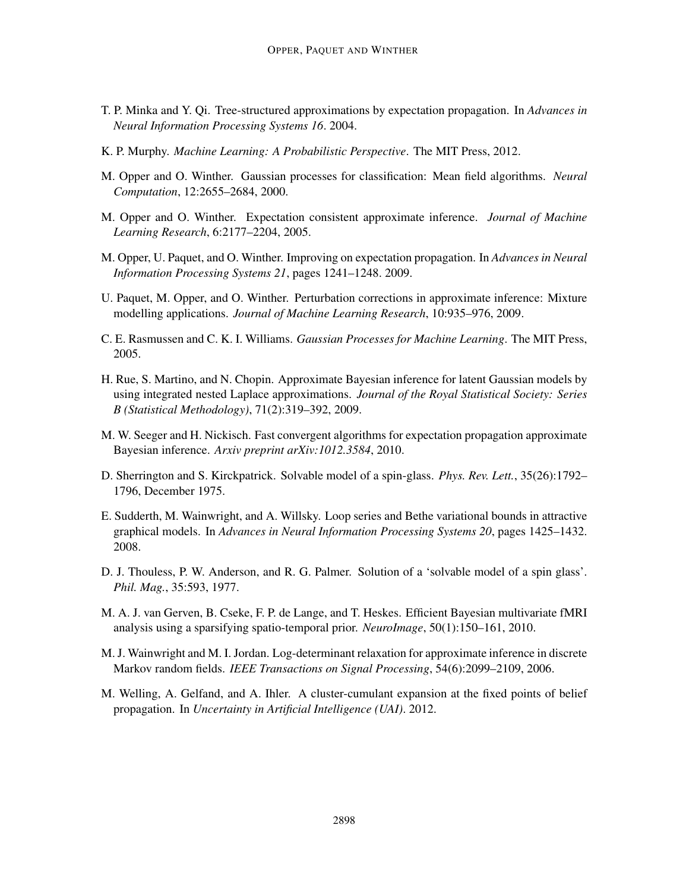T. P. Minka and Y. Qi. Tree-structured approximations by expectation propagation. In *Advances in Neural Information Processing Systems 16*. 2004.

K. P. Murphy. *Machine Learning: A Probabilistic Perspective*. The MIT Press, 2012.

M. Opper and O. Winther. Gaussian processes for classification: Mean field algorithms. *Neural Computation*, 12:2655–2684, 2000.

M. Opper and O. Winther. Expectation consistent approximate inference. *Journal of Machine Learning Research*, 6:2177–2204, 2005.

M. Opper, U. Paquet, and O. Winther. Improving on expectation propagation. In *Advances in Neural Information Processing Systems 21*, pages 1241–1248. 2009.

U. Paquet, M. Opper, and O. Winther. Perturbation corrections in approximate inference: Mixture modelling applications. *Journal of Machine Learning Research*, 10:935–976, 2009.

C. E. Rasmussen and C. K. I. Williams. *Gaussian Processes for Machine Learning*. The MIT Press, 2005.

H. Rue, S. Martino, and N. Chopin. Approximate Bayesian inference for latent Gaussian models by using integrated nested Laplace approximations. *Journal of the Royal Statistical Society: Series B (Statistical Methodology)*, 71(2):319–392, 2009.

M. W. Seeger and H. Nickisch. Fast convergent algorithms for expectation propagation approximate Bayesian inference. *Arxiv preprint arXiv:1012.3584*, 2010.

D. Sherrington and S. Kirckpatrick. Solvable model of a spin-glass. *Phys. Rev. Lett.*, 35(26):1792–1796, December 1975.

E. Sudderth, M. Wainwright, and A. Willsky. Loop series and Bethe variational bounds in attractive graphical models. In *Advances in Neural Information Processing Systems 20*, pages 1425–1432. 2008.

D. J. Thouless, P. W. Anderson, and R. G. Palmer. Solution of a 'solvable model of a spin glass'. *Phil. Mag.*, 35:593, 1977.

M. A. J. van Gerven, B. Cseke, F. P. de Lange, and T. Heskes. Efficient Bayesian multivariate fMRI analysis using a sparsifying spatio-temporal prior. *NeuroImage*, 50(1):150–161, 2010.

M. J. Wainwright and M. I. Jordan. Log-determinant relaxation for approximate inference in discrete Markov random fields. *IEEE Transactions on Signal Processing*, 54(6):2099–2109, 2006.

M. Welling, A. Gelfand, and A. Ihler. A cluster-cumulant expansion at the fixed points of belief propagation. In *Uncertainty in Artificial Intelligence (UAI)*. 2012.